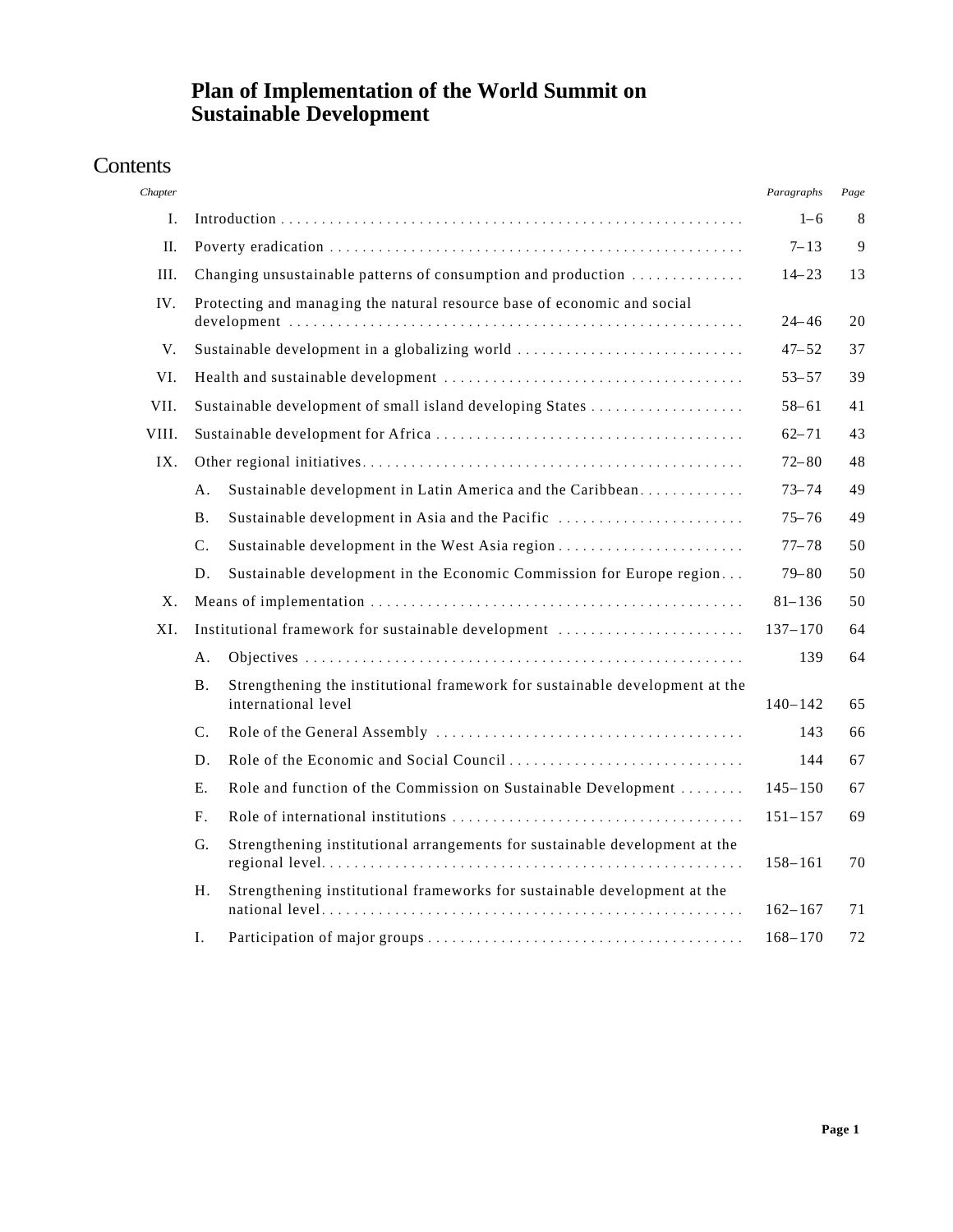# Plan of Implementation of the World Summit on Sustainable Development

## Contents

| Chapter | | Paragraphs | Page |
|---|---|---|---|
| I. | Introduction | 1–6 | 8 |
| II. | Poverty eradication | 7–13 | 9 |
| III. | Changing unsustainable patterns of consumption and production | 14–23 | 13 |
| IV. | Protecting and managing the natural resource base of economic and social development | 24–46 | 20 |
| V. | Sustainable development in a globalizing world | 47–52 | 37 |
| VI. | Health and sustainable development | 53–57 | 39 |
| VII. | Sustainable development of small island developing States | 58–61 | 41 |
| VIII. | Sustainable development for Africa | 62–71 | 43 |
| IX. | Other regional initiatives | 72–80 | 48 |
| | A. Sustainable development in Latin America and the Caribbean | 73–74 | 49 |
| | B. Sustainable development in Asia and the Pacific | 75–76 | 49 |
| | C. Sustainable development in the West Asia region | 77–78 | 50 |
| | D. Sustainable development in the Economic Commission for Europe region | 79–80 | 50 |
| X. | Means of implementation | 81–136 | 50 |
| XI. | Institutional framework for sustainable development | 137–170 | 64 |
| | A. Objectives | 139 | 64 |
| | B. Strengthening the institutional framework for sustainable development at the international level | 140–142 | 65 |
| | C. Role of the General Assembly | 143 | 66 |
| | D. Role of the Economic and Social Council | 144 | 67 |
| | E. Role and function of the Commission on Sustainable Development | 145–150 | 67 |
| | F. Role of international institutions | 151–157 | 69 |
| | G. Strengthening institutional arrangements for sustainable development at the regional level | 158–161 | 70 |
| | H. Strengthening institutional frameworks for sustainable development at the national level | 162–167 | 71 |
| | I. Participation of major groups | 168–170 | 72 |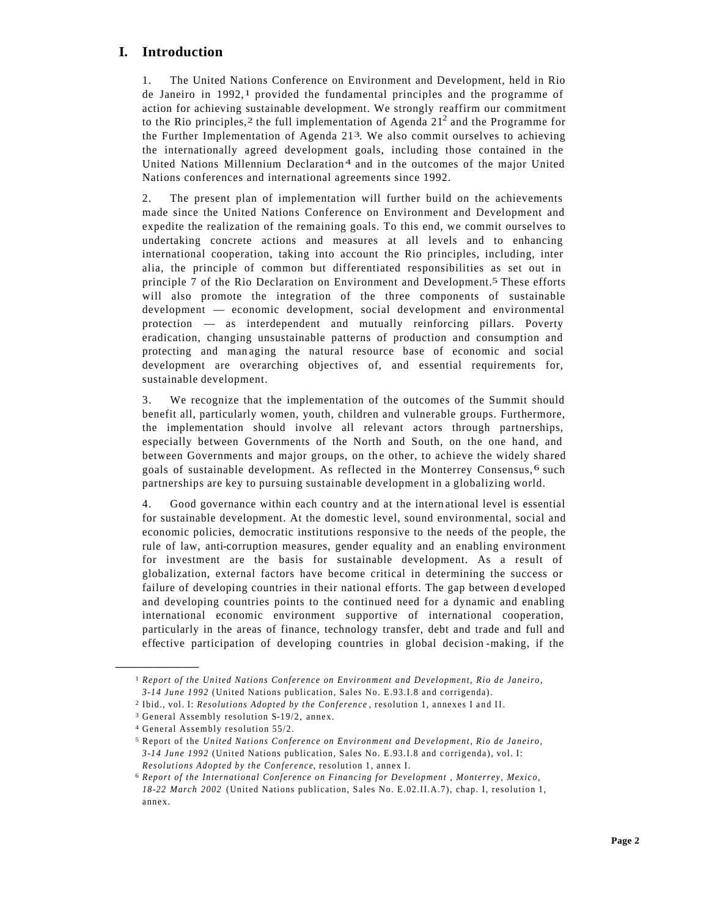# I. Introduction

1. The United Nations Conference on Environment and Development, held in Rio de Janeiro in 1992,[1] provided the fundamental principles and the programme of action for achieving sustainable development. We strongly reaffirm our commitment to the Rio principles,[2] the full implementation of Agenda 21[2] and the Programme for the Further Implementation of Agenda 21[3]. We also commit ourselves to achieving the internationally agreed development goals, including those contained in the United Nations Millennium Declaration[4] and in the outcomes of the major United Nations conferences and international agreements since 1992.

2. The present plan of implementation will further build on the achievements made since the United Nations Conference on Environment and Development and expedite the realization of the remaining goals. To this end, we commit ourselves to undertaking concrete actions and measures at all levels and to enhancing international cooperation, taking into account the Rio principles, including, inter alia, the principle of common but differentiated responsibilities as set out in principle 7 of the Rio Declaration on Environment and Development.[5] These efforts will also promote the integration of the three components of sustainable development — economic development, social development and environmental protection — as interdependent and mutually reinforcing pillars. Poverty eradication, changing unsustainable patterns of production and consumption and protecting and managing the natural resource base of economic and social development are overarching objectives of, and essential requirements for, sustainable development.

3. We recognize that the implementation of the outcomes of the Summit should benefit all, particularly women, youth, children and vulnerable groups. Furthermore, the implementation should involve all relevant actors through partnerships, especially between Governments of the North and South, on the one hand, and between Governments and major groups, on the other, to achieve the widely shared goals of sustainable development. As reflected in the Monterrey Consensus,[6] such partnerships are key to pursuing sustainable development in a globalizing world.

4. Good governance within each country and at the international level is essential for sustainable development. At the domestic level, sound environmental, social and economic policies, democratic institutions responsive to the needs of the people, the rule of law, anti-corruption measures, gender equality and an enabling environment for investment are the basis for sustainable development. As a result of globalization, external factors have become critical in determining the success or failure of developing countries in their national efforts. The gap between developed and developing countries points to the continued need for a dynamic and enabling international economic environment supportive of international cooperation, particularly in the areas of finance, technology transfer, debt and trade and full and effective participation of developing countries in global decision-making, if the

---

[1] *Report of the United Nations Conference on Environment and Development, Rio de Janeiro, 3-14 June 1992* (United Nations publication, Sales No. E.93.I.8 and corrigenda).

[2] Ibid., vol. I: *Resolutions Adopted by the Conference*, resolution 1, annexes I and II.

[3] General Assembly resolution S-19/2, annex.

[4] General Assembly resolution 55/2.

[5] Report of the *United Nations Conference on Environment and Development, Rio de Janeiro, 3-14 June 1992* (United Nations publication, Sales No. E.93.I.8 and corrigenda), vol. I: *Resolutions Adopted by the Conference*, resolution 1, annex I.

[6] *Report of the International Conference on Financing for Development, Monterrey, Mexico, 18-22 March 2002* (United Nations publication, Sales No. E.02.II.A.7), chap. I, resolution 1, annex.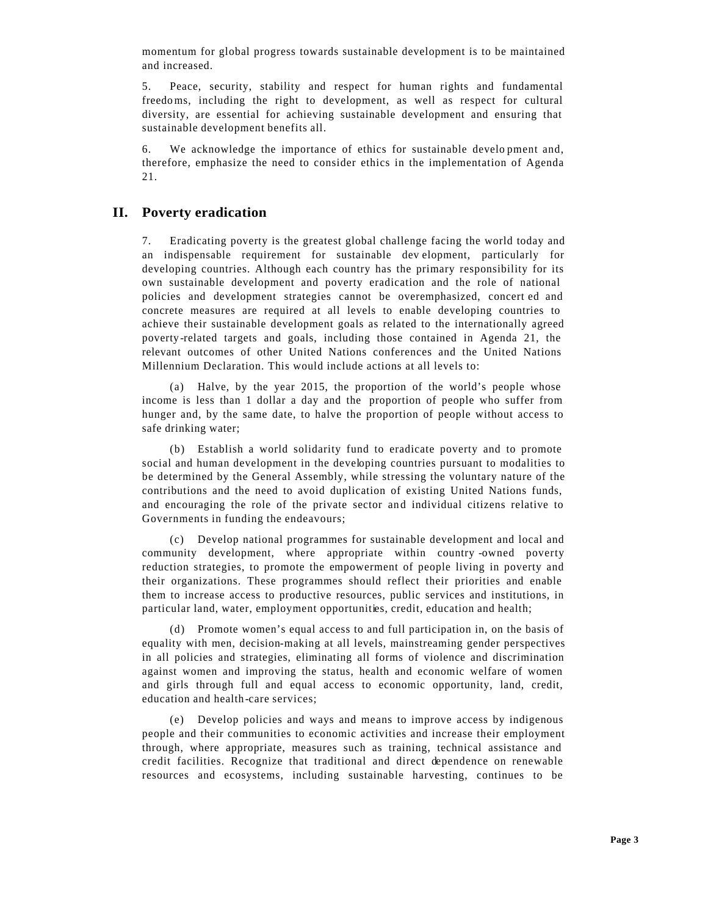momentum for global progress towards sustainable development is to be maintained and increased.

5. Peace, security, stability and respect for human rights and fundamental freedoms, including the right to development, as well as respect for cultural diversity, are essential for achieving sustainable development and ensuring that sustainable development benefits all.

6. We acknowledge the importance of ethics for sustainable development and, therefore, emphasize the need to consider ethics in the implementation of Agenda 21.

## II. Poverty eradication

7. Eradicating poverty is the greatest global challenge facing the world today and an indispensable requirement for sustainable development, particularly for developing countries. Although each country has the primary responsibility for its own sustainable development and poverty eradication and the role of national policies and development strategies cannot be overemphasized, concerted and concrete measures are required at all levels to enable developing countries to achieve their sustainable development goals as related to the internationally agreed poverty-related targets and goals, including those contained in Agenda 21, the relevant outcomes of other United Nations conferences and the United Nations Millennium Declaration. This would include actions at all levels to:

(a) Halve, by the year 2015, the proportion of the world's people whose income is less than 1 dollar a day and the proportion of people who suffer from hunger and, by the same date, to halve the proportion of people without access to safe drinking water;

(b) Establish a world solidarity fund to eradicate poverty and to promote social and human development in the developing countries pursuant to modalities to be determined by the General Assembly, while stressing the voluntary nature of the contributions and the need to avoid duplication of existing United Nations funds, and encouraging the role of the private sector and individual citizens relative to Governments in funding the endeavours;

(c) Develop national programmes for sustainable development and local and community development, where appropriate within country-owned poverty reduction strategies, to promote the empowerment of people living in poverty and their organizations. These programmes should reflect their priorities and enable them to increase access to productive resources, public services and institutions, in particular land, water, employment opportunities, credit, education and health;

(d) Promote women's equal access to and full participation in, on the basis of equality with men, decision-making at all levels, mainstreaming gender perspectives in all policies and strategies, eliminating all forms of violence and discrimination against women and improving the status, health and economic welfare of women and girls through full and equal access to economic opportunity, land, credit, education and health-care services;

(e) Develop policies and ways and means to improve access by indigenous people and their communities to economic activities and increase their employment through, where appropriate, measures such as training, technical assistance and credit facilities. Recognize that traditional and direct dependence on renewable resources and ecosystems, including sustainable harvesting, continues to be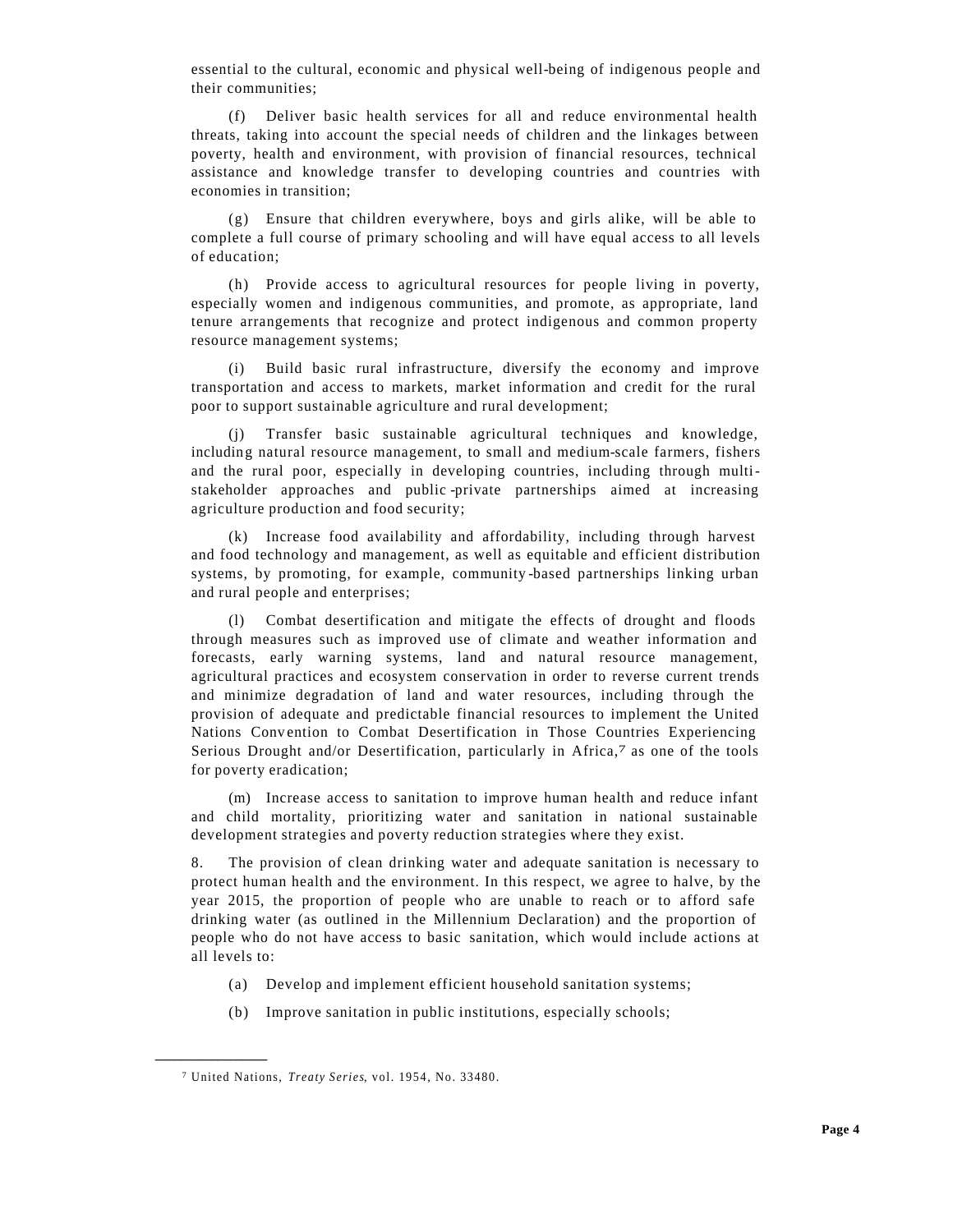essential to the cultural, economic and physical well-being of indigenous people and their communities;

(f) Deliver basic health services for all and reduce environmental health threats, taking into account the special needs of children and the linkages between poverty, health and environment, with provision of financial resources, technical assistance and knowledge transfer to developing countries and countries with economies in transition;

(g) Ensure that children everywhere, boys and girls alike, will be able to complete a full course of primary schooling and will have equal access to all levels of education;

(h) Provide access to agricultural resources for people living in poverty, especially women and indigenous communities, and promote, as appropriate, land tenure arrangements that recognize and protect indigenous and common property resource management systems;

(i) Build basic rural infrastructure, diversify the economy and improve transportation and access to markets, market information and credit for the rural poor to support sustainable agriculture and rural development;

(j) Transfer basic sustainable agricultural techniques and knowledge, including natural resource management, to small and medium-scale farmers, fishers and the rural poor, especially in developing countries, including through multi-stakeholder approaches and public-private partnerships aimed at increasing agriculture production and food security;

(k) Increase food availability and affordability, including through harvest and food technology and management, as well as equitable and efficient distribution systems, by promoting, for example, community-based partnerships linking urban and rural people and enterprises;

(l) Combat desertification and mitigate the effects of drought and floods through measures such as improved use of climate and weather information and forecasts, early warning systems, land and natural resource management, agricultural practices and ecosystem conservation in order to reverse current trends and minimize degradation of land and water resources, including through the provision of adequate and predictable financial resources to implement the United Nations Convention to Combat Desertification in Those Countries Experiencing Serious Drought and/or Desertification, particularly in Africa,[7] as one of the tools for poverty eradication;

(m) Increase access to sanitation to improve human health and reduce infant and child mortality, prioritizing water and sanitation in national sustainable development strategies and poverty reduction strategies where they exist.

8. The provision of clean drinking water and adequate sanitation is necessary to protect human health and the environment. In this respect, we agree to halve, by the year 2015, the proportion of people who are unable to reach or to afford safe drinking water (as outlined in the Millennium Declaration) and the proportion of people who do not have access to basic sanitation, which would include actions at all levels to:

(a) Develop and implement efficient household sanitation systems;

(b) Improve sanitation in public institutions, especially schools;

---

[7] United Nations, *Treaty Series*, vol. 1954, No. 33480.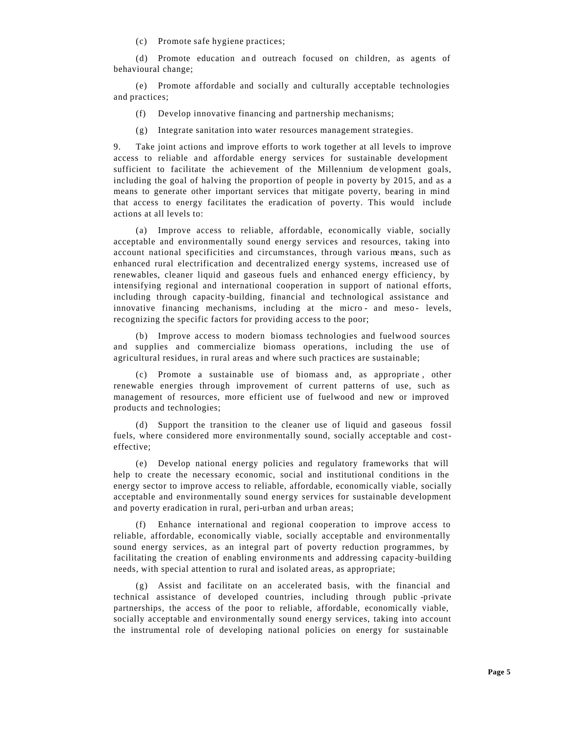(c) Promote safe hygiene practices;

(d) Promote education and outreach focused on children, as agents of behavioural change;

(e) Promote affordable and socially and culturally acceptable technologies and practices;

(f) Develop innovative financing and partnership mechanisms;

(g) Integrate sanitation into water resources management strategies.

9. Take joint actions and improve efforts to work together at all levels to improve access to reliable and affordable energy services for sustainable development sufficient to facilitate the achievement of the Millennium development goals, including the goal of halving the proportion of people in poverty by 2015, and as a means to generate other important services that mitigate poverty, bearing in mind that access to energy facilitates the eradication of poverty. This would include actions at all levels to:

(a) Improve access to reliable, affordable, economically viable, socially acceptable and environmentally sound energy services and resources, taking into account national specificities and circumstances, through various means, such as enhanced rural electrification and decentralized energy systems, increased use of renewables, cleaner liquid and gaseous fuels and enhanced energy efficiency, by intensifying regional and international cooperation in support of national efforts, including through capacity-building, financial and technological assistance and innovative financing mechanisms, including at the micro- and meso- levels, recognizing the specific factors for providing access to the poor;

(b) Improve access to modern biomass technologies and fuelwood sources and supplies and commercialize biomass operations, including the use of agricultural residues, in rural areas and where such practices are sustainable;

(c) Promote a sustainable use of biomass and, as appropriate, other renewable energies through improvement of current patterns of use, such as management of resources, more efficient use of fuelwood and new or improved products and technologies;

(d) Support the transition to the cleaner use of liquid and gaseous fossil fuels, where considered more environmentally sound, socially acceptable and cost-effective;

(e) Develop national energy policies and regulatory frameworks that will help to create the necessary economic, social and institutional conditions in the energy sector to improve access to reliable, affordable, economically viable, socially acceptable and environmentally sound energy services for sustainable development and poverty eradication in rural, peri-urban and urban areas;

(f) Enhance international and regional cooperation to improve access to reliable, affordable, economically viable, socially acceptable and environmentally sound energy services, as an integral part of poverty reduction programmes, by facilitating the creation of enabling environments and addressing capacity-building needs, with special attention to rural and isolated areas, as appropriate;

(g) Assist and facilitate on an accelerated basis, with the financial and technical assistance of developed countries, including through public-private partnerships, the access of the poor to reliable, affordable, economically viable, socially acceptable and environmentally sound energy services, taking into account the instrumental role of developing national policies on energy for sustainable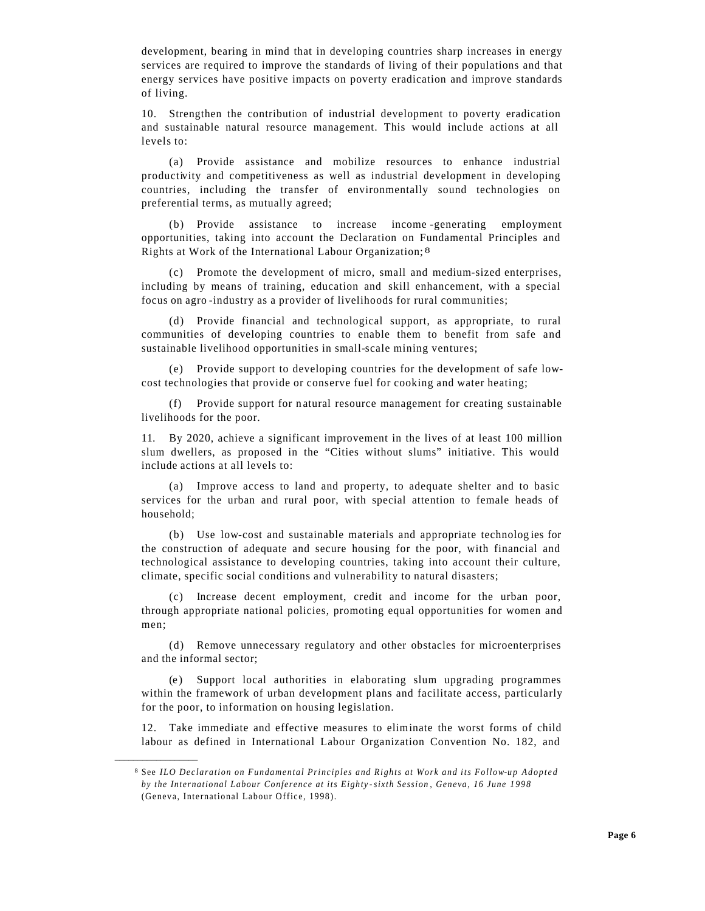development, bearing in mind that in developing countries sharp increases in energy services are required to improve the standards of living of their populations and that energy services have positive impacts on poverty eradication and improve standards of living.

10. Strengthen the contribution of industrial development to poverty eradication and sustainable natural resource management. This would include actions at all levels to:

(a) Provide assistance and mobilize resources to enhance industrial productivity and competitiveness as well as industrial development in developing countries, including the transfer of environmentally sound technologies on preferential terms, as mutually agreed;

(b) Provide assistance to increase income-generating employment opportunities, taking into account the Declaration on Fundamental Principles and Rights at Work of the International Labour Organization;[8]

(c) Promote the development of micro, small and medium-sized enterprises, including by means of training, education and skill enhancement, with a special focus on agro-industry as a provider of livelihoods for rural communities;

(d) Provide financial and technological support, as appropriate, to rural communities of developing countries to enable them to benefit from safe and sustainable livelihood opportunities in small-scale mining ventures;

(e) Provide support to developing countries for the development of safe low-cost technologies that provide or conserve fuel for cooking and water heating;

(f) Provide support for natural resource management for creating sustainable livelihoods for the poor.

11. By 2020, achieve a significant improvement in the lives of at least 100 million slum dwellers, as proposed in the "Cities without slums" initiative. This would include actions at all levels to:

(a) Improve access to land and property, to adequate shelter and to basic services for the urban and rural poor, with special attention to female heads of household;

(b) Use low-cost and sustainable materials and appropriate technologies for the construction of adequate and secure housing for the poor, with financial and technological assistance to developing countries, taking into account their culture, climate, specific social conditions and vulnerability to natural disasters;

(c) Increase decent employment, credit and income for the urban poor, through appropriate national policies, promoting equal opportunities for women and men;

(d) Remove unnecessary regulatory and other obstacles for microenterprises and the informal sector;

(e) Support local authorities in elaborating slum upgrading programmes within the framework of urban development plans and facilitate access, particularly for the poor, to information on housing legislation.

12. Take immediate and effective measures to eliminate the worst forms of child labour as defined in International Labour Organization Convention No. 182, and

---

[8] See *ILO Declaration on Fundamental Principles and Rights at Work and its Follow-up Adopted by the International Labour Conference at its Eighty-sixth Session, Geneva, 16 June 1998* (Geneva, International Labour Office, 1998).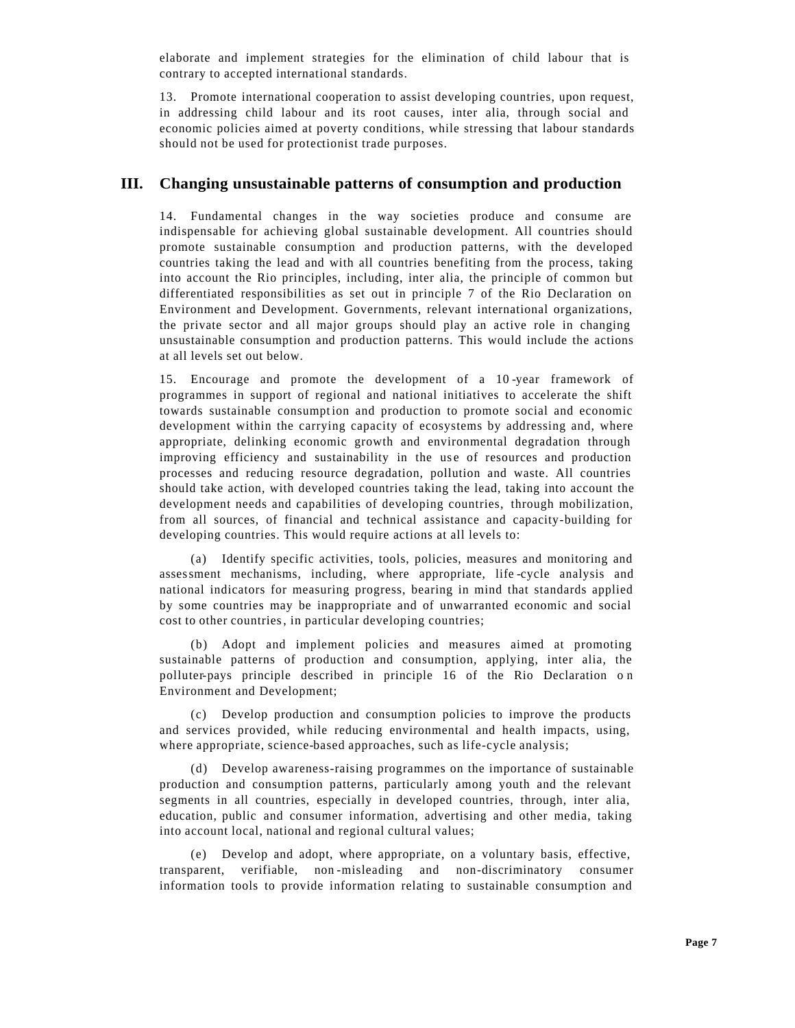elaborate and implement strategies for the elimination of child labour that is contrary to accepted international standards.

13. Promote international cooperation to assist developing countries, upon request, in addressing child labour and its root causes, inter alia, through social and economic policies aimed at poverty conditions, while stressing that labour standards should not be used for protectionist trade purposes.

## III. Changing unsustainable patterns of consumption and production

14. Fundamental changes in the way societies produce and consume are indispensable for achieving global sustainable development. All countries should promote sustainable consumption and production patterns, with the developed countries taking the lead and with all countries benefiting from the process, taking into account the Rio principles, including, inter alia, the principle of common but differentiated responsibilities as set out in principle 7 of the Rio Declaration on Environment and Development. Governments, relevant international organizations, the private sector and all major groups should play an active role in changing unsustainable consumption and production patterns. This would include the actions at all levels set out below.

15. Encourage and promote the development of a 10-year framework of programmes in support of regional and national initiatives to accelerate the shift towards sustainable consumption and production to promote social and economic development within the carrying capacity of ecosystems by addressing and, where appropriate, delinking economic growth and environmental degradation through improving efficiency and sustainability in the use of resources and production processes and reducing resource degradation, pollution and waste. All countries should take action, with developed countries taking the lead, taking into account the development needs and capabilities of developing countries, through mobilization, from all sources, of financial and technical assistance and capacity-building for developing countries. This would require actions at all levels to:

(a) Identify specific activities, tools, policies, measures and monitoring and assessment mechanisms, including, where appropriate, life-cycle analysis and national indicators for measuring progress, bearing in mind that standards applied by some countries may be inappropriate and of unwarranted economic and social cost to other countries, in particular developing countries;

(b) Adopt and implement policies and measures aimed at promoting sustainable patterns of production and consumption, applying, inter alia, the polluter-pays principle described in principle 16 of the Rio Declaration on Environment and Development;

(c) Develop production and consumption policies to improve the products and services provided, while reducing environmental and health impacts, using, where appropriate, science-based approaches, such as life-cycle analysis;

(d) Develop awareness-raising programmes on the importance of sustainable production and consumption patterns, particularly among youth and the relevant segments in all countries, especially in developed countries, through, inter alia, education, public and consumer information, advertising and other media, taking into account local, national and regional cultural values;

(e) Develop and adopt, where appropriate, on a voluntary basis, effective, transparent, verifiable, non-misleading and non-discriminatory consumer information tools to provide information relating to sustainable consumption and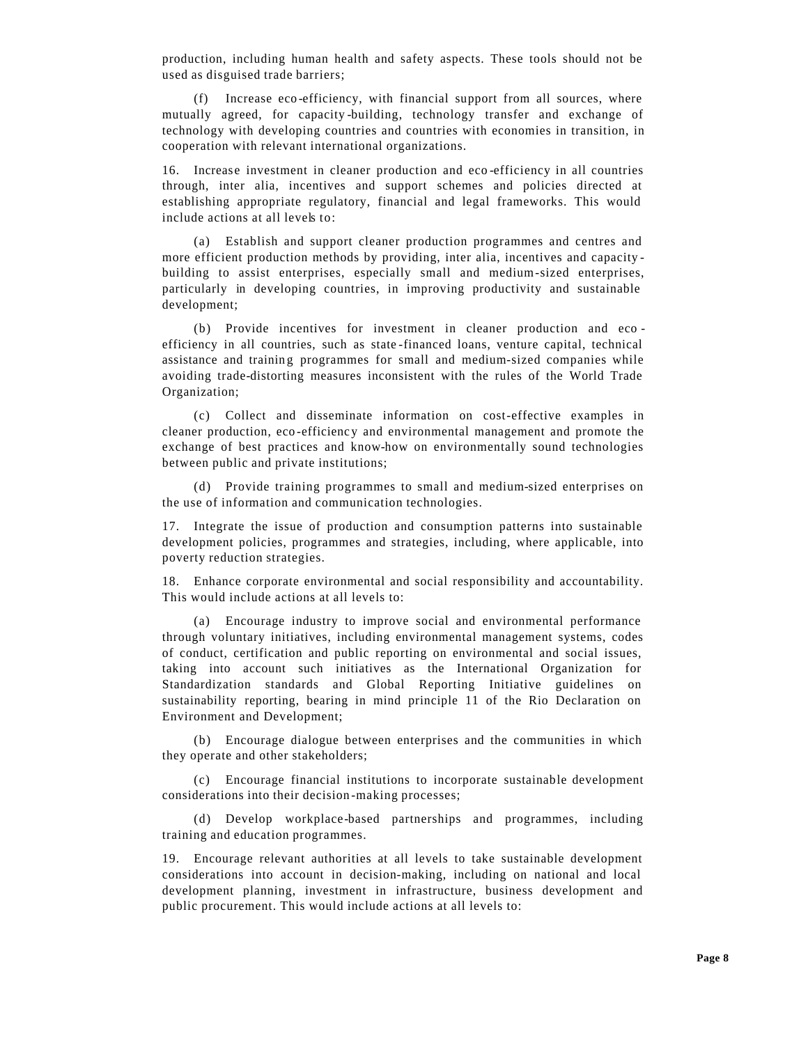production, including human health and safety aspects. These tools should not be used as disguised trade barriers;

(f) Increase eco-efficiency, with financial support from all sources, where mutually agreed, for capacity-building, technology transfer and exchange of technology with developing countries and countries with economies in transition, in cooperation with relevant international organizations.

16. Increase investment in cleaner production and eco-efficiency in all countries through, inter alia, incentives and support schemes and policies directed at establishing appropriate regulatory, financial and legal frameworks. This would include actions at all levels to:

(a) Establish and support cleaner production programmes and centres and more efficient production methods by providing, inter alia, incentives and capacity-building to assist enterprises, especially small and medium-sized enterprises, particularly in developing countries, in improving productivity and sustainable development;

(b) Provide incentives for investment in cleaner production and eco-efficiency in all countries, such as state-financed loans, venture capital, technical assistance and training programmes for small and medium-sized companies while avoiding trade-distorting measures inconsistent with the rules of the World Trade Organization;

(c) Collect and disseminate information on cost-effective examples in cleaner production, eco-efficiency and environmental management and promote the exchange of best practices and know-how on environmentally sound technologies between public and private institutions;

(d) Provide training programmes to small and medium-sized enterprises on the use of information and communication technologies.

17. Integrate the issue of production and consumption patterns into sustainable development policies, programmes and strategies, including, where applicable, into poverty reduction strategies.

18. Enhance corporate environmental and social responsibility and accountability. This would include actions at all levels to:

(a) Encourage industry to improve social and environmental performance through voluntary initiatives, including environmental management systems, codes of conduct, certification and public reporting on environmental and social issues, taking into account such initiatives as the International Organization for Standardization standards and Global Reporting Initiative guidelines on sustainability reporting, bearing in mind principle 11 of the Rio Declaration on Environment and Development;

(b) Encourage dialogue between enterprises and the communities in which they operate and other stakeholders;

(c) Encourage financial institutions to incorporate sustainable development considerations into their decision-making processes;

(d) Develop workplace-based partnerships and programmes, including training and education programmes.

19. Encourage relevant authorities at all levels to take sustainable development considerations into account in decision-making, including on national and local development planning, investment in infrastructure, business development and public procurement. This would include actions at all levels to: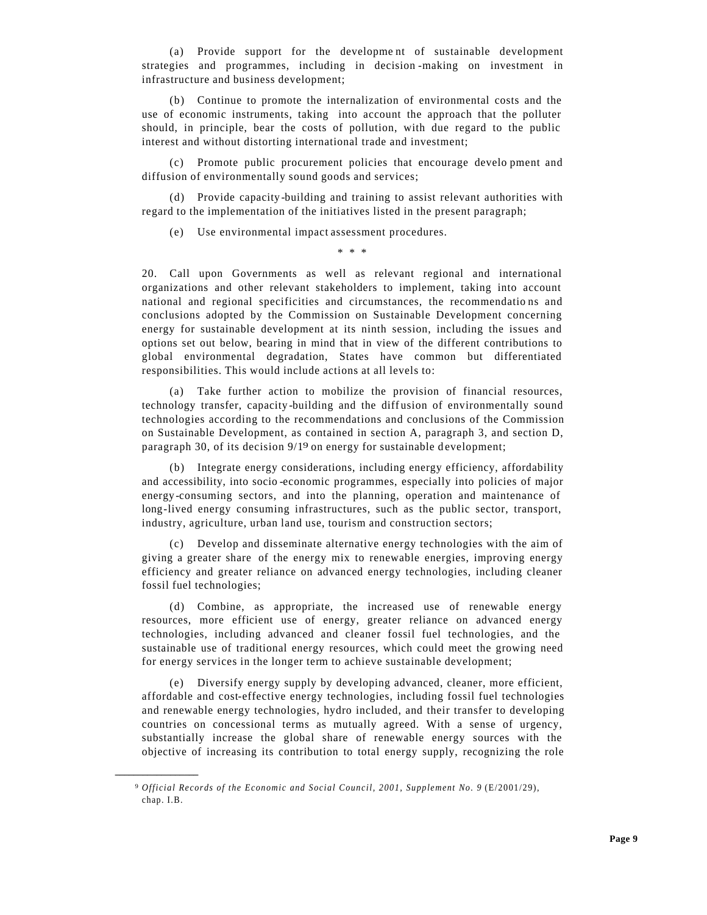(a) Provide support for the development of sustainable development strategies and programmes, including in decision-making on investment in infrastructure and business development;

(b) Continue to promote the internalization of environmental costs and the use of economic instruments, taking into account the approach that the polluter should, in principle, bear the costs of pollution, with due regard to the public interest and without distorting international trade and investment;

(c) Promote public procurement policies that encourage development and diffusion of environmentally sound goods and services;

(d) Provide capacity-building and training to assist relevant authorities with regard to the implementation of the initiatives listed in the present paragraph;

(e) Use environmental impact assessment procedures.

\* \* \*

20. Call upon Governments as well as relevant regional and international organizations and other relevant stakeholders to implement, taking into account national and regional specificities and circumstances, the recommendations and conclusions adopted by the Commission on Sustainable Development concerning energy for sustainable development at its ninth session, including the issues and options set out below, bearing in mind that in view of the different contributions to global environmental degradation, States have common but differentiated responsibilities. This would include actions at all levels to:

(a) Take further action to mobilize the provision of financial resources, technology transfer, capacity-building and the diffusion of environmentally sound technologies according to the recommendations and conclusions of the Commission on Sustainable Development, as contained in section A, paragraph 3, and section D, paragraph 30, of its decision 9/1[9] on energy for sustainable development;

(b) Integrate energy considerations, including energy efficiency, affordability and accessibility, into socio-economic programmes, especially into policies of major energy-consuming sectors, and into the planning, operation and maintenance of long-lived energy consuming infrastructures, such as the public sector, transport, industry, agriculture, urban land use, tourism and construction sectors;

(c) Develop and disseminate alternative energy technologies with the aim of giving a greater share of the energy mix to renewable energies, improving energy efficiency and greater reliance on advanced energy technologies, including cleaner fossil fuel technologies;

(d) Combine, as appropriate, the increased use of renewable energy resources, more efficient use of energy, greater reliance on advanced energy technologies, including advanced and cleaner fossil fuel technologies, and the sustainable use of traditional energy resources, which could meet the growing need for energy services in the longer term to achieve sustainable development;

(e) Diversify energy supply by developing advanced, cleaner, more efficient, affordable and cost-effective energy technologies, including fossil fuel technologies and renewable energy technologies, hydro included, and their transfer to developing countries on concessional terms as mutually agreed. With a sense of urgency, substantially increase the global share of renewable energy sources with the objective of increasing its contribution to total energy supply, recognizing the role

---

[9] *Official Records of the Economic and Social Council, 2001, Supplement No. 9* (E/2001/29), chap. I.B.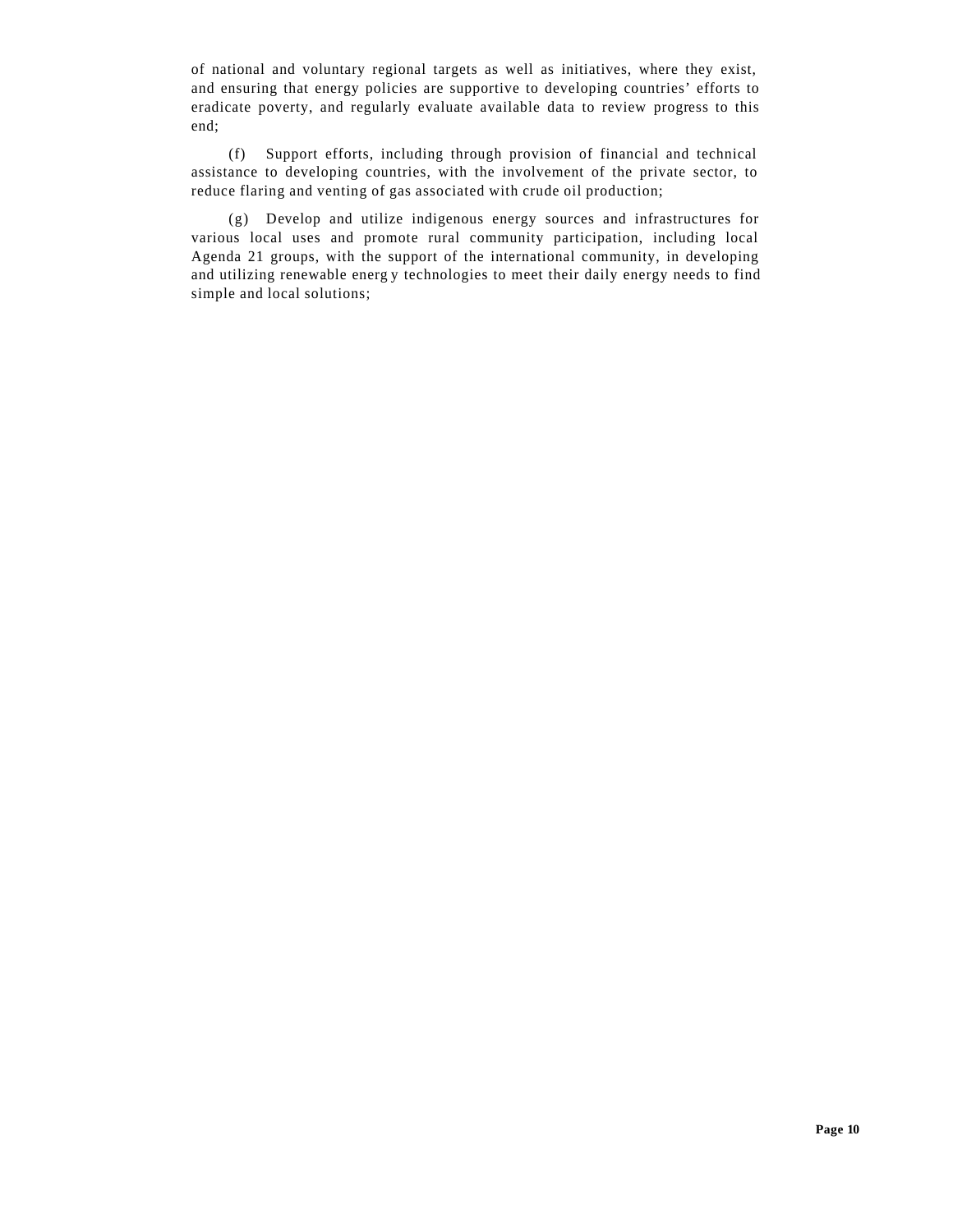of national and voluntary regional targets as well as initiatives, where they exist, and ensuring that energy policies are supportive to developing countries' efforts to eradicate poverty, and regularly evaluate available data to review progress to this end;

(f) Support efforts, including through provision of financial and technical assistance to developing countries, with the involvement of the private sector, to reduce flaring and venting of gas associated with crude oil production;

(g) Develop and utilize indigenous energy sources and infrastructures for various local uses and promote rural community participation, including local Agenda 21 groups, with the support of the international community, in developing and utilizing renewable energy technologies to meet their daily energy needs to find simple and local solutions;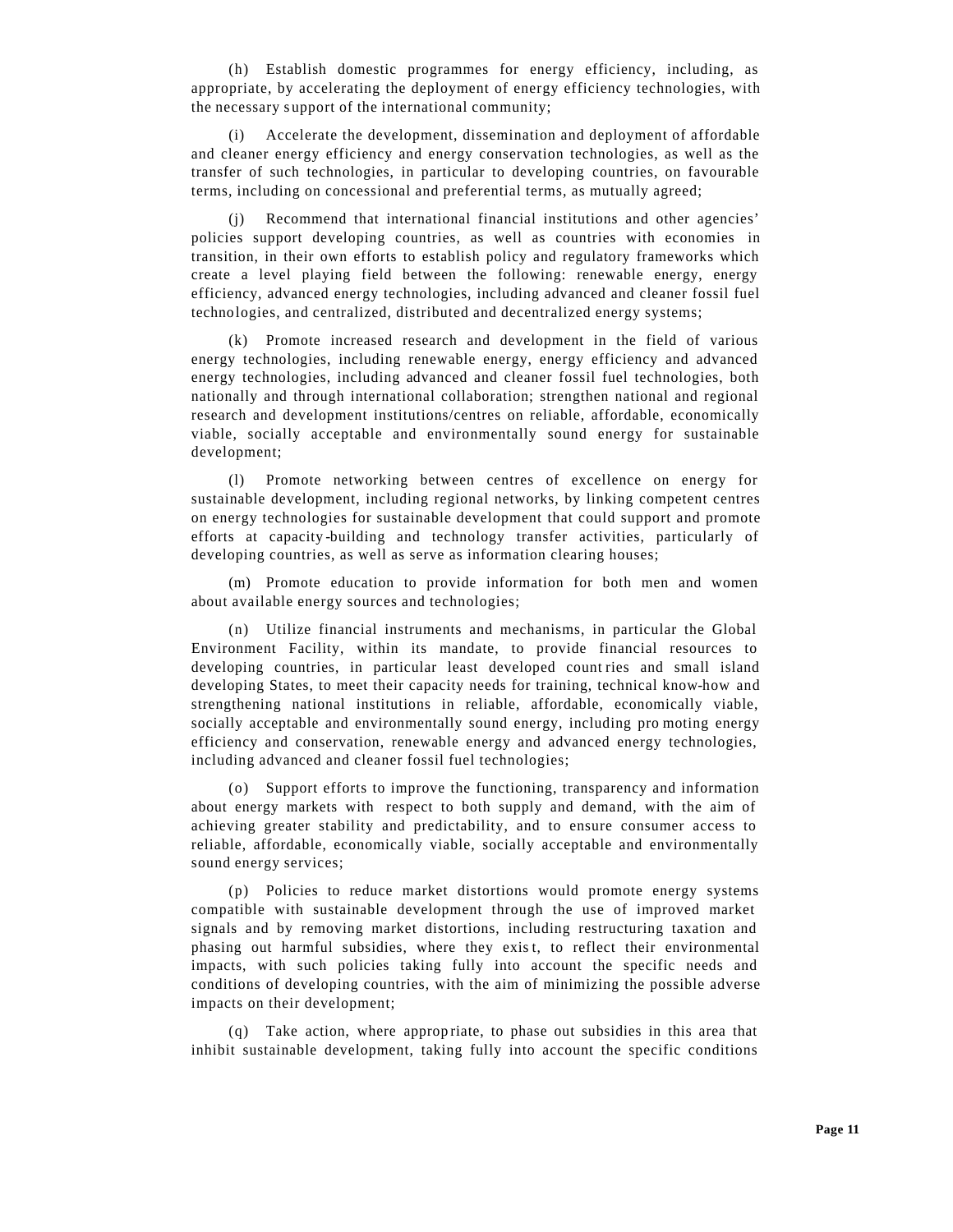(h) Establish domestic programmes for energy efficiency, including, as appropriate, by accelerating the deployment of energy efficiency technologies, with the necessary support of the international community;

(i) Accelerate the development, dissemination and deployment of affordable and cleaner energy efficiency and energy conservation technologies, as well as the transfer of such technologies, in particular to developing countries, on favourable terms, including on concessional and preferential terms, as mutually agreed;

(j) Recommend that international financial institutions and other agencies' policies support developing countries, as well as countries with economies in transition, in their own efforts to establish policy and regulatory frameworks which create a level playing field between the following: renewable energy, energy efficiency, advanced energy technologies, including advanced and cleaner fossil fuel technologies, and centralized, distributed and decentralized energy systems;

(k) Promote increased research and development in the field of various energy technologies, including renewable energy, energy efficiency and advanced energy technologies, including advanced and cleaner fossil fuel technologies, both nationally and through international collaboration; strengthen national and regional research and development institutions/centres on reliable, affordable, economically viable, socially acceptable and environmentally sound energy for sustainable development;

(l) Promote networking between centres of excellence on energy for sustainable development, including regional networks, by linking competent centres on energy technologies for sustainable development that could support and promote efforts at capacity-building and technology transfer activities, particularly of developing countries, as well as serve as information clearing houses;

(m) Promote education to provide information for both men and women about available energy sources and technologies;

(n) Utilize financial instruments and mechanisms, in particular the Global Environment Facility, within its mandate, to provide financial resources to developing countries, in particular least developed countries and small island developing States, to meet their capacity needs for training, technical know-how and strengthening national institutions in reliable, affordable, economically viable, socially acceptable and environmentally sound energy, including promoting energy efficiency and conservation, renewable energy and advanced energy technologies, including advanced and cleaner fossil fuel technologies;

(o) Support efforts to improve the functioning, transparency and information about energy markets with respect to both supply and demand, with the aim of achieving greater stability and predictability, and to ensure consumer access to reliable, affordable, economically viable, socially acceptable and environmentally sound energy services;

(p) Policies to reduce market distortions would promote energy systems compatible with sustainable development through the use of improved market signals and by removing market distortions, including restructuring taxation and phasing out harmful subsidies, where they exist, to reflect their environmental impacts, with such policies taking fully into account the specific needs and conditions of developing countries, with the aim of minimizing the possible adverse impacts on their development;

(q) Take action, where appropriate, to phase out subsidies in this area that inhibit sustainable development, taking fully into account the specific conditions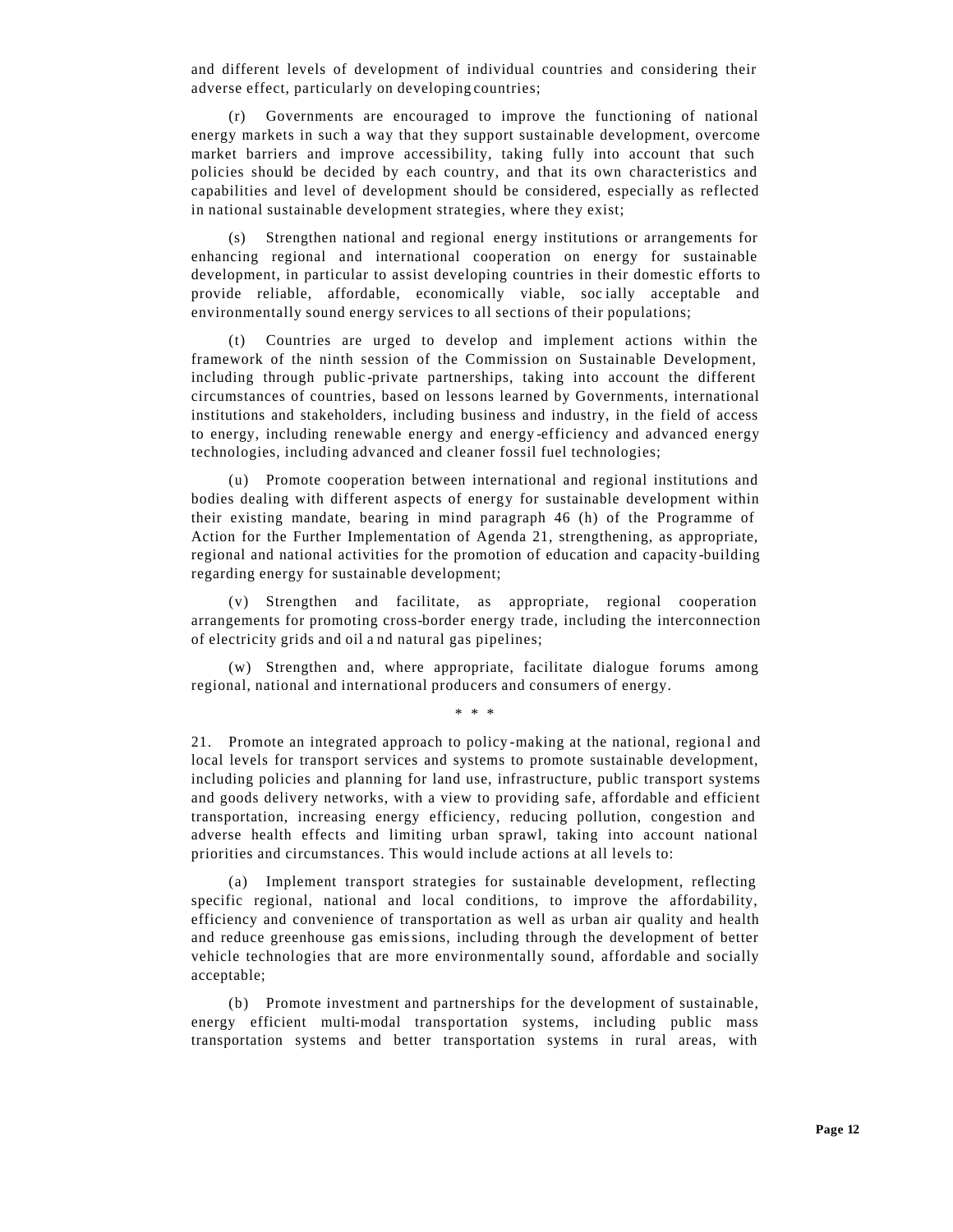and different levels of development of individual countries and considering their adverse effect, particularly on developing countries;

(r) Governments are encouraged to improve the functioning of national energy markets in such a way that they support sustainable development, overcome market barriers and improve accessibility, taking fully into account that such policies should be decided by each country, and that its own characteristics and capabilities and level of development should be considered, especially as reflected in national sustainable development strategies, where they exist;

(s) Strengthen national and regional energy institutions or arrangements for enhancing regional and international cooperation on energy for sustainable development, in particular to assist developing countries in their domestic efforts to provide reliable, affordable, economically viable, socially acceptable and environmentally sound energy services to all sections of their populations;

(t) Countries are urged to develop and implement actions within the framework of the ninth session of the Commission on Sustainable Development, including through public-private partnerships, taking into account the different circumstances of countries, based on lessons learned by Governments, international institutions and stakeholders, including business and industry, in the field of access to energy, including renewable energy and energy-efficiency and advanced energy technologies, including advanced and cleaner fossil fuel technologies;

(u) Promote cooperation between international and regional institutions and bodies dealing with different aspects of energy for sustainable development within their existing mandate, bearing in mind paragraph 46 (h) of the Programme of Action for the Further Implementation of Agenda 21, strengthening, as appropriate, regional and national activities for the promotion of education and capacity-building regarding energy for sustainable development;

(v) Strengthen and facilitate, as appropriate, regional cooperation arrangements for promoting cross-border energy trade, including the interconnection of electricity grids and oil and natural gas pipelines;

(w) Strengthen and, where appropriate, facilitate dialogue forums among regional, national and international producers and consumers of energy.

\* \* \*

21. Promote an integrated approach to policy-making at the national, regional and local levels for transport services and systems to promote sustainable development, including policies and planning for land use, infrastructure, public transport systems and goods delivery networks, with a view to providing safe, affordable and efficient transportation, increasing energy efficiency, reducing pollution, congestion and adverse health effects and limiting urban sprawl, taking into account national priorities and circumstances. This would include actions at all levels to:

(a) Implement transport strategies for sustainable development, reflecting specific regional, national and local conditions, to improve the affordability, efficiency and convenience of transportation as well as urban air quality and health and reduce greenhouse gas emissions, including through the development of better vehicle technologies that are more environmentally sound, affordable and socially acceptable;

(b) Promote investment and partnerships for the development of sustainable, energy efficient multi-modal transportation systems, including public mass transportation systems and better transportation systems in rural areas, with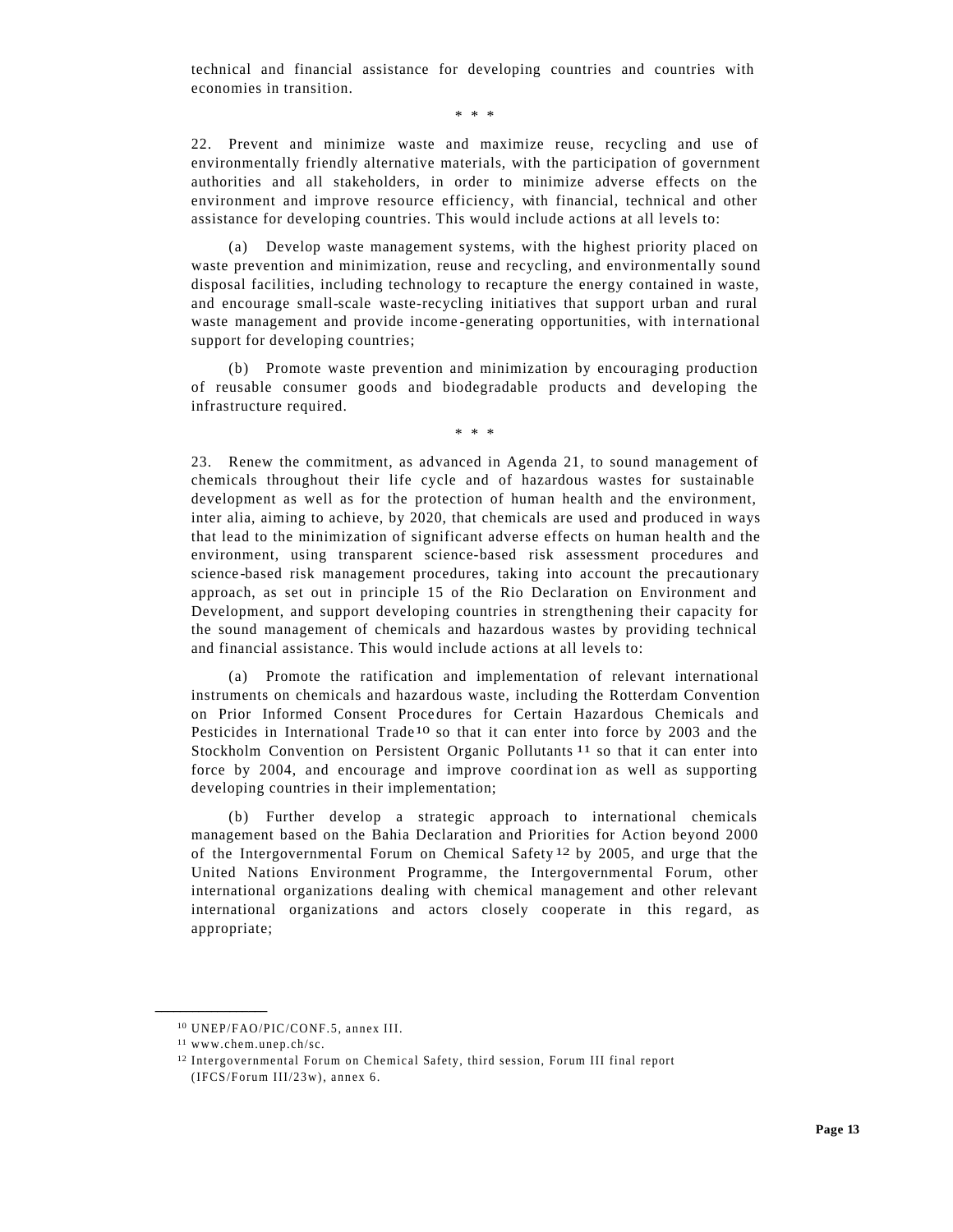technical and financial assistance for developing countries and countries with economies in transition.

\* \* \*

22. Prevent and minimize waste and maximize reuse, recycling and use of environmentally friendly alternative materials, with the participation of government authorities and all stakeholders, in order to minimize adverse effects on the environment and improve resource efficiency, with financial, technical and other assistance for developing countries. This would include actions at all levels to:

(a) Develop waste management systems, with the highest priority placed on waste prevention and minimization, reuse and recycling, and environmentally sound disposal facilities, including technology to recapture the energy contained in waste, and encourage small-scale waste-recycling initiatives that support urban and rural waste management and provide income-generating opportunities, with international support for developing countries;

(b) Promote waste prevention and minimization by encouraging production of reusable consumer goods and biodegradable products and developing the infrastructure required.

\* \* \*

23. Renew the commitment, as advanced in Agenda 21, to sound management of chemicals throughout their life cycle and of hazardous wastes for sustainable development as well as for the protection of human health and the environment, inter alia, aiming to achieve, by 2020, that chemicals are used and produced in ways that lead to the minimization of significant adverse effects on human health and the environment, using transparent science-based risk assessment procedures and science-based risk management procedures, taking into account the precautionary approach, as set out in principle 15 of the Rio Declaration on Environment and Development, and support developing countries in strengthening their capacity for the sound management of chemicals and hazardous wastes by providing technical and financial assistance. This would include actions at all levels to:

(a) Promote the ratification and implementation of relevant international instruments on chemicals and hazardous waste, including the Rotterdam Convention on Prior Informed Consent Procedures for Certain Hazardous Chemicals and Pesticides in International Trade[10] so that it can enter into force by 2003 and the Stockholm Convention on Persistent Organic Pollutants[11] so that it can enter into force by 2004, and encourage and improve coordination as well as supporting developing countries in their implementation;

(b) Further develop a strategic approach to international chemicals management based on the Bahia Declaration and Priorities for Action beyond 2000 of the Intergovernmental Forum on Chemical Safety[12] by 2005, and urge that the United Nations Environment Programme, the Intergovernmental Forum, other international organizations dealing with chemical management and other relevant international organizations and actors closely cooperate in this regard, as appropriate;

---

[10] UNEP/FAO/PIC/CONF.5, annex III.

[11] www.chem.unep.ch/sc.

[12] Intergovernmental Forum on Chemical Safety, third session, Forum III final report (IFCS/Forum III/23w), annex 6.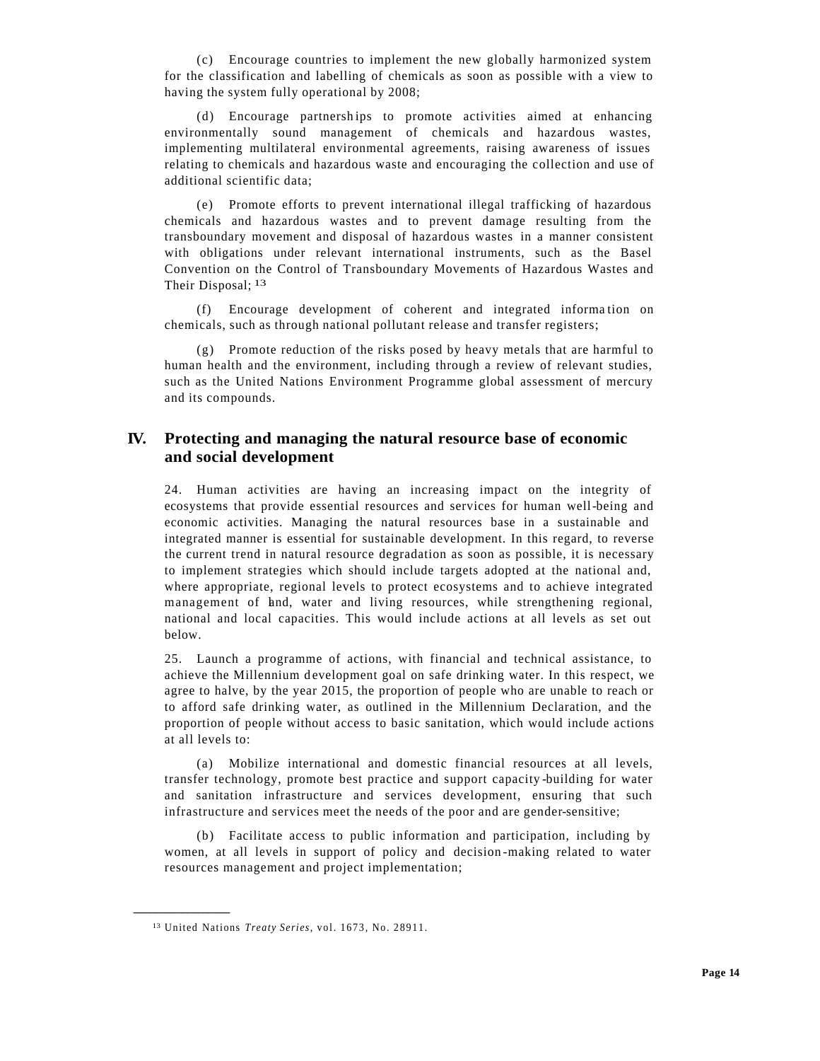(c) Encourage countries to implement the new globally harmonized system for the classification and labelling of chemicals as soon as possible with a view to having the system fully operational by 2008;

(d) Encourage partnerships to promote activities aimed at enhancing environmentally sound management of chemicals and hazardous wastes, implementing multilateral environmental agreements, raising awareness of issues relating to chemicals and hazardous waste and encouraging the collection and use of additional scientific data;

(e) Promote efforts to prevent international illegal trafficking of hazardous chemicals and hazardous wastes and to prevent damage resulting from the transboundary movement and disposal of hazardous wastes in a manner consistent with obligations under relevant international instruments, such as the Basel Convention on the Control of Transboundary Movements of Hazardous Wastes and Their Disposal; [13]

(f) Encourage development of coherent and integrated information on chemicals, such as through national pollutant release and transfer registers;

(g) Promote reduction of the risks posed by heavy metals that are harmful to human health and the environment, including through a review of relevant studies, such as the United Nations Environment Programme global assessment of mercury and its compounds.

## IV. Protecting and managing the natural resource base of economic and social development

24. Human activities are having an increasing impact on the integrity of ecosystems that provide essential resources and services for human well-being and economic activities. Managing the natural resources base in a sustainable and integrated manner is essential for sustainable development. In this regard, to reverse the current trend in natural resource degradation as soon as possible, it is necessary to implement strategies which should include targets adopted at the national and, where appropriate, regional levels to protect ecosystems and to achieve integrated management of land, water and living resources, while strengthening regional, national and local capacities. This would include actions at all levels as set out below.

25. Launch a programme of actions, with financial and technical assistance, to achieve the Millennium development goal on safe drinking water. In this respect, we agree to halve, by the year 2015, the proportion of people who are unable to reach or to afford safe drinking water, as outlined in the Millennium Declaration, and the proportion of people without access to basic sanitation, which would include actions at all levels to:

(a) Mobilize international and domestic financial resources at all levels, transfer technology, promote best practice and support capacity-building for water and sanitation infrastructure and services development, ensuring that such infrastructure and services meet the needs of the poor and are gender-sensitive;

(b) Facilitate access to public information and participation, including by women, at all levels in support of policy and decision-making related to water resources management and project implementation;

---

[13] United Nations *Treaty Series*, vol. 1673, No. 28911.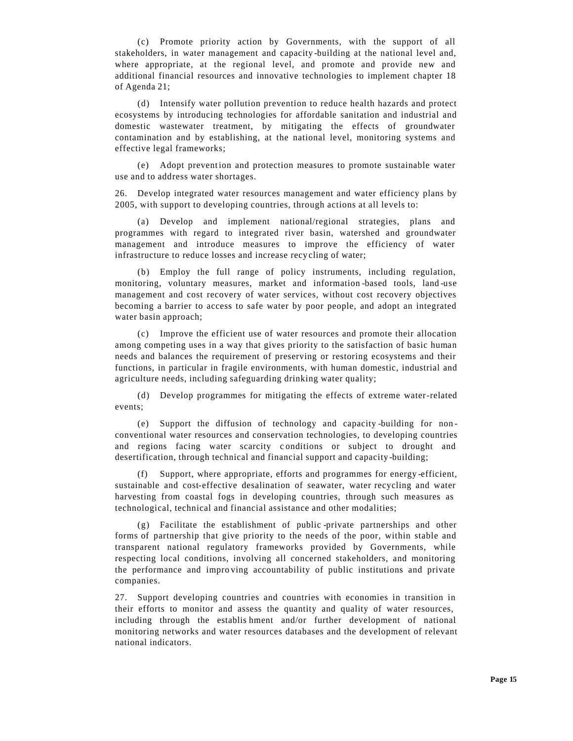(c) Promote priority action by Governments, with the support of all stakeholders, in water management and capacity-building at the national level and, where appropriate, at the regional level, and promote and provide new and additional financial resources and innovative technologies to implement chapter 18 of Agenda 21;

(d) Intensify water pollution prevention to reduce health hazards and protect ecosystems by introducing technologies for affordable sanitation and industrial and domestic wastewater treatment, by mitigating the effects of groundwater contamination and by establishing, at the national level, monitoring systems and effective legal frameworks;

(e) Adopt prevention and protection measures to promote sustainable water use and to address water shortages.

26. Develop integrated water resources management and water efficiency plans by 2005, with support to developing countries, through actions at all levels to:

(a) Develop and implement national/regional strategies, plans and programmes with regard to integrated river basin, watershed and groundwater management and introduce measures to improve the efficiency of water infrastructure to reduce losses and increase recycling of water;

(b) Employ the full range of policy instruments, including regulation, monitoring, voluntary measures, market and information-based tools, land-use management and cost recovery of water services, without cost recovery objectives becoming a barrier to access to safe water by poor people, and adopt an integrated water basin approach;

(c) Improve the efficient use of water resources and promote their allocation among competing uses in a way that gives priority to the satisfaction of basic human needs and balances the requirement of preserving or restoring ecosystems and their functions, in particular in fragile environments, with human domestic, industrial and agriculture needs, including safeguarding drinking water quality;

(d) Develop programmes for mitigating the effects of extreme water-related events;

(e) Support the diffusion of technology and capacity-building for non-conventional water resources and conservation technologies, to developing countries and regions facing water scarcity conditions or subject to drought and desertification, through technical and financial support and capacity-building;

(f) Support, where appropriate, efforts and programmes for energy-efficient, sustainable and cost-effective desalination of seawater, water recycling and water harvesting from coastal fogs in developing countries, through such measures as technological, technical and financial assistance and other modalities;

(g) Facilitate the establishment of public-private partnerships and other forms of partnership that give priority to the needs of the poor, within stable and transparent national regulatory frameworks provided by Governments, while respecting local conditions, involving all concerned stakeholders, and monitoring the performance and improving accountability of public institutions and private companies.

27. Support developing countries and countries with economies in transition in their efforts to monitor and assess the quantity and quality of water resources, including through the establishment and/or further development of national monitoring networks and water resources databases and the development of relevant national indicators.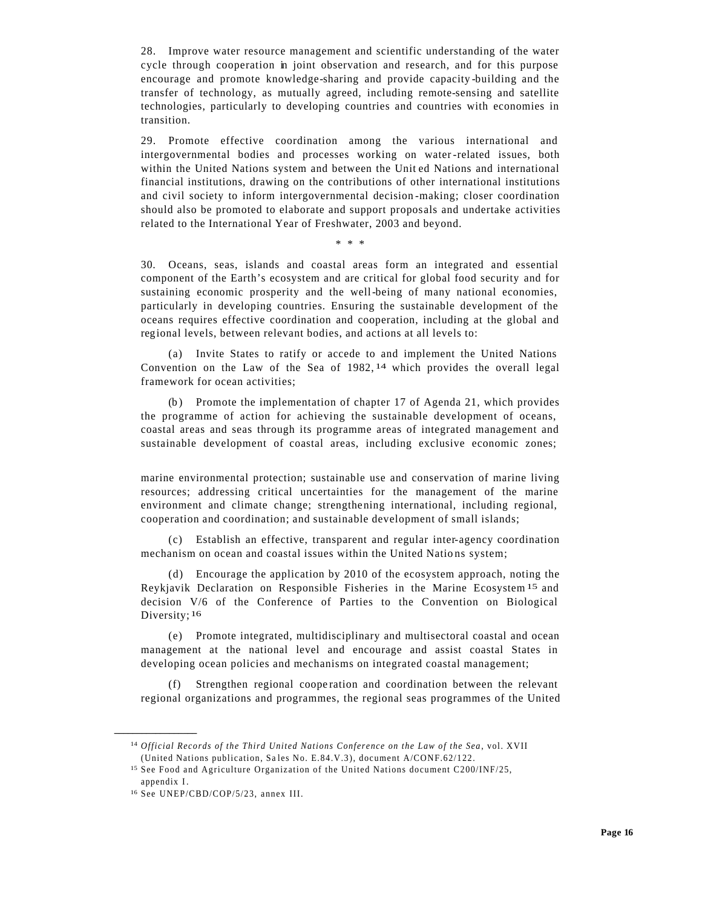28. Improve water resource management and scientific understanding of the water cycle through cooperation in joint observation and research, and for this purpose encourage and promote knowledge-sharing and provide capacity-building and the transfer of technology, as mutually agreed, including remote-sensing and satellite technologies, particularly to developing countries and countries with economies in transition.

29. Promote effective coordination among the various international and intergovernmental bodies and processes working on water-related issues, both within the United Nations system and between the United Nations and international financial institutions, drawing on the contributions of other international institutions and civil society to inform intergovernmental decision-making; closer coordination should also be promoted to elaborate and support proposals and undertake activities related to the International Year of Freshwater, 2003 and beyond.

\* \* \*

30. Oceans, seas, islands and coastal areas form an integrated and essential component of the Earth's ecosystem and are critical for global food security and for sustaining economic prosperity and the well-being of many national economies, particularly in developing countries. Ensuring the sustainable development of the oceans requires effective coordination and cooperation, including at the global and regional levels, between relevant bodies, and actions at all levels to:

(a) Invite States to ratify or accede to and implement the United Nations Convention on the Law of the Sea of 1982,[14] which provides the overall legal framework for ocean activities;

(b) Promote the implementation of chapter 17 of Agenda 21, which provides the programme of action for achieving the sustainable development of oceans, coastal areas and seas through its programme areas of integrated management and sustainable development of coastal areas, including exclusive economic zones; marine environmental protection; sustainable use and conservation of marine living resources; addressing critical uncertainties for the management of the marine environment and climate change; strengthening international, including regional, cooperation and coordination; and sustainable development of small islands;

(c) Establish an effective, transparent and regular inter-agency coordination mechanism on ocean and coastal issues within the United Nations system;

(d) Encourage the application by 2010 of the ecosystem approach, noting the Reykjavik Declaration on Responsible Fisheries in the Marine Ecosystem[15] and decision V/6 of the Conference of Parties to the Convention on Biological Diversity;[16]

(e) Promote integrated, multidisciplinary and multisectoral coastal and ocean management at the national level and encourage and assist coastal States in developing ocean policies and mechanisms on integrated coastal management;

(f) Strengthen regional cooperation and coordination between the relevant regional organizations and programmes, the regional seas programmes of the United

---

[14] *Official Records of the Third United Nations Conference on the Law of the Sea*, vol. XVII (United Nations publication, Sales No. E.84.V.3), document A/CONF.62/122.

[15] See Food and Agriculture Organization of the United Nations document C200/INF/25, appendix I.

[16] See UNEP/CBD/COP/5/23, annex III.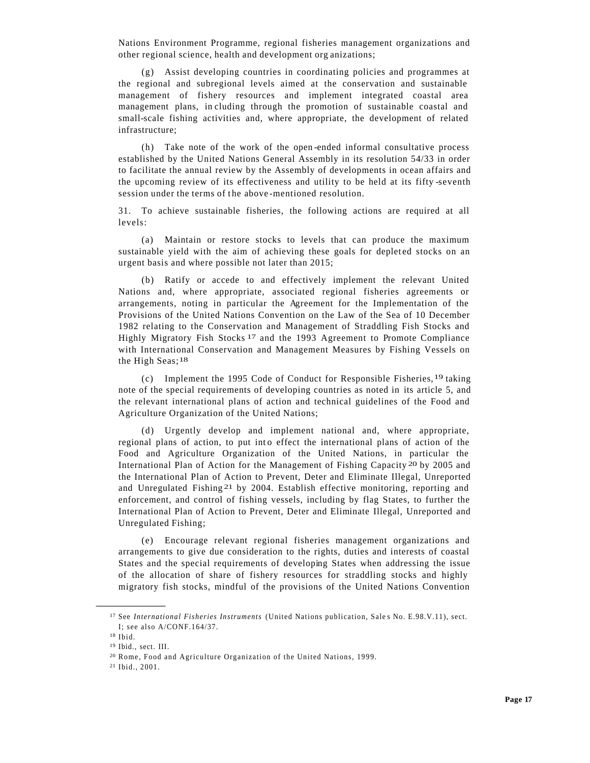Nations Environment Programme, regional fisheries management organizations and other regional science, health and development organizations;

(g) Assist developing countries in coordinating policies and programmes at the regional and subregional levels aimed at the conservation and sustainable management of fishery resources and implement integrated coastal area management plans, including through the promotion of sustainable coastal and small-scale fishing activities and, where appropriate, the development of related infrastructure;

(h) Take note of the work of the open-ended informal consultative process established by the United Nations General Assembly in its resolution 54/33 in order to facilitate the annual review by the Assembly of developments in ocean affairs and the upcoming review of its effectiveness and utility to be held at its fifty-seventh session under the terms of the above-mentioned resolution.

31. To achieve sustainable fisheries, the following actions are required at all levels:

(a) Maintain or restore stocks to levels that can produce the maximum sustainable yield with the aim of achieving these goals for depleted stocks on an urgent basis and where possible not later than 2015;

(b) Ratify or accede to and effectively implement the relevant United Nations and, where appropriate, associated regional fisheries agreements or arrangements, noting in particular the Agreement for the Implementation of the Provisions of the United Nations Convention on the Law of the Sea of 10 December 1982 relating to the Conservation and Management of Straddling Fish Stocks and Highly Migratory Fish Stocks [17] and the 1993 Agreement to Promote Compliance with International Conservation and Management Measures by Fishing Vessels on the High Seas;[18]

(c) Implement the 1995 Code of Conduct for Responsible Fisheries,[19] taking note of the special requirements of developing countries as noted in its article 5, and the relevant international plans of action and technical guidelines of the Food and Agriculture Organization of the United Nations;

(d) Urgently develop and implement national and, where appropriate, regional plans of action, to put into effect the international plans of action of the Food and Agriculture Organization of the United Nations, in particular the International Plan of Action for the Management of Fishing Capacity[20] by 2005 and the International Plan of Action to Prevent, Deter and Eliminate Illegal, Unreported and Unregulated Fishing[21] by 2004. Establish effective monitoring, reporting and enforcement, and control of fishing vessels, including by flag States, to further the International Plan of Action to Prevent, Deter and Eliminate Illegal, Unreported and Unregulated Fishing;

(e) Encourage relevant regional fisheries management organizations and arrangements to give due consideration to the rights, duties and interests of coastal States and the special requirements of developing States when addressing the issue of the allocation of share of fishery resources for straddling stocks and highly migratory fish stocks, mindful of the provisions of the United Nations Convention

---

[17] See *International Fisheries Instruments* (United Nations publication, Sales No. E.98.V.11), sect. I; see also A/CONF.164/37.

[18] Ibid.

[19] Ibid., sect. III.

[20] Rome, Food and Agriculture Organization of the United Nations, 1999.

[21] Ibid., 2001.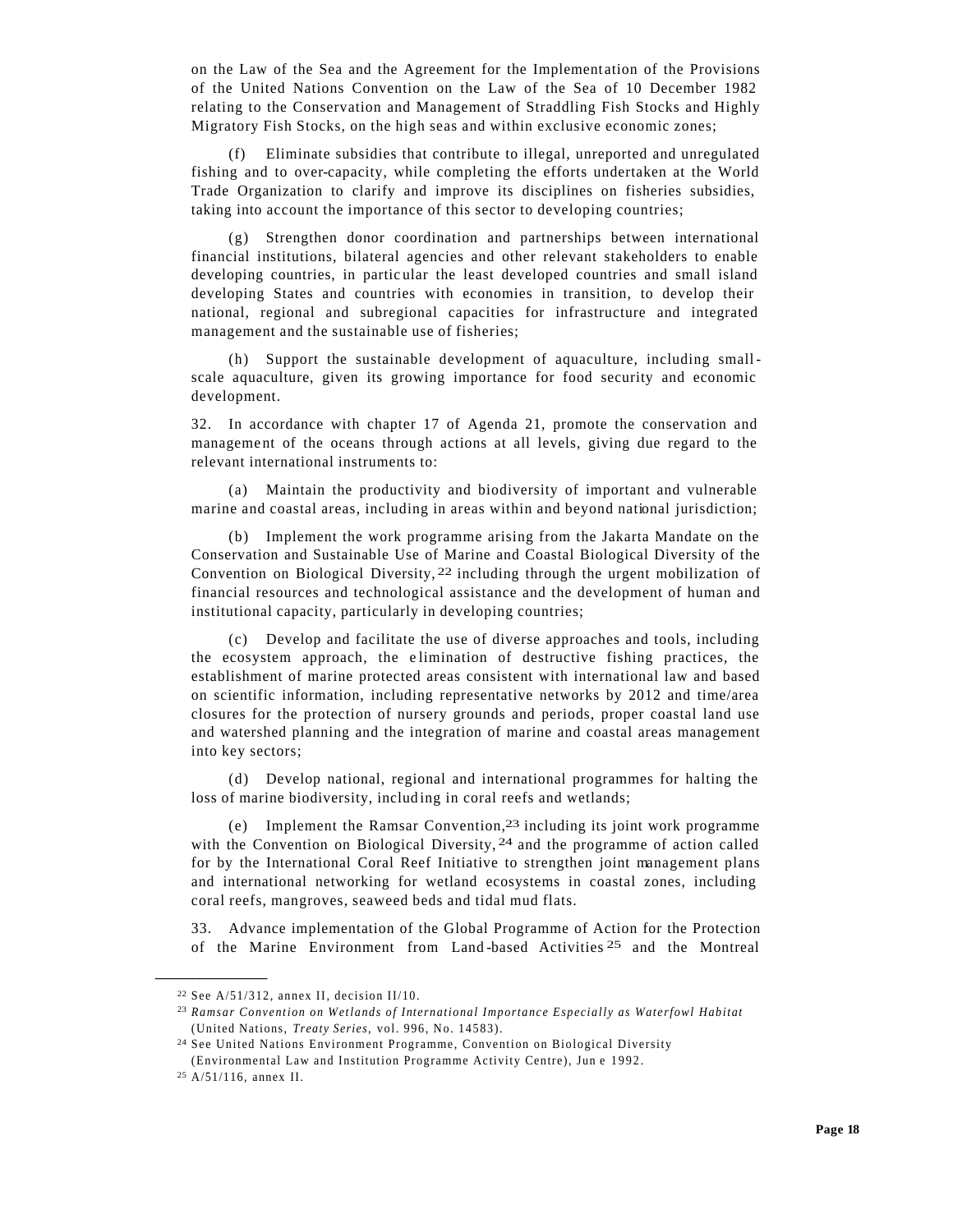on the Law of the Sea and the Agreement for the Implementation of the Provisions of the United Nations Convention on the Law of the Sea of 10 December 1982 relating to the Conservation and Management of Straddling Fish Stocks and Highly Migratory Fish Stocks, on the high seas and within exclusive economic zones;

(f) Eliminate subsidies that contribute to illegal, unreported and unregulated fishing and to over-capacity, while completing the efforts undertaken at the World Trade Organization to clarify and improve its disciplines on fisheries subsidies, taking into account the importance of this sector to developing countries;

(g) Strengthen donor coordination and partnerships between international financial institutions, bilateral agencies and other relevant stakeholders to enable developing countries, in particular the least developed countries and small island developing States and countries with economies in transition, to develop their national, regional and subregional capacities for infrastructure and integrated management and the sustainable use of fisheries;

(h) Support the sustainable development of aquaculture, including small-scale aquaculture, given its growing importance for food security and economic development.

32. In accordance with chapter 17 of Agenda 21, promote the conservation and management of the oceans through actions at all levels, giving due regard to the relevant international instruments to:

(a) Maintain the productivity and biodiversity of important and vulnerable marine and coastal areas, including in areas within and beyond national jurisdiction;

(b) Implement the work programme arising from the Jakarta Mandate on the Conservation and Sustainable Use of Marine and Coastal Biological Diversity of the Convention on Biological Diversity,[22] including through the urgent mobilization of financial resources and technological assistance and the development of human and institutional capacity, particularly in developing countries;

(c) Develop and facilitate the use of diverse approaches and tools, including the ecosystem approach, the elimination of destructive fishing practices, the establishment of marine protected areas consistent with international law and based on scientific information, including representative networks by 2012 and time/area closures for the protection of nursery grounds and periods, proper coastal land use and watershed planning and the integration of marine and coastal areas management into key sectors;

(d) Develop national, regional and international programmes for halting the loss of marine biodiversity, including in coral reefs and wetlands;

(e) Implement the Ramsar Convention,[23] including its joint work programme with the Convention on Biological Diversity,[24] and the programme of action called for by the International Coral Reef Initiative to strengthen joint management plans and international networking for wetland ecosystems in coastal zones, including coral reefs, mangroves, seaweed beds and tidal mud flats.

33. Advance implementation of the Global Programme of Action for the Protection of the Marine Environment from Land-based Activities[25] and the Montreal

---

[22] See A/51/312, annex II, decision II/10.

[23] *Ramsar Convention on Wetlands of International Importance Especially as Waterfowl Habitat* (United Nations, *Treaty Series*, vol. 996, No. 14583).

[24] See United Nations Environment Programme, Convention on Biological Diversity (Environmental Law and Institution Programme Activity Centre), June 1992.

[25] A/51/116, annex II.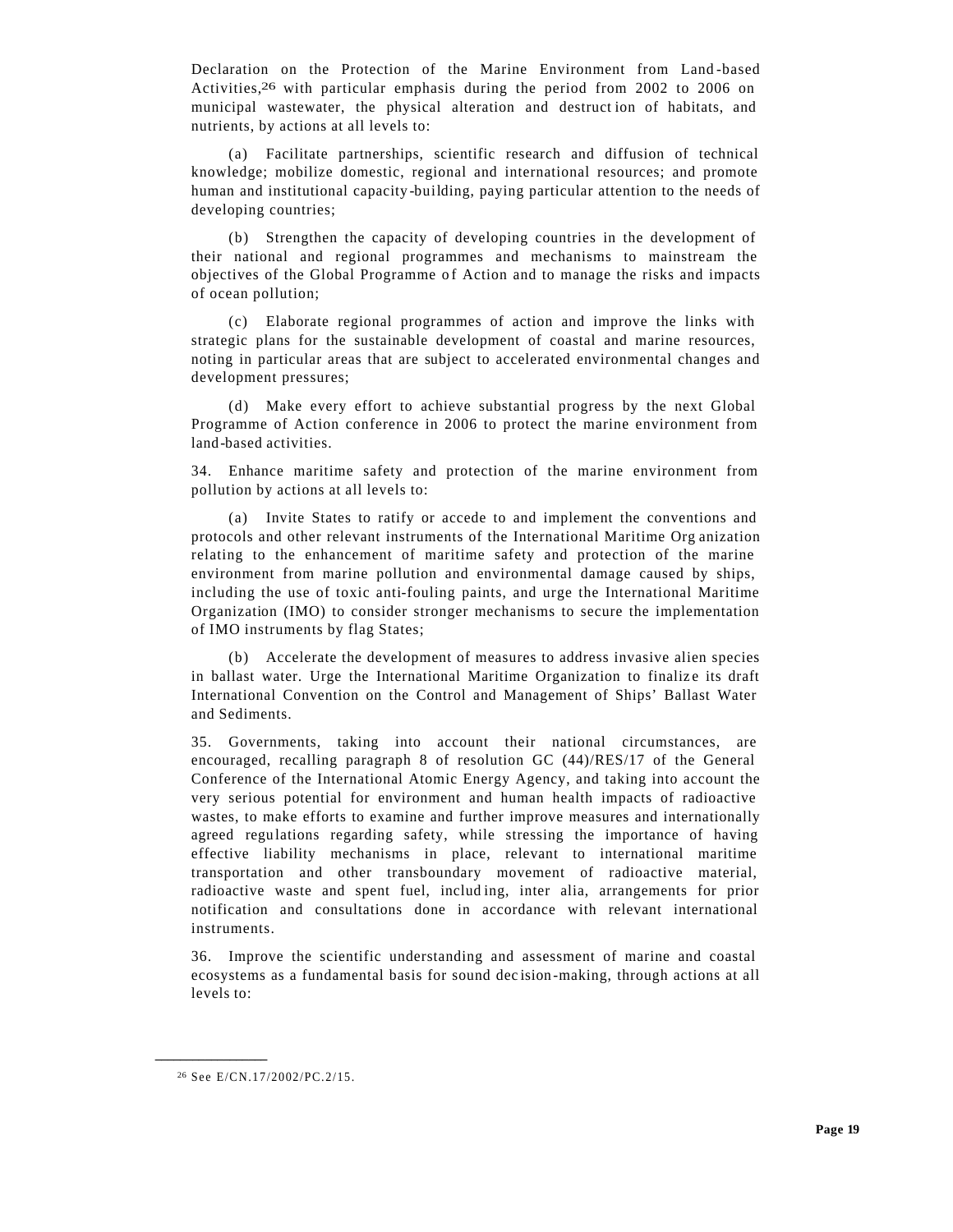Declaration on the Protection of the Marine Environment from Land-based Activities,[26] with particular emphasis during the period from 2002 to 2006 on municipal wastewater, the physical alteration and destruction of habitats, and nutrients, by actions at all levels to:

(a) Facilitate partnerships, scientific research and diffusion of technical knowledge; mobilize domestic, regional and international resources; and promote human and institutional capacity-building, paying particular attention to the needs of developing countries;

(b) Strengthen the capacity of developing countries in the development of their national and regional programmes and mechanisms to mainstream the objectives of the Global Programme of Action and to manage the risks and impacts of ocean pollution;

(c) Elaborate regional programmes of action and improve the links with strategic plans for the sustainable development of coastal and marine resources, noting in particular areas that are subject to accelerated environmental changes and development pressures;

(d) Make every effort to achieve substantial progress by the next Global Programme of Action conference in 2006 to protect the marine environment from land-based activities.

34. Enhance maritime safety and protection of the marine environment from pollution by actions at all levels to:

(a) Invite States to ratify or accede to and implement the conventions and protocols and other relevant instruments of the International Maritime Organization relating to the enhancement of maritime safety and protection of the marine environment from marine pollution and environmental damage caused by ships, including the use of toxic anti-fouling paints, and urge the International Maritime Organization (IMO) to consider stronger mechanisms to secure the implementation of IMO instruments by flag States;

(b) Accelerate the development of measures to address invasive alien species in ballast water. Urge the International Maritime Organization to finalize its draft International Convention on the Control and Management of Ships' Ballast Water and Sediments.

35. Governments, taking into account their national circumstances, are encouraged, recalling paragraph 8 of resolution GC (44)/RES/17 of the General Conference of the International Atomic Energy Agency, and taking into account the very serious potential for environment and human health impacts of radioactive wastes, to make efforts to examine and further improve measures and internationally agreed regulations regarding safety, while stressing the importance of having effective liability mechanisms in place, relevant to international maritime transportation and other transboundary movement of radioactive material, radioactive waste and spent fuel, including, inter alia, arrangements for prior notification and consultations done in accordance with relevant international instruments.

36. Improve the scientific understanding and assessment of marine and coastal ecosystems as a fundamental basis for sound decision-making, through actions at all levels to:

---

[26] See E/CN.17/2002/PC.2/15.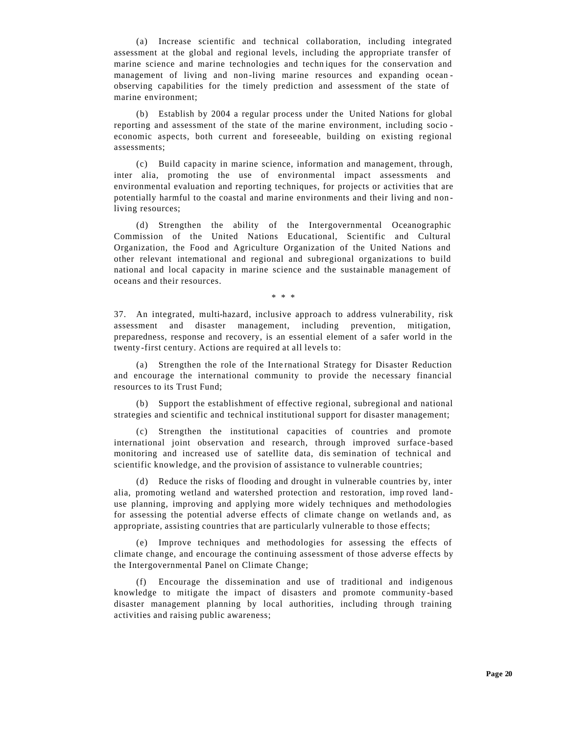(a) Increase scientific and technical collaboration, including integrated assessment at the global and regional levels, including the appropriate transfer of marine science and marine technologies and techniques for the conservation and management of living and non-living marine resources and expanding ocean-observing capabilities for the timely prediction and assessment of the state of marine environment;

(b) Establish by 2004 a regular process under the United Nations for global reporting and assessment of the state of the marine environment, including socio-economic aspects, both current and foreseeable, building on existing regional assessments;

(c) Build capacity in marine science, information and management, through, inter alia, promoting the use of environmental impact assessments and environmental evaluation and reporting techniques, for projects or activities that are potentially harmful to the coastal and marine environments and their living and non-living resources;

(d) Strengthen the ability of the Intergovernmental Oceanographic Commission of the United Nations Educational, Scientific and Cultural Organization, the Food and Agriculture Organization of the United Nations and other relevant international and regional and subregional organizations to build national and local capacity in marine science and the sustainable management of oceans and their resources.

\* \* \*

37. An integrated, multi-hazard, inclusive approach to address vulnerability, risk assessment and disaster management, including prevention, mitigation, preparedness, response and recovery, is an essential element of a safer world in the twenty-first century. Actions are required at all levels to:

(a) Strengthen the role of the International Strategy for Disaster Reduction and encourage the international community to provide the necessary financial resources to its Trust Fund;

(b) Support the establishment of effective regional, subregional and national strategies and scientific and technical institutional support for disaster management;

(c) Strengthen the institutional capacities of countries and promote international joint observation and research, through improved surface-based monitoring and increased use of satellite data, dissemination of technical and scientific knowledge, and the provision of assistance to vulnerable countries;

(d) Reduce the risks of flooding and drought in vulnerable countries by, inter alia, promoting wetland and watershed protection and restoration, improved land-use planning, improving and applying more widely techniques and methodologies for assessing the potential adverse effects of climate change on wetlands and, as appropriate, assisting countries that are particularly vulnerable to those effects;

(e) Improve techniques and methodologies for assessing the effects of climate change, and encourage the continuing assessment of those adverse effects by the Intergovernmental Panel on Climate Change;

(f) Encourage the dissemination and use of traditional and indigenous knowledge to mitigate the impact of disasters and promote community-based disaster management planning by local authorities, including through training activities and raising public awareness;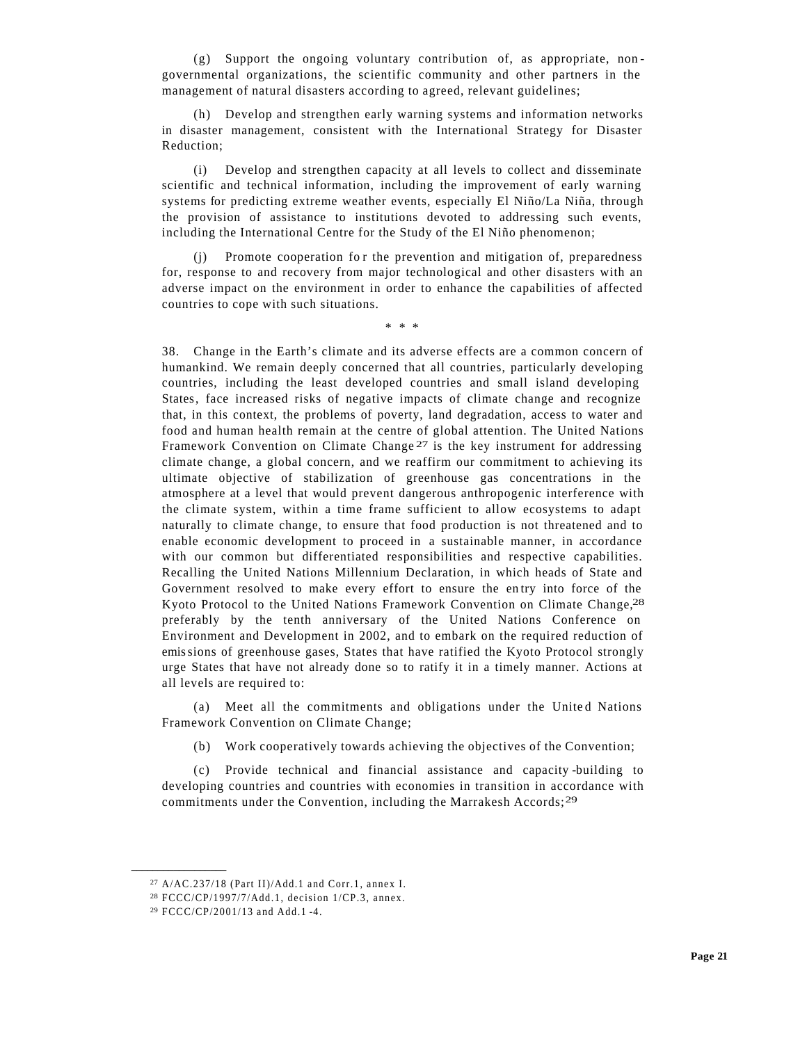(g) Support the ongoing voluntary contribution of, as appropriate, non-governmental organizations, the scientific community and other partners in the management of natural disasters according to agreed, relevant guidelines;

(h) Develop and strengthen early warning systems and information networks in disaster management, consistent with the International Strategy for Disaster Reduction;

(i) Develop and strengthen capacity at all levels to collect and disseminate scientific and technical information, including the improvement of early warning systems for predicting extreme weather events, especially El Niño/La Niña, through the provision of assistance to institutions devoted to addressing such events, including the International Centre for the Study of the El Niño phenomenon;

(j) Promote cooperation for the prevention and mitigation of, preparedness for, response to and recovery from major technological and other disasters with an adverse impact on the environment in order to enhance the capabilities of affected countries to cope with such situations.

\* \* \*

38. Change in the Earth's climate and its adverse effects are a common concern of humankind. We remain deeply concerned that all countries, particularly developing countries, including the least developed countries and small island developing States, face increased risks of negative impacts of climate change and recognize that, in this context, the problems of poverty, land degradation, access to water and food and human health remain at the centre of global attention. The United Nations Framework Convention on Climate Change[27] is the key instrument for addressing climate change, a global concern, and we reaffirm our commitment to achieving its ultimate objective of stabilization of greenhouse gas concentrations in the atmosphere at a level that would prevent dangerous anthropogenic interference with the climate system, within a time frame sufficient to allow ecosystems to adapt naturally to climate change, to ensure that food production is not threatened and to enable economic development to proceed in a sustainable manner, in accordance with our common but differentiated responsibilities and respective capabilities. Recalling the United Nations Millennium Declaration, in which heads of State and Government resolved to make every effort to ensure the entry into force of the Kyoto Protocol to the United Nations Framework Convention on Climate Change,[28] preferably by the tenth anniversary of the United Nations Conference on Environment and Development in 2002, and to embark on the required reduction of emissions of greenhouse gases, States that have ratified the Kyoto Protocol strongly urge States that have not already done so to ratify it in a timely manner. Actions at all levels are required to:

(a) Meet all the commitments and obligations under the United Nations Framework Convention on Climate Change;

(b) Work cooperatively towards achieving the objectives of the Convention;

(c) Provide technical and financial assistance and capacity-building to developing countries and countries with economies in transition in accordance with commitments under the Convention, including the Marrakesh Accords;[29]

---

[27] A/AC.237/18 (Part II)/Add.1 and Corr.1, annex I.

[28] FCCC/CP/1997/7/Add.1, decision 1/CP.3, annex.

[29] FCCC/CP/2001/13 and Add.1-4.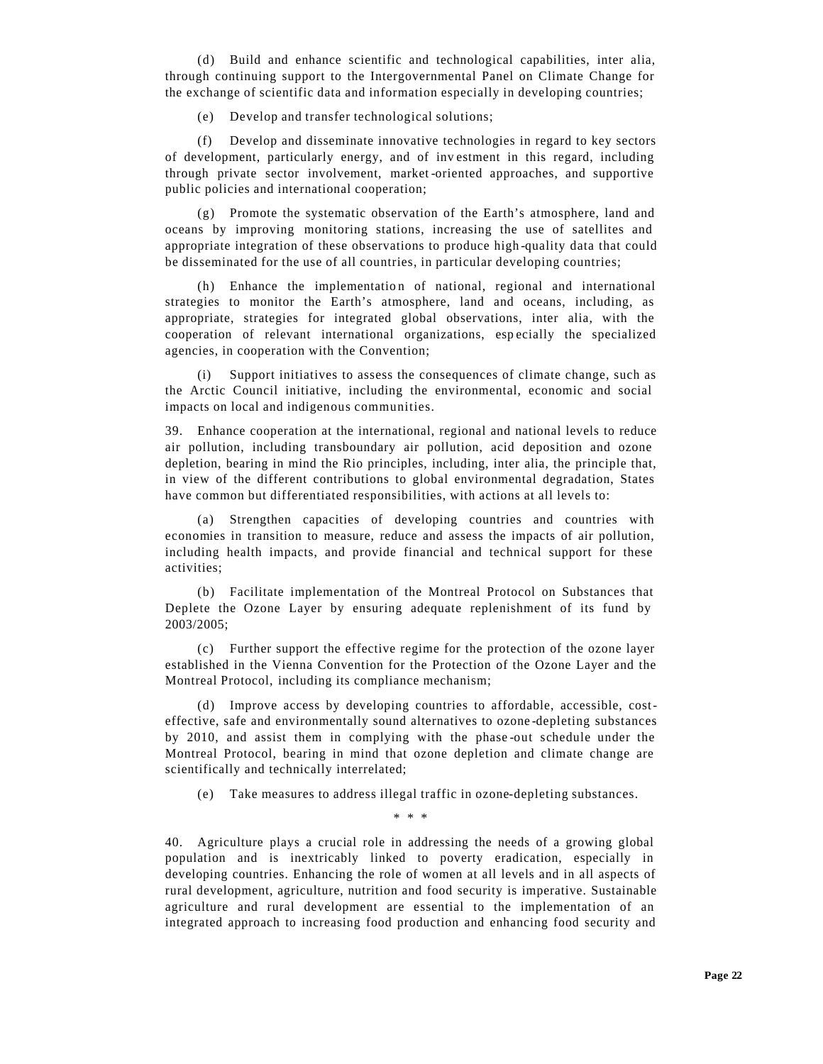(d) Build and enhance scientific and technological capabilities, inter alia, through continuing support to the Intergovernmental Panel on Climate Change for the exchange of scientific data and information especially in developing countries;

(e) Develop and transfer technological solutions;

(f) Develop and disseminate innovative technologies in regard to key sectors of development, particularly energy, and of investment in this regard, including through private sector involvement, market-oriented approaches, and supportive public policies and international cooperation;

(g) Promote the systematic observation of the Earth's atmosphere, land and oceans by improving monitoring stations, increasing the use of satellites and appropriate integration of these observations to produce high-quality data that could be disseminated for the use of all countries, in particular developing countries;

(h) Enhance the implementation of national, regional and international strategies to monitor the Earth's atmosphere, land and oceans, including, as appropriate, strategies for integrated global observations, inter alia, with the cooperation of relevant international organizations, especially the specialized agencies, in cooperation with the Convention;

(i) Support initiatives to assess the consequences of climate change, such as the Arctic Council initiative, including the environmental, economic and social impacts on local and indigenous communities.

39. Enhance cooperation at the international, regional and national levels to reduce air pollution, including transboundary air pollution, acid deposition and ozone depletion, bearing in mind the Rio principles, including, inter alia, the principle that, in view of the different contributions to global environmental degradation, States have common but differentiated responsibilities, with actions at all levels to:

(a) Strengthen capacities of developing countries and countries with economies in transition to measure, reduce and assess the impacts of air pollution, including health impacts, and provide financial and technical support for these activities;

(b) Facilitate implementation of the Montreal Protocol on Substances that Deplete the Ozone Layer by ensuring adequate replenishment of its fund by 2003/2005;

(c) Further support the effective regime for the protection of the ozone layer established in the Vienna Convention for the Protection of the Ozone Layer and the Montreal Protocol, including its compliance mechanism;

(d) Improve access by developing countries to affordable, accessible, cost-effective, safe and environmentally sound alternatives to ozone-depleting substances by 2010, and assist them in complying with the phase-out schedule under the Montreal Protocol, bearing in mind that ozone depletion and climate change are scientifically and technically interrelated;

(e) Take measures to address illegal traffic in ozone-depleting substances.

\* \* \*

40. Agriculture plays a crucial role in addressing the needs of a growing global population and is inextricably linked to poverty eradication, especially in developing countries. Enhancing the role of women at all levels and in all aspects of rural development, agriculture, nutrition and food security is imperative. Sustainable agriculture and rural development are essential to the implementation of an integrated approach to increasing food production and enhancing food security and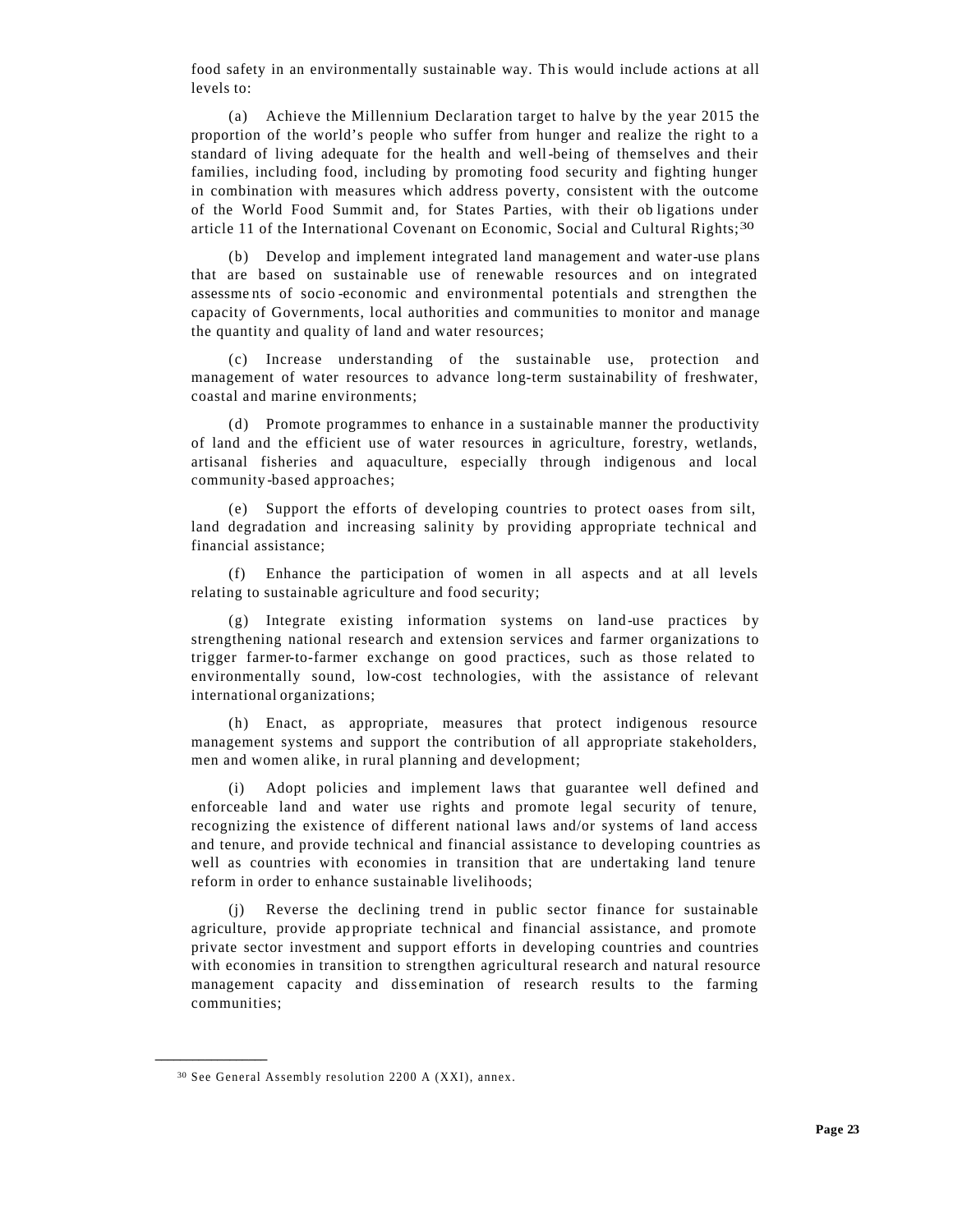food safety in an environmentally sustainable way. This would include actions at all levels to:

(a) Achieve the Millennium Declaration target to halve by the year 2015 the proportion of the world's people who suffer from hunger and realize the right to a standard of living adequate for the health and well-being of themselves and their families, including food, including by promoting food security and fighting hunger in combination with measures which address poverty, consistent with the outcome of the World Food Summit and, for States Parties, with their obligations under article 11 of the International Covenant on Economic, Social and Cultural Rights;[30]

(b) Develop and implement integrated land management and water-use plans that are based on sustainable use of renewable resources and on integrated assessments of socio-economic and environmental potentials and strengthen the capacity of Governments, local authorities and communities to monitor and manage the quantity and quality of land and water resources;

(c) Increase understanding of the sustainable use, protection and management of water resources to advance long-term sustainability of freshwater, coastal and marine environments;

(d) Promote programmes to enhance in a sustainable manner the productivity of land and the efficient use of water resources in agriculture, forestry, wetlands, artisanal fisheries and aquaculture, especially through indigenous and local community-based approaches;

(e) Support the efforts of developing countries to protect oases from silt, land degradation and increasing salinity by providing appropriate technical and financial assistance;

(f) Enhance the participation of women in all aspects and at all levels relating to sustainable agriculture and food security;

(g) Integrate existing information systems on land-use practices by strengthening national research and extension services and farmer organizations to trigger farmer-to-farmer exchange on good practices, such as those related to environmentally sound, low-cost technologies, with the assistance of relevant international organizations;

(h) Enact, as appropriate, measures that protect indigenous resource management systems and support the contribution of all appropriate stakeholders, men and women alike, in rural planning and development;

(i) Adopt policies and implement laws that guarantee well defined and enforceable land and water use rights and promote legal security of tenure, recognizing the existence of different national laws and/or systems of land access and tenure, and provide technical and financial assistance to developing countries as well as countries with economies in transition that are undertaking land tenure reform in order to enhance sustainable livelihoods;

(j) Reverse the declining trend in public sector finance for sustainable agriculture, provide appropriate technical and financial assistance, and promote private sector investment and support efforts in developing countries and countries with economies in transition to strengthen agricultural research and natural resource management capacity and dissemination of research results to the farming communities;

---

[30] See General Assembly resolution 2200 A (XXI), annex.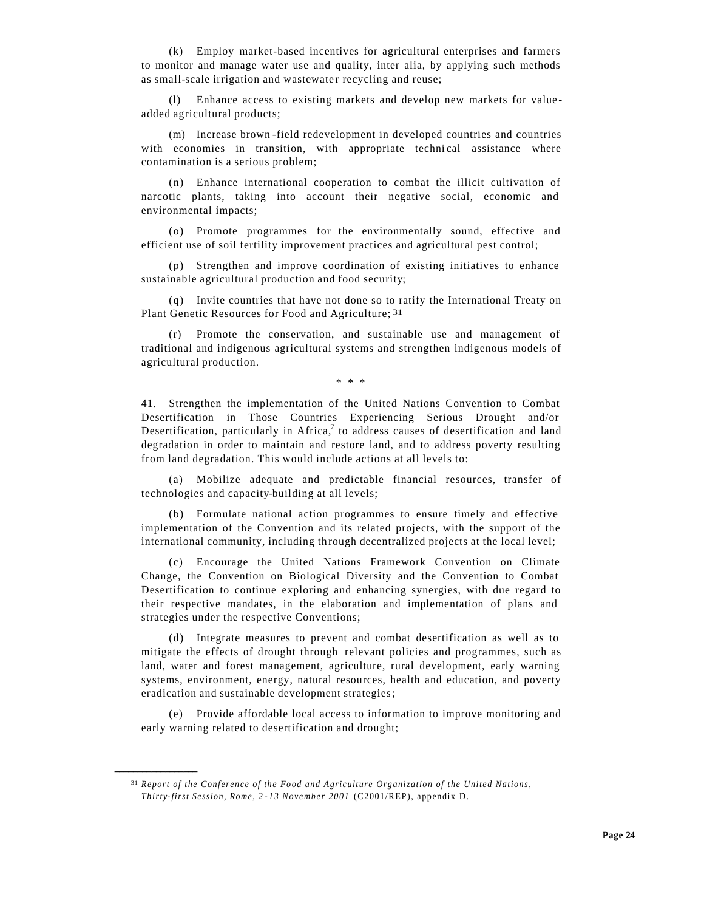(k) Employ market-based incentives for agricultural enterprises and farmers to monitor and manage water use and quality, inter alia, by applying such methods as small-scale irrigation and wastewater recycling and reuse;

(l) Enhance access to existing markets and develop new markets for value-added agricultural products;

(m) Increase brown-field redevelopment in developed countries and countries with economies in transition, with appropriate technical assistance where contamination is a serious problem;

(n) Enhance international cooperation to combat the illicit cultivation of narcotic plants, taking into account their negative social, economic and environmental impacts;

(o) Promote programmes for the environmentally sound, effective and efficient use of soil fertility improvement practices and agricultural pest control;

(p) Strengthen and improve coordination of existing initiatives to enhance sustainable agricultural production and food security;

(q) Invite countries that have not done so to ratify the International Treaty on Plant Genetic Resources for Food and Agriculture;[31]

(r) Promote the conservation, and sustainable use and management of traditional and indigenous agricultural systems and strengthen indigenous models of agricultural production.

\* \* \*

41. Strengthen the implementation of the United Nations Convention to Combat Desertification in Those Countries Experiencing Serious Drought and/or Desertification, particularly in Africa,[7] to address causes of desertification and land degradation in order to maintain and restore land, and to address poverty resulting from land degradation. This would include actions at all levels to:

(a) Mobilize adequate and predictable financial resources, transfer of technologies and capacity-building at all levels;

(b) Formulate national action programmes to ensure timely and effective implementation of the Convention and its related projects, with the support of the international community, including through decentralized projects at the local level;

(c) Encourage the United Nations Framework Convention on Climate Change, the Convention on Biological Diversity and the Convention to Combat Desertification to continue exploring and enhancing synergies, with due regard to their respective mandates, in the elaboration and implementation of plans and strategies under the respective Conventions;

(d) Integrate measures to prevent and combat desertification as well as to mitigate the effects of drought through relevant policies and programmes, such as land, water and forest management, agriculture, rural development, early warning systems, environment, energy, natural resources, health and education, and poverty eradication and sustainable development strategies;

(e) Provide affordable local access to information to improve monitoring and early warning related to desertification and drought;

---

[31] *Report of the Conference of the Food and Agriculture Organization of the United Nations, Thirty-first Session, Rome, 2-13 November 2001* (C2001/REP), appendix D.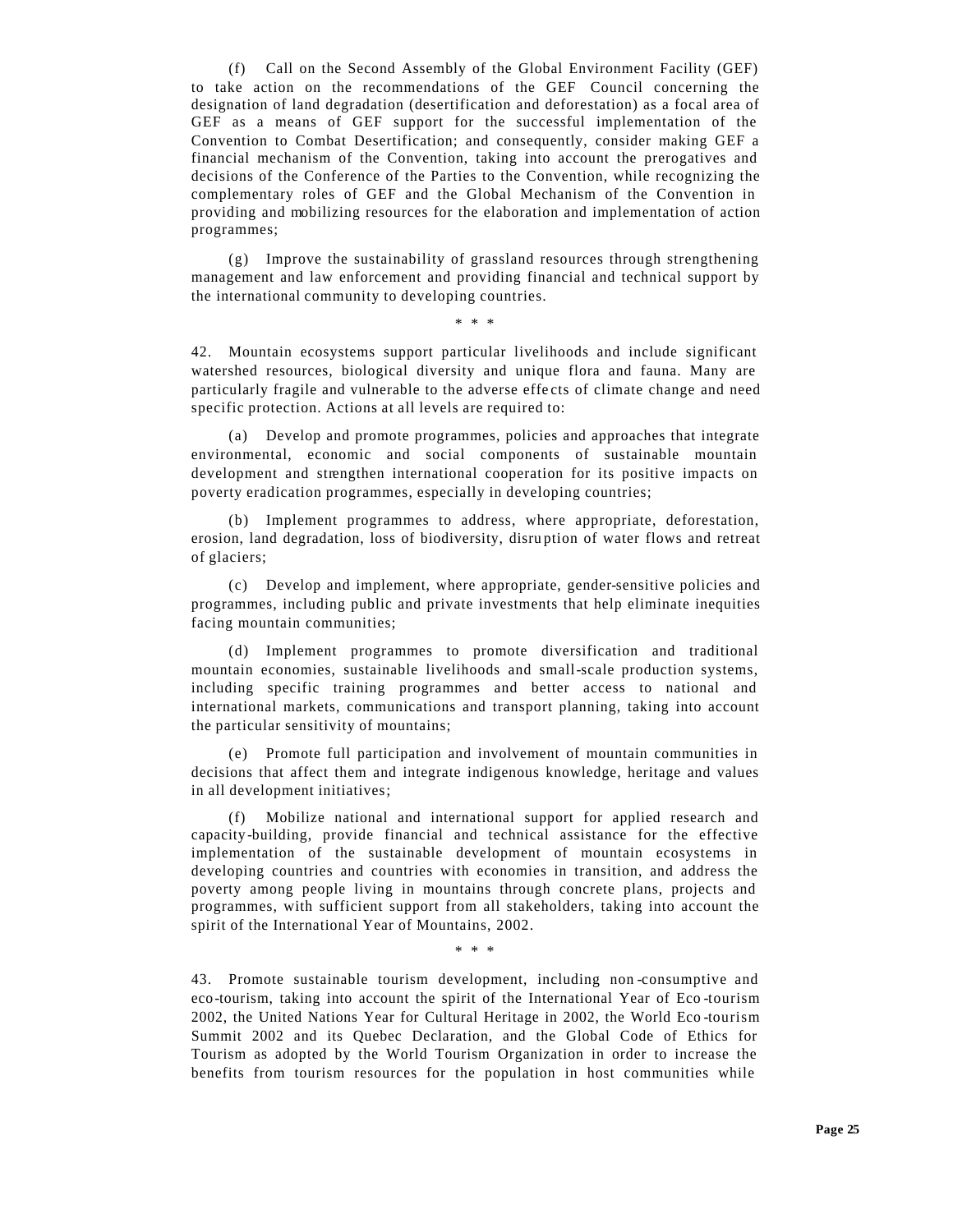(f) Call on the Second Assembly of the Global Environment Facility (GEF) to take action on the recommendations of the GEF Council concerning the designation of land degradation (desertification and deforestation) as a focal area of GEF as a means of GEF support for the successful implementation of the Convention to Combat Desertification; and consequently, consider making GEF a financial mechanism of the Convention, taking into account the prerogatives and decisions of the Conference of the Parties to the Convention, while recognizing the complementary roles of GEF and the Global Mechanism of the Convention in providing and mobilizing resources for the elaboration and implementation of action programmes;

(g) Improve the sustainability of grassland resources through strengthening management and law enforcement and providing financial and technical support by the international community to developing countries.

\* \* \*

42. Mountain ecosystems support particular livelihoods and include significant watershed resources, biological diversity and unique flora and fauna. Many are particularly fragile and vulnerable to the adverse effects of climate change and need specific protection. Actions at all levels are required to:

(a) Develop and promote programmes, policies and approaches that integrate environmental, economic and social components of sustainable mountain development and strengthen international cooperation for its positive impacts on poverty eradication programmes, especially in developing countries;

(b) Implement programmes to address, where appropriate, deforestation, erosion, land degradation, loss of biodiversity, disruption of water flows and retreat of glaciers;

(c) Develop and implement, where appropriate, gender-sensitive policies and programmes, including public and private investments that help eliminate inequities facing mountain communities;

(d) Implement programmes to promote diversification and traditional mountain economies, sustainable livelihoods and small-scale production systems, including specific training programmes and better access to national and international markets, communications and transport planning, taking into account the particular sensitivity of mountains;

(e) Promote full participation and involvement of mountain communities in decisions that affect them and integrate indigenous knowledge, heritage and values in all development initiatives;

(f) Mobilize national and international support for applied research and capacity-building, provide financial and technical assistance for the effective implementation of the sustainable development of mountain ecosystems in developing countries and countries with economies in transition, and address the poverty among people living in mountains through concrete plans, projects and programmes, with sufficient support from all stakeholders, taking into account the spirit of the International Year of Mountains, 2002.

\* \* \*

43. Promote sustainable tourism development, including non-consumptive and eco-tourism, taking into account the spirit of the International Year of Eco-tourism 2002, the United Nations Year for Cultural Heritage in 2002, the World Eco-tourism Summit 2002 and its Quebec Declaration, and the Global Code of Ethics for Tourism as adopted by the World Tourism Organization in order to increase the benefits from tourism resources for the population in host communities while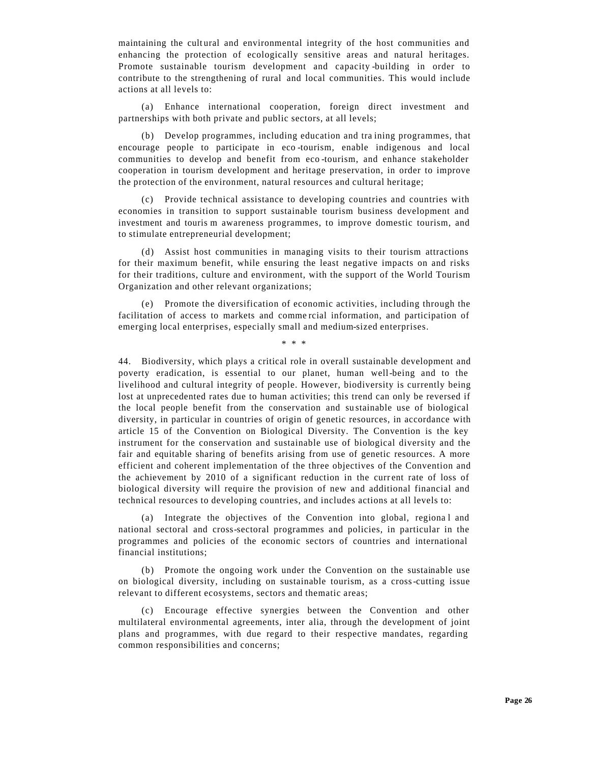maintaining the cultural and environmental integrity of the host communities and enhancing the protection of ecologically sensitive areas and natural heritages. Promote sustainable tourism development and capacity-building in order to contribute to the strengthening of rural and local communities. This would include actions at all levels to:

(a) Enhance international cooperation, foreign direct investment and partnerships with both private and public sectors, at all levels;

(b) Develop programmes, including education and training programmes, that encourage people to participate in eco-tourism, enable indigenous and local communities to develop and benefit from eco-tourism, and enhance stakeholder cooperation in tourism development and heritage preservation, in order to improve the protection of the environment, natural resources and cultural heritage;

(c) Provide technical assistance to developing countries and countries with economies in transition to support sustainable tourism business development and investment and tourism awareness programmes, to improve domestic tourism, and to stimulate entrepreneurial development;

(d) Assist host communities in managing visits to their tourism attractions for their maximum benefit, while ensuring the least negative impacts on and risks for their traditions, culture and environment, with the support of the World Tourism Organization and other relevant organizations;

(e) Promote the diversification of economic activities, including through the facilitation of access to markets and commercial information, and participation of emerging local enterprises, especially small and medium-sized enterprises.

\* \* \*

44. Biodiversity, which plays a critical role in overall sustainable development and poverty eradication, is essential to our planet, human well-being and to the livelihood and cultural integrity of people. However, biodiversity is currently being lost at unprecedented rates due to human activities; this trend can only be reversed if the local people benefit from the conservation and sustainable use of biological diversity, in particular in countries of origin of genetic resources, in accordance with article 15 of the Convention on Biological Diversity. The Convention is the key instrument for the conservation and sustainable use of biological diversity and the fair and equitable sharing of benefits arising from use of genetic resources. A more efficient and coherent implementation of the three objectives of the Convention and the achievement by 2010 of a significant reduction in the current rate of loss of biological diversity will require the provision of new and additional financial and technical resources to developing countries, and includes actions at all levels to:

(a) Integrate the objectives of the Convention into global, regional and national sectoral and cross-sectoral programmes and policies, in particular in the programmes and policies of the economic sectors of countries and international financial institutions;

(b) Promote the ongoing work under the Convention on the sustainable use on biological diversity, including on sustainable tourism, as a cross-cutting issue relevant to different ecosystems, sectors and thematic areas;

(c) Encourage effective synergies between the Convention and other multilateral environmental agreements, inter alia, through the development of joint plans and programmes, with due regard to their respective mandates, regarding common responsibilities and concerns;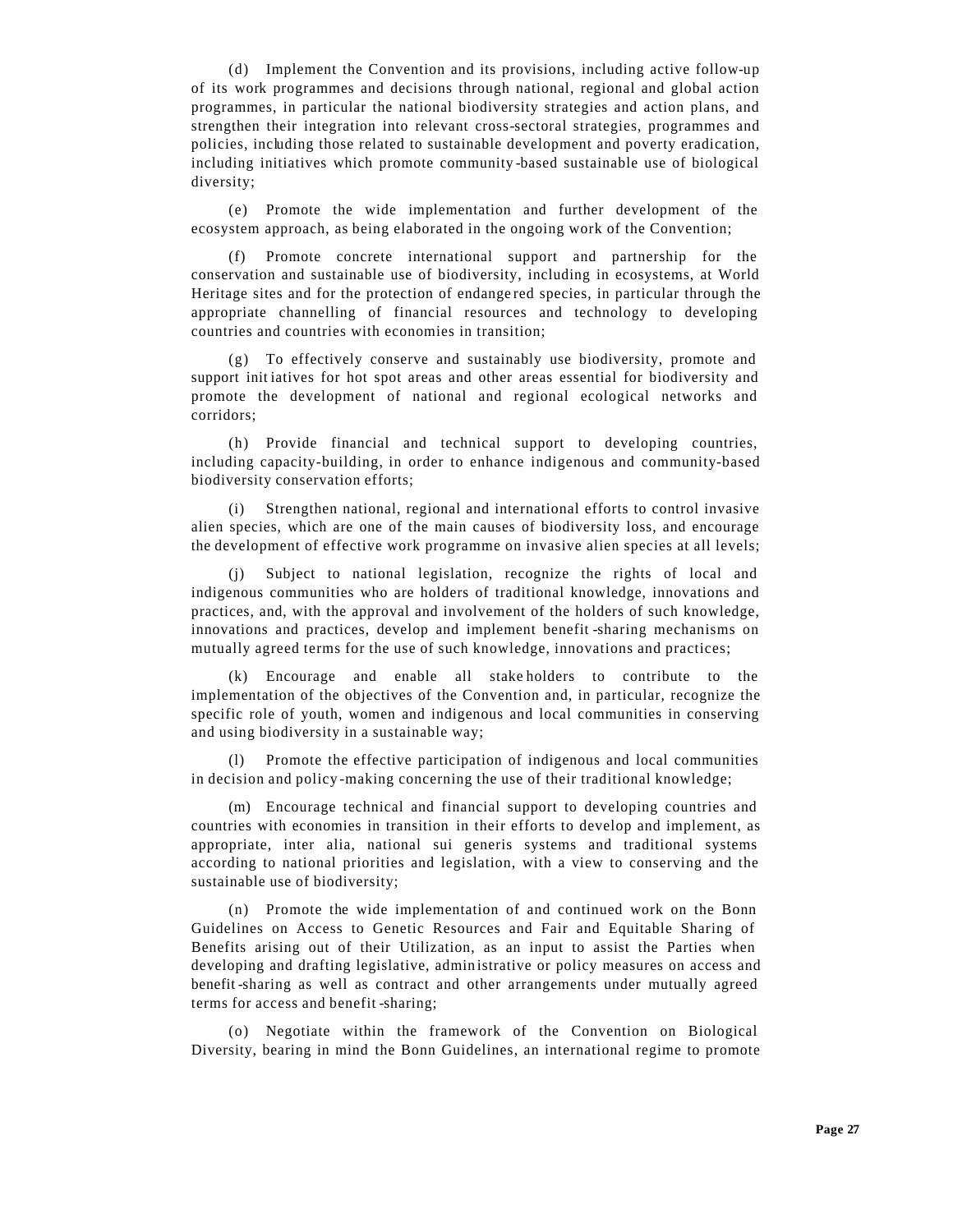(d) Implement the Convention and its provisions, including active follow-up of its work programmes and decisions through national, regional and global action programmes, in particular the national biodiversity strategies and action plans, and strengthen their integration into relevant cross-sectoral strategies, programmes and policies, including those related to sustainable development and poverty eradication, including initiatives which promote community-based sustainable use of biological diversity;

(e) Promote the wide implementation and further development of the ecosystem approach, as being elaborated in the ongoing work of the Convention;

(f) Promote concrete international support and partnership for the conservation and sustainable use of biodiversity, including in ecosystems, at World Heritage sites and for the protection of endangered species, in particular through the appropriate channelling of financial resources and technology to developing countries and countries with economies in transition;

(g) To effectively conserve and sustainably use biodiversity, promote and support initiatives for hot spot areas and other areas essential for biodiversity and promote the development of national and regional ecological networks and corridors;

(h) Provide financial and technical support to developing countries, including capacity-building, in order to enhance indigenous and community-based biodiversity conservation efforts;

(i) Strengthen national, regional and international efforts to control invasive alien species, which are one of the main causes of biodiversity loss, and encourage the development of effective work programme on invasive alien species at all levels;

(j) Subject to national legislation, recognize the rights of local and indigenous communities who are holders of traditional knowledge, innovations and practices, and, with the approval and involvement of the holders of such knowledge, innovations and practices, develop and implement benefit-sharing mechanisms on mutually agreed terms for the use of such knowledge, innovations and practices;

(k) Encourage and enable all stakeholders to contribute to the implementation of the objectives of the Convention and, in particular, recognize the specific role of youth, women and indigenous and local communities in conserving and using biodiversity in a sustainable way;

(l) Promote the effective participation of indigenous and local communities in decision and policy-making concerning the use of their traditional knowledge;

(m) Encourage technical and financial support to developing countries and countries with economies in transition in their efforts to develop and implement, as appropriate, inter alia, national sui generis systems and traditional systems according to national priorities and legislation, with a view to conserving and the sustainable use of biodiversity;

(n) Promote the wide implementation of and continued work on the Bonn Guidelines on Access to Genetic Resources and Fair and Equitable Sharing of Benefits arising out of their Utilization, as an input to assist the Parties when developing and drafting legislative, administrative or policy measures on access and benefit-sharing as well as contract and other arrangements under mutually agreed terms for access and benefit-sharing;

(o) Negotiate within the framework of the Convention on Biological Diversity, bearing in mind the Bonn Guidelines, an international regime to promote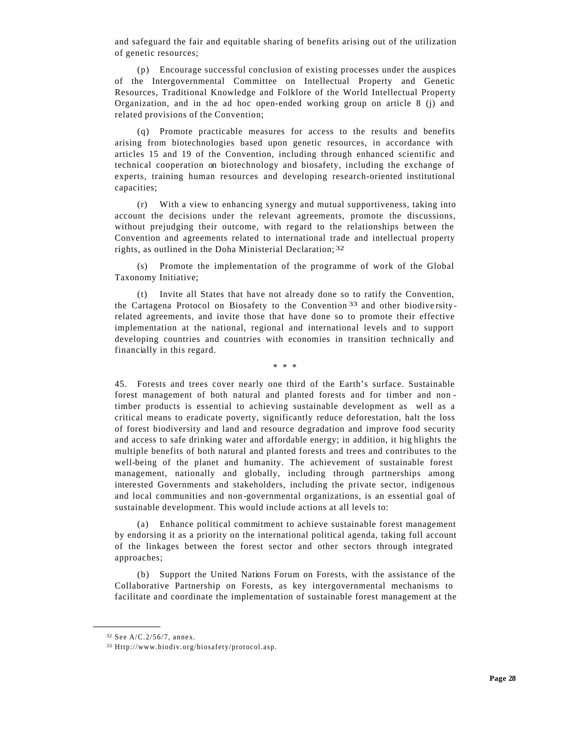and safeguard the fair and equitable sharing of benefits arising out of the utilization of genetic resources;

(p) Encourage successful conclusion of existing processes under the auspices of the Intergovernmental Committee on Intellectual Property and Genetic Resources, Traditional Knowledge and Folklore of the World Intellectual Property Organization, and in the ad hoc open-ended working group on article 8 (j) and related provisions of the Convention;

(q) Promote practicable measures for access to the results and benefits arising from biotechnologies based upon genetic resources, in accordance with articles 15 and 19 of the Convention, including through enhanced scientific and technical cooperation on biotechnology and biosafety, including the exchange of experts, training human resources and developing research-oriented institutional capacities;

(r) With a view to enhancing synergy and mutual supportiveness, taking into account the decisions under the relevant agreements, promote the discussions, without prejudging their outcome, with regard to the relationships between the Convention and agreements related to international trade and intellectual property rights, as outlined in the Doha Ministerial Declaration;[32]

(s) Promote the implementation of the programme of work of the Global Taxonomy Initiative;

(t) Invite all States that have not already done so to ratify the Convention, the Cartagena Protocol on Biosafety to the Convention[33] and other biodiversity-related agreements, and invite those that have done so to promote their effective implementation at the national, regional and international levels and to support developing countries and countries with economies in transition technically and financially in this regard.

\* \* \*

45. Forests and trees cover nearly one third of the Earth's surface. Sustainable forest management of both natural and planted forests and for timber and non-timber products is essential to achieving sustainable development as well as a critical means to eradicate poverty, significantly reduce deforestation, halt the loss of forest biodiversity and land and resource degradation and improve food security and access to safe drinking water and affordable energy; in addition, it highlights the multiple benefits of both natural and planted forests and trees and contributes to the well-being of the planet and humanity. The achievement of sustainable forest management, nationally and globally, including through partnerships among interested Governments and stakeholders, including the private sector, indigenous and local communities and non-governmental organizations, is an essential goal of sustainable development. This would include actions at all levels to:

(a) Enhance political commitment to achieve sustainable forest management by endorsing it as a priority on the international political agenda, taking full account of the linkages between the forest sector and other sectors through integrated approaches;

(b) Support the United Nations Forum on Forests, with the assistance of the Collaborative Partnership on Forests, as key intergovernmental mechanisms to facilitate and coordinate the implementation of sustainable forest management at the

---

[32] See A/C.2/56/7, annex.

[33] Http://www.biodiv.org/biosafety/protocol.asp.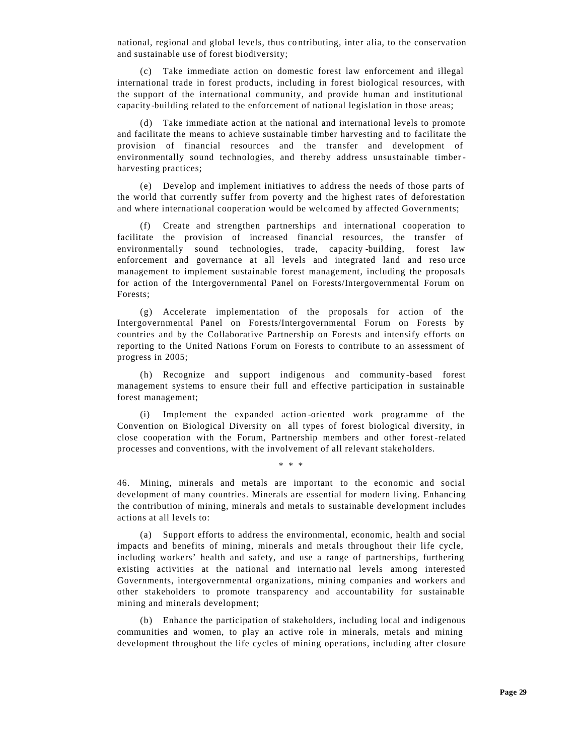national, regional and global levels, thus contributing, inter alia, to the conservation and sustainable use of forest biodiversity;

(c) Take immediate action on domestic forest law enforcement and illegal international trade in forest products, including in forest biological resources, with the support of the international community, and provide human and institutional capacity-building related to the enforcement of national legislation in those areas;

(d) Take immediate action at the national and international levels to promote and facilitate the means to achieve sustainable timber harvesting and to facilitate the provision of financial resources and the transfer and development of environmentally sound technologies, and thereby address unsustainable timber-harvesting practices;

(e) Develop and implement initiatives to address the needs of those parts of the world that currently suffer from poverty and the highest rates of deforestation and where international cooperation would be welcomed by affected Governments;

(f) Create and strengthen partnerships and international cooperation to facilitate the provision of increased financial resources, the transfer of environmentally sound technologies, trade, capacity-building, forest law enforcement and governance at all levels and integrated land and resource management to implement sustainable forest management, including the proposals for action of the Intergovernmental Panel on Forests/Intergovernmental Forum on Forests;

(g) Accelerate implementation of the proposals for action of the Intergovernmental Panel on Forests/Intergovernmental Forum on Forests by countries and by the Collaborative Partnership on Forests and intensify efforts on reporting to the United Nations Forum on Forests to contribute to an assessment of progress in 2005;

(h) Recognize and support indigenous and community-based forest management systems to ensure their full and effective participation in sustainable forest management;

(i) Implement the expanded action-oriented work programme of the Convention on Biological Diversity on all types of forest biological diversity, in close cooperation with the Forum, Partnership members and other forest-related processes and conventions, with the involvement of all relevant stakeholders.

\* \* \*

46. Mining, minerals and metals are important to the economic and social development of many countries. Minerals are essential for modern living. Enhancing the contribution of mining, minerals and metals to sustainable development includes actions at all levels to:

(a) Support efforts to address the environmental, economic, health and social impacts and benefits of mining, minerals and metals throughout their life cycle, including workers' health and safety, and use a range of partnerships, furthering existing activities at the national and international levels among interested Governments, intergovernmental organizations, mining companies and workers and other stakeholders to promote transparency and accountability for sustainable mining and minerals development;

(b) Enhance the participation of stakeholders, including local and indigenous communities and women, to play an active role in minerals, metals and mining development throughout the life cycles of mining operations, including after closure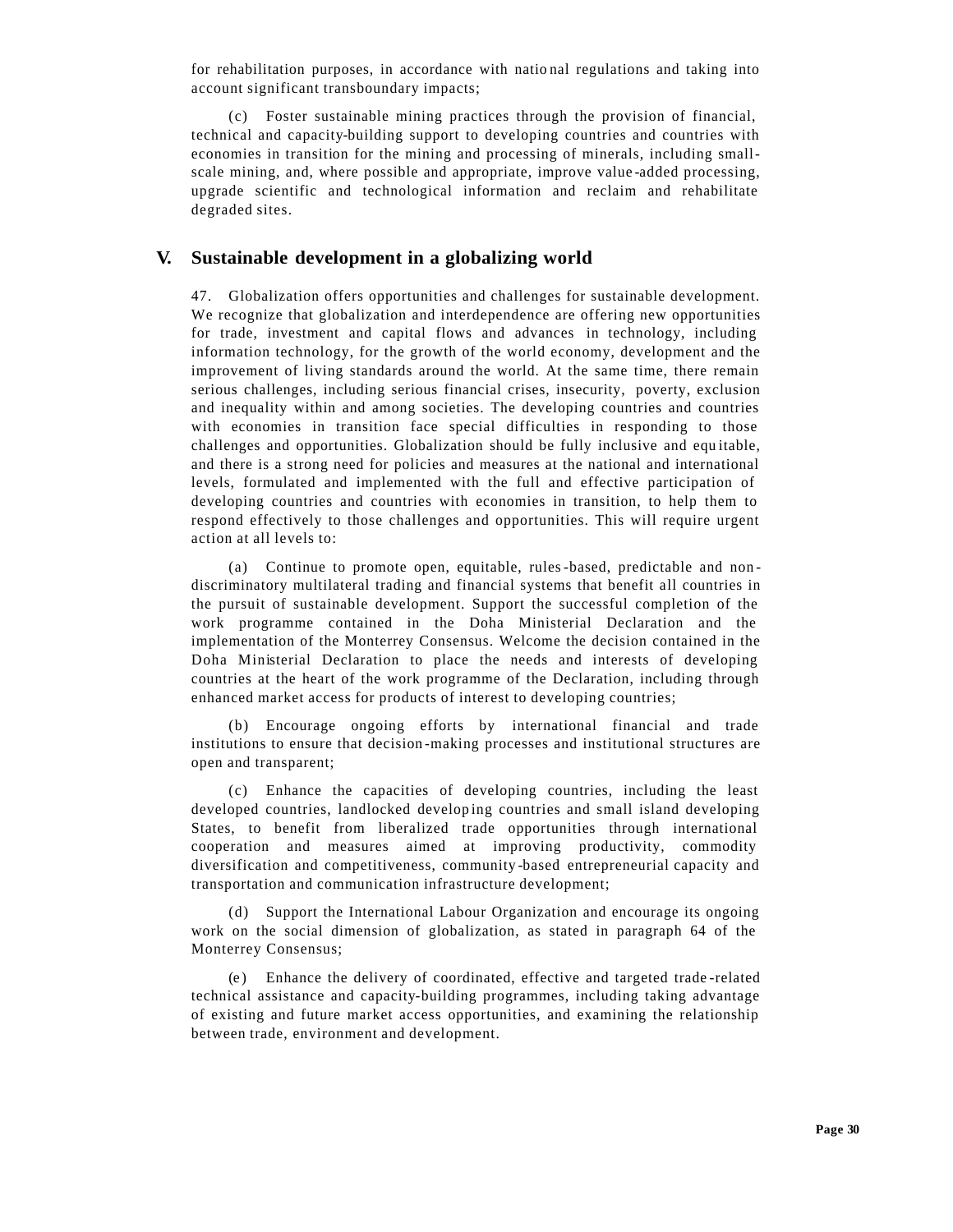for rehabilitation purposes, in accordance with national regulations and taking into account significant transboundary impacts;

(c) Foster sustainable mining practices through the provision of financial, technical and capacity-building support to developing countries and countries with economies in transition for the mining and processing of minerals, including small-scale mining, and, where possible and appropriate, improve value-added processing, upgrade scientific and technological information and reclaim and rehabilitate degraded sites.

## V. Sustainable development in a globalizing world

47. Globalization offers opportunities and challenges for sustainable development. We recognize that globalization and interdependence are offering new opportunities for trade, investment and capital flows and advances in technology, including information technology, for the growth of the world economy, development and the improvement of living standards around the world. At the same time, there remain serious challenges, including serious financial crises, insecurity, poverty, exclusion and inequality within and among societies. The developing countries and countries with economies in transition face special difficulties in responding to those challenges and opportunities. Globalization should be fully inclusive and equitable, and there is a strong need for policies and measures at the national and international levels, formulated and implemented with the full and effective participation of developing countries and countries with economies in transition, to help them to respond effectively to those challenges and opportunities. This will require urgent action at all levels to:

(a) Continue to promote open, equitable, rules-based, predictable and non-discriminatory multilateral trading and financial systems that benefit all countries in the pursuit of sustainable development. Support the successful completion of the work programme contained in the Doha Ministerial Declaration and the implementation of the Monterrey Consensus. Welcome the decision contained in the Doha Ministerial Declaration to place the needs and interests of developing countries at the heart of the work programme of the Declaration, including through enhanced market access for products of interest to developing countries;

(b) Encourage ongoing efforts by international financial and trade institutions to ensure that decision-making processes and institutional structures are open and transparent;

(c) Enhance the capacities of developing countries, including the least developed countries, landlocked developing countries and small island developing States, to benefit from liberalized trade opportunities through international cooperation and measures aimed at improving productivity, commodity diversification and competitiveness, community-based entrepreneurial capacity and transportation and communication infrastructure development;

(d) Support the International Labour Organization and encourage its ongoing work on the social dimension of globalization, as stated in paragraph 64 of the Monterrey Consensus;

(e) Enhance the delivery of coordinated, effective and targeted trade-related technical assistance and capacity-building programmes, including taking advantage of existing and future market access opportunities, and examining the relationship between trade, environment and development.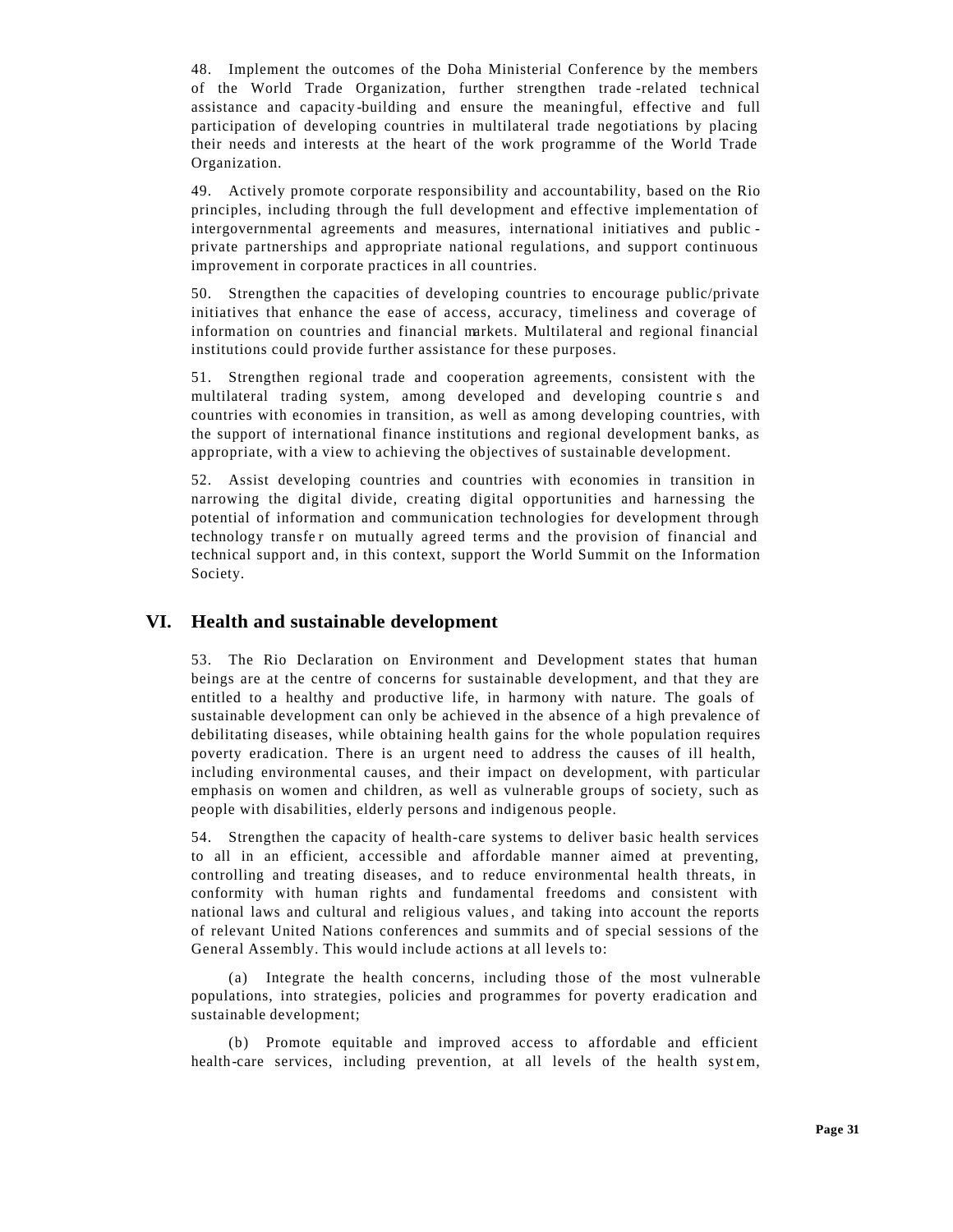48. Implement the outcomes of the Doha Ministerial Conference by the members of the World Trade Organization, further strengthen trade-related technical assistance and capacity-building and ensure the meaningful, effective and full participation of developing countries in multilateral trade negotiations by placing their needs and interests at the heart of the work programme of the World Trade Organization.

49. Actively promote corporate responsibility and accountability, based on the Rio principles, including through the full development and effective implementation of intergovernmental agreements and measures, international initiatives and public-private partnerships and appropriate national regulations, and support continuous improvement in corporate practices in all countries.

50. Strengthen the capacities of developing countries to encourage public/private initiatives that enhance the ease of access, accuracy, timeliness and coverage of information on countries and financial markets. Multilateral and regional financial institutions could provide further assistance for these purposes.

51. Strengthen regional trade and cooperation agreements, consistent with the multilateral trading system, among developed and developing countries and countries with economies in transition, as well as among developing countries, with the support of international finance institutions and regional development banks, as appropriate, with a view to achieving the objectives of sustainable development.

52. Assist developing countries and countries with economies in transition in narrowing the digital divide, creating digital opportunities and harnessing the potential of information and communication technologies for development through technology transfer on mutually agreed terms and the provision of financial and technical support and, in this context, support the World Summit on the Information Society.

## VI. Health and sustainable development

53. The Rio Declaration on Environment and Development states that human beings are at the centre of concerns for sustainable development, and that they are entitled to a healthy and productive life, in harmony with nature. The goals of sustainable development can only be achieved in the absence of a high prevalence of debilitating diseases, while obtaining health gains for the whole population requires poverty eradication. There is an urgent need to address the causes of ill health, including environmental causes, and their impact on development, with particular emphasis on women and children, as well as vulnerable groups of society, such as people with disabilities, elderly persons and indigenous people.

54. Strengthen the capacity of health-care systems to deliver basic health services to all in an efficient, accessible and affordable manner aimed at preventing, controlling and treating diseases, and to reduce environmental health threats, in conformity with human rights and fundamental freedoms and consistent with national laws and cultural and religious values, and taking into account the reports of relevant United Nations conferences and summits and of special sessions of the General Assembly. This would include actions at all levels to:

(a) Integrate the health concerns, including those of the most vulnerable populations, into strategies, policies and programmes for poverty eradication and sustainable development;

(b) Promote equitable and improved access to affordable and efficient health-care services, including prevention, at all levels of the health system,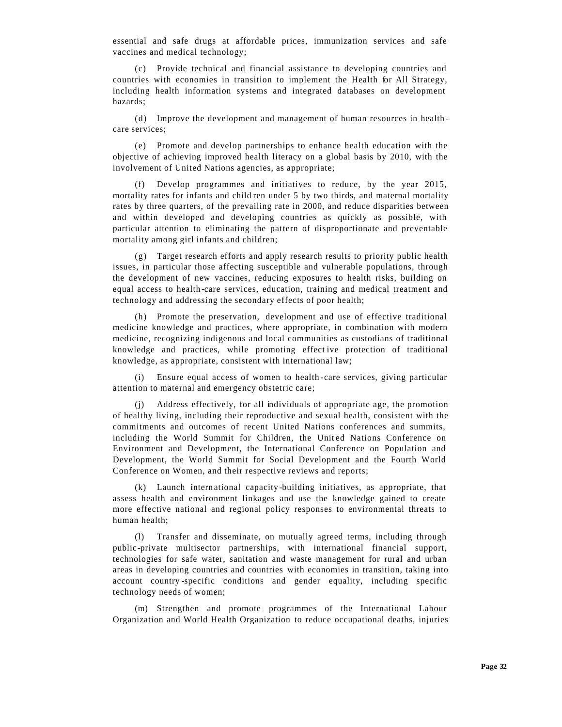essential and safe drugs at affordable prices, immunization services and safe vaccines and medical technology;

(c) Provide technical and financial assistance to developing countries and countries with economies in transition to implement the Health for All Strategy, including health information systems and integrated databases on development hazards;

(d) Improve the development and management of human resources in health-care services;

(e) Promote and develop partnerships to enhance health education with the objective of achieving improved health literacy on a global basis by 2010, with the involvement of United Nations agencies, as appropriate;

(f) Develop programmes and initiatives to reduce, by the year 2015, mortality rates for infants and children under 5 by two thirds, and maternal mortality rates by three quarters, of the prevailing rate in 2000, and reduce disparities between and within developed and developing countries as quickly as possible, with particular attention to eliminating the pattern of disproportionate and preventable mortality among girl infants and children;

(g) Target research efforts and apply research results to priority public health issues, in particular those affecting susceptible and vulnerable populations, through the development of new vaccines, reducing exposures to health risks, building on equal access to health-care services, education, training and medical treatment and technology and addressing the secondary effects of poor health;

(h) Promote the preservation, development and use of effective traditional medicine knowledge and practices, where appropriate, in combination with modern medicine, recognizing indigenous and local communities as custodians of traditional knowledge and practices, while promoting effective protection of traditional knowledge, as appropriate, consistent with international law;

(i) Ensure equal access of women to health-care services, giving particular attention to maternal and emergency obstetric care;

(j) Address effectively, for all individuals of appropriate age, the promotion of healthy living, including their reproductive and sexual health, consistent with the commitments and outcomes of recent United Nations conferences and summits, including the World Summit for Children, the United Nations Conference on Environment and Development, the International Conference on Population and Development, the World Summit for Social Development and the Fourth World Conference on Women, and their respective reviews and reports;

(k) Launch international capacity-building initiatives, as appropriate, that assess health and environment linkages and use the knowledge gained to create more effective national and regional policy responses to environmental threats to human health;

(l) Transfer and disseminate, on mutually agreed terms, including through public-private multisector partnerships, with international financial support, technologies for safe water, sanitation and waste management for rural and urban areas in developing countries and countries with economies in transition, taking into account country-specific conditions and gender equality, including specific technology needs of women;

(m) Strengthen and promote programmes of the International Labour Organization and World Health Organization to reduce occupational deaths, injuries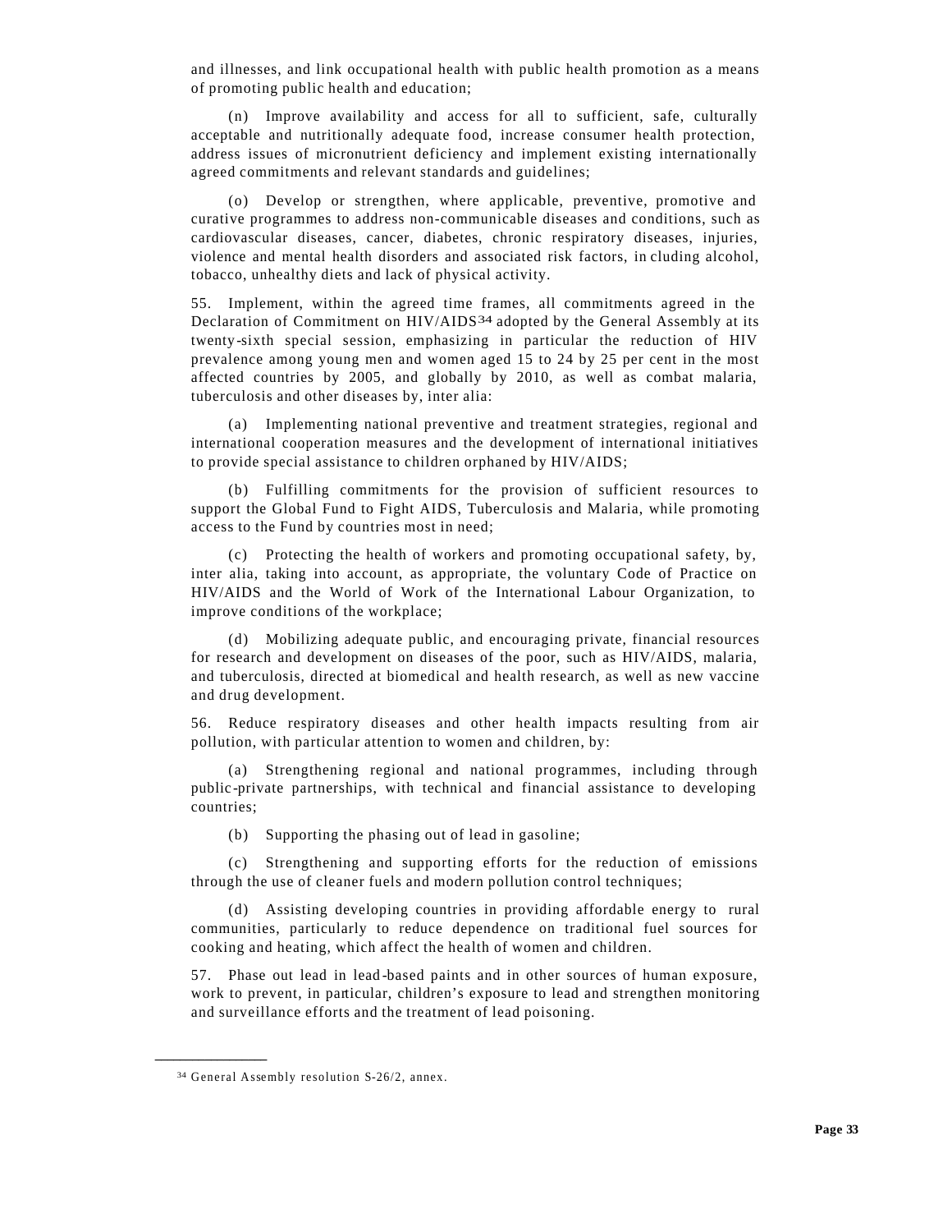and illnesses, and link occupational health with public health promotion as a means of promoting public health and education;

(n) Improve availability and access for all to sufficient, safe, culturally acceptable and nutritionally adequate food, increase consumer health protection, address issues of micronutrient deficiency and implement existing internationally agreed commitments and relevant standards and guidelines;

(o) Develop or strengthen, where applicable, preventive, promotive and curative programmes to address non-communicable diseases and conditions, such as cardiovascular diseases, cancer, diabetes, chronic respiratory diseases, injuries, violence and mental health disorders and associated risk factors, including alcohol, tobacco, unhealthy diets and lack of physical activity.

55. Implement, within the agreed time frames, all commitments agreed in the Declaration of Commitment on HIV/AIDS[34] adopted by the General Assembly at its twenty-sixth special session, emphasizing in particular the reduction of HIV prevalence among young men and women aged 15 to 24 by 25 per cent in the most affected countries by 2005, and globally by 2010, as well as combat malaria, tuberculosis and other diseases by, inter alia:

(a) Implementing national preventive and treatment strategies, regional and international cooperation measures and the development of international initiatives to provide special assistance to children orphaned by HIV/AIDS;

(b) Fulfilling commitments for the provision of sufficient resources to support the Global Fund to Fight AIDS, Tuberculosis and Malaria, while promoting access to the Fund by countries most in need;

(c) Protecting the health of workers and promoting occupational safety, by, inter alia, taking into account, as appropriate, the voluntary Code of Practice on HIV/AIDS and the World of Work of the International Labour Organization, to improve conditions of the workplace;

(d) Mobilizing adequate public, and encouraging private, financial resources for research and development on diseases of the poor, such as HIV/AIDS, malaria, and tuberculosis, directed at biomedical and health research, as well as new vaccine and drug development.

56. Reduce respiratory diseases and other health impacts resulting from air pollution, with particular attention to women and children, by:

(a) Strengthening regional and national programmes, including through public-private partnerships, with technical and financial assistance to developing countries;

(b) Supporting the phasing out of lead in gasoline;

(c) Strengthening and supporting efforts for the reduction of emissions through the use of cleaner fuels and modern pollution control techniques;

(d) Assisting developing countries in providing affordable energy to rural communities, particularly to reduce dependence on traditional fuel sources for cooking and heating, which affect the health of women and children.

57. Phase out lead in lead-based paints and in other sources of human exposure, work to prevent, in particular, children's exposure to lead and strengthen monitoring and surveillance efforts and the treatment of lead poisoning.

---

[34] General Assembly resolution S-26/2, annex.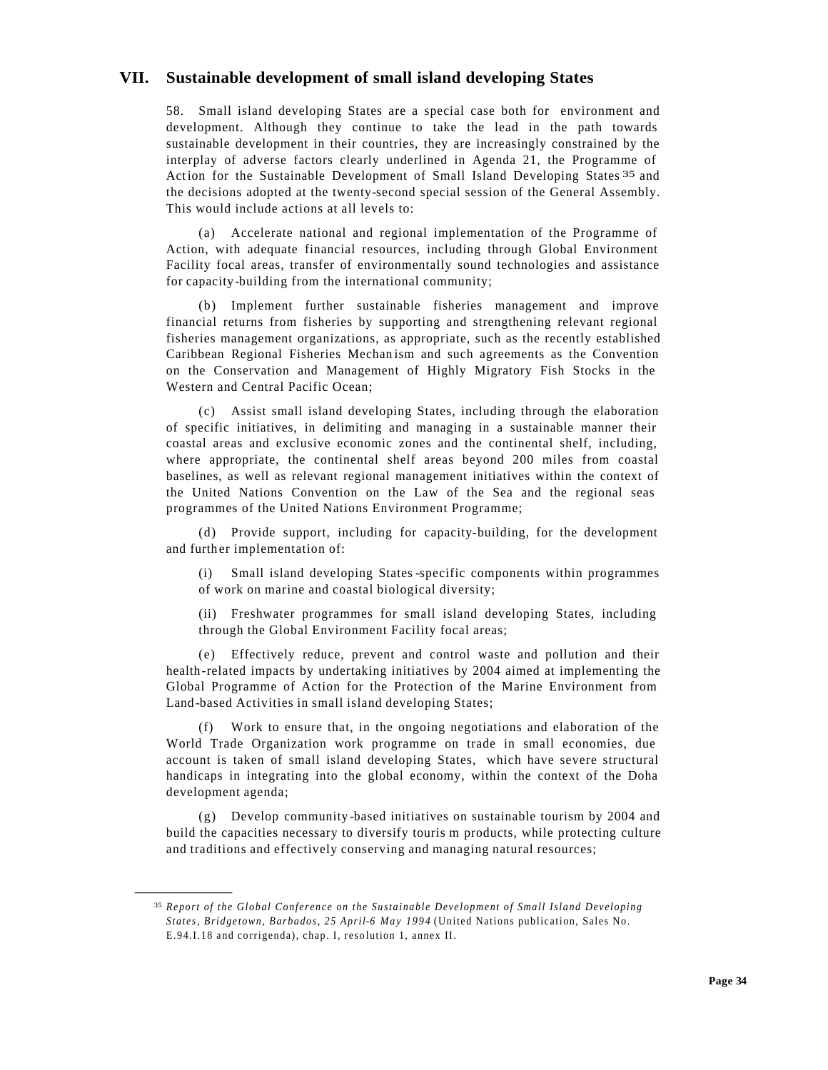## VII. Sustainable development of small island developing States

58. Small island developing States are a special case both for environment and development. Although they continue to take the lead in the path towards sustainable development in their countries, they are increasingly constrained by the interplay of adverse factors clearly underlined in Agenda 21, the Programme of Action for the Sustainable Development of Small Island Developing States [35] and the decisions adopted at the twenty-second special session of the General Assembly. This would include actions at all levels to:

(a) Accelerate national and regional implementation of the Programme of Action, with adequate financial resources, including through Global Environment Facility focal areas, transfer of environmentally sound technologies and assistance for capacity-building from the international community;

(b) Implement further sustainable fisheries management and improve financial returns from fisheries by supporting and strengthening relevant regional fisheries management organizations, as appropriate, such as the recently established Caribbean Regional Fisheries Mechanism and such agreements as the Convention on the Conservation and Management of Highly Migratory Fish Stocks in the Western and Central Pacific Ocean;

(c) Assist small island developing States, including through the elaboration of specific initiatives, in delimiting and managing in a sustainable manner their coastal areas and exclusive economic zones and the continental shelf, including, where appropriate, the continental shelf areas beyond 200 miles from coastal baselines, as well as relevant regional management initiatives within the context of the United Nations Convention on the Law of the Sea and the regional seas programmes of the United Nations Environment Programme;

(d) Provide support, including for capacity-building, for the development and further implementation of:

(i) Small island developing States-specific components within programmes of work on marine and coastal biological diversity;

(ii) Freshwater programmes for small island developing States, including through the Global Environment Facility focal areas;

(e) Effectively reduce, prevent and control waste and pollution and their health-related impacts by undertaking initiatives by 2004 aimed at implementing the Global Programme of Action for the Protection of the Marine Environment from Land-based Activities in small island developing States;

(f) Work to ensure that, in the ongoing negotiations and elaboration of the World Trade Organization work programme on trade in small economies, due account is taken of small island developing States, which have severe structural handicaps in integrating into the global economy, within the context of the Doha development agenda;

(g) Develop community-based initiatives on sustainable tourism by 2004 and build the capacities necessary to diversify tourism products, while protecting culture and traditions and effectively conserving and managing natural resources;

---

[35] *Report of the Global Conference on the Sustainable Development of Small Island Developing States, Bridgetown, Barbados, 25 April-6 May 1994* (United Nations publication, Sales No. E.94.I.18 and corrigenda), chap. I, resolution 1, annex II.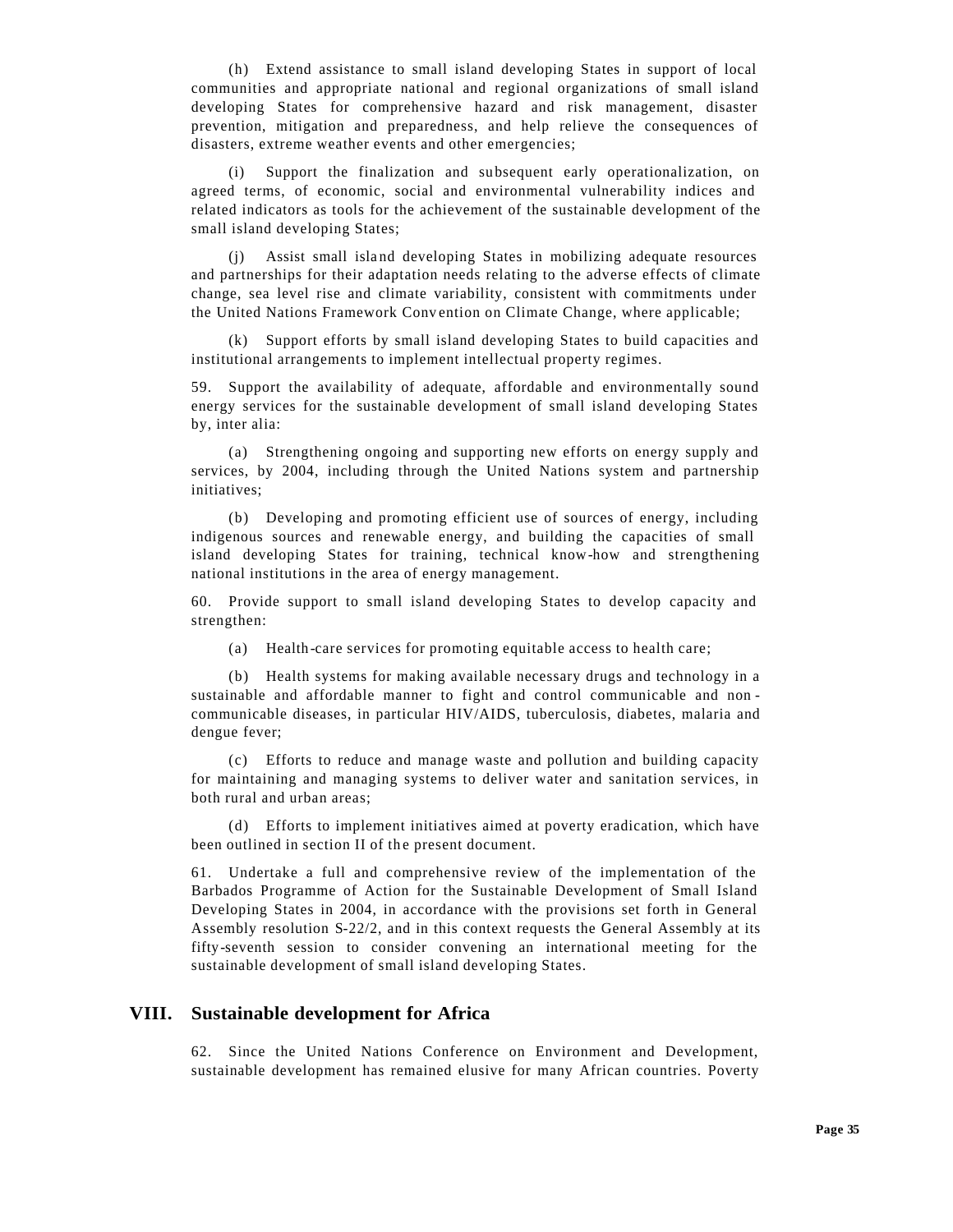(h) Extend assistance to small island developing States in support of local communities and appropriate national and regional organizations of small island developing States for comprehensive hazard and risk management, disaster prevention, mitigation and preparedness, and help relieve the consequences of disasters, extreme weather events and other emergencies;

(i) Support the finalization and subsequent early operationalization, on agreed terms, of economic, social and environmental vulnerability indices and related indicators as tools for the achievement of the sustainable development of the small island developing States;

(j) Assist small island developing States in mobilizing adequate resources and partnerships for their adaptation needs relating to the adverse effects of climate change, sea level rise and climate variability, consistent with commitments under the United Nations Framework Convention on Climate Change, where applicable;

(k) Support efforts by small island developing States to build capacities and institutional arrangements to implement intellectual property regimes.

59. Support the availability of adequate, affordable and environmentally sound energy services for the sustainable development of small island developing States by, inter alia:

(a) Strengthening ongoing and supporting new efforts on energy supply and services, by 2004, including through the United Nations system and partnership initiatives;

(b) Developing and promoting efficient use of sources of energy, including indigenous sources and renewable energy, and building the capacities of small island developing States for training, technical know-how and strengthening national institutions in the area of energy management.

60. Provide support to small island developing States to develop capacity and strengthen:

(a) Health-care services for promoting equitable access to health care;

(b) Health systems for making available necessary drugs and technology in a sustainable and affordable manner to fight and control communicable and non-communicable diseases, in particular HIV/AIDS, tuberculosis, diabetes, malaria and dengue fever;

(c) Efforts to reduce and manage waste and pollution and building capacity for maintaining and managing systems to deliver water and sanitation services, in both rural and urban areas;

(d) Efforts to implement initiatives aimed at poverty eradication, which have been outlined in section II of the present document.

61. Undertake a full and comprehensive review of the implementation of the Barbados Programme of Action for the Sustainable Development of Small Island Developing States in 2004, in accordance with the provisions set forth in General Assembly resolution S-22/2, and in this context requests the General Assembly at its fifty-seventh session to consider convening an international meeting for the sustainable development of small island developing States.

## VIII. Sustainable development for Africa

62. Since the United Nations Conference on Environment and Development, sustainable development has remained elusive for many African countries. Poverty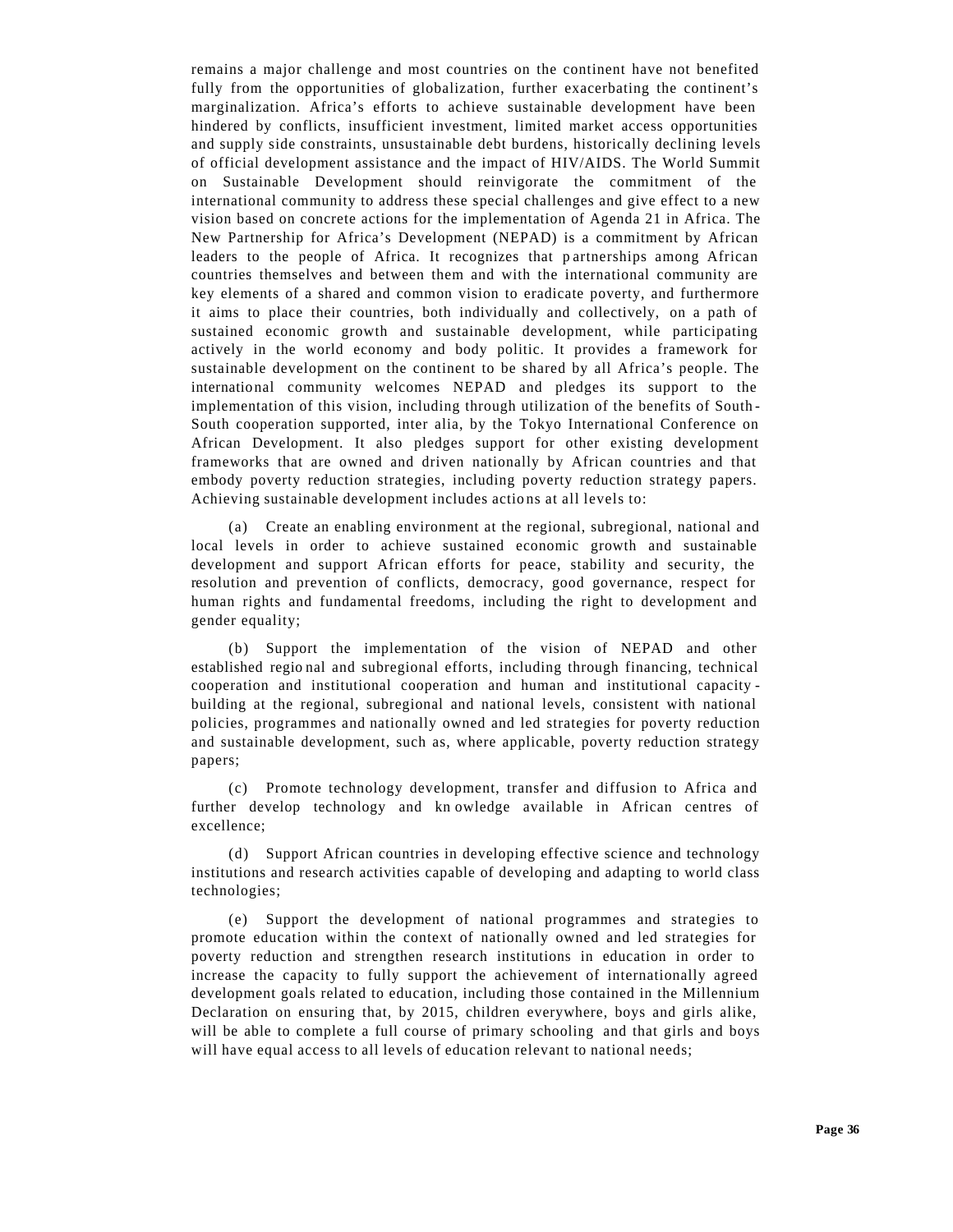remains a major challenge and most countries on the continent have not benefited fully from the opportunities of globalization, further exacerbating the continent's marginalization. Africa's efforts to achieve sustainable development have been hindered by conflicts, insufficient investment, limited market access opportunities and supply side constraints, unsustainable debt burdens, historically declining levels of official development assistance and the impact of HIV/AIDS. The World Summit on Sustainable Development should reinvigorate the commitment of the international community to address these special challenges and give effect to a new vision based on concrete actions for the implementation of Agenda 21 in Africa. The New Partnership for Africa's Development (NEPAD) is a commitment by African leaders to the people of Africa. It recognizes that partnerships among African countries themselves and between them and with the international community are key elements of a shared and common vision to eradicate poverty, and furthermore it aims to place their countries, both individually and collectively, on a path of sustained economic growth and sustainable development, while participating actively in the world economy and body politic. It provides a framework for sustainable development on the continent to be shared by all Africa's people. The international community welcomes NEPAD and pledges its support to the implementation of this vision, including through utilization of the benefits of South-South cooperation supported, inter alia, by the Tokyo International Conference on African Development. It also pledges support for other existing development frameworks that are owned and driven nationally by African countries and that embody poverty reduction strategies, including poverty reduction strategy papers. Achieving sustainable development includes actions at all levels to:

(a) Create an enabling environment at the regional, subregional, national and local levels in order to achieve sustained economic growth and sustainable development and support African efforts for peace, stability and security, the resolution and prevention of conflicts, democracy, good governance, respect for human rights and fundamental freedoms, including the right to development and gender equality;

(b) Support the implementation of the vision of NEPAD and other established regional and subregional efforts, including through financing, technical cooperation and institutional cooperation and human and institutional capacity-building at the regional, subregional and national levels, consistent with national policies, programmes and nationally owned and led strategies for poverty reduction and sustainable development, such as, where applicable, poverty reduction strategy papers;

(c) Promote technology development, transfer and diffusion to Africa and further develop technology and knowledge available in African centres of excellence;

(d) Support African countries in developing effective science and technology institutions and research activities capable of developing and adapting to world class technologies;

(e) Support the development of national programmes and strategies to promote education within the context of nationally owned and led strategies for poverty reduction and strengthen research institutions in education in order to increase the capacity to fully support the achievement of internationally agreed development goals related to education, including those contained in the Millennium Declaration on ensuring that, by 2015, children everywhere, boys and girls alike, will be able to complete a full course of primary schooling and that girls and boys will have equal access to all levels of education relevant to national needs;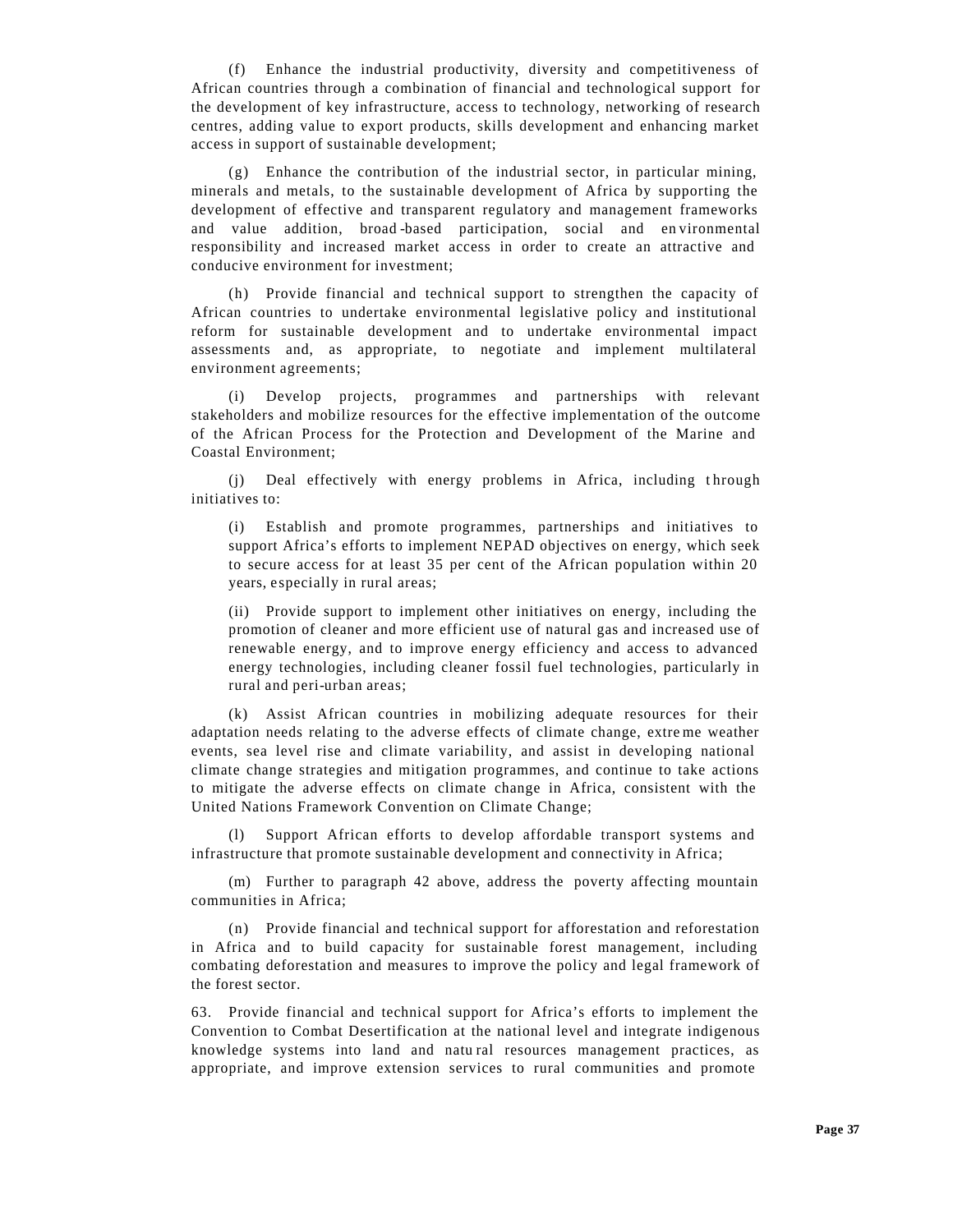(f) Enhance the industrial productivity, diversity and competitiveness of African countries through a combination of financial and technological support for the development of key infrastructure, access to technology, networking of research centres, adding value to export products, skills development and enhancing market access in support of sustainable development;

(g) Enhance the contribution of the industrial sector, in particular mining, minerals and metals, to the sustainable development of Africa by supporting the development of effective and transparent regulatory and management frameworks and value addition, broad-based participation, social and environmental responsibility and increased market access in order to create an attractive and conducive environment for investment;

(h) Provide financial and technical support to strengthen the capacity of African countries to undertake environmental legislative policy and institutional reform for sustainable development and to undertake environmental impact assessments and, as appropriate, to negotiate and implement multilateral environment agreements;

(i) Develop projects, programmes and partnerships with relevant stakeholders and mobilize resources for the effective implementation of the outcome of the African Process for the Protection and Development of the Marine and Coastal Environment;

(j) Deal effectively with energy problems in Africa, including through initiatives to:

(i) Establish and promote programmes, partnerships and initiatives to support Africa's efforts to implement NEPAD objectives on energy, which seek to secure access for at least 35 per cent of the African population within 20 years, especially in rural areas;

(ii) Provide support to implement other initiatives on energy, including the promotion of cleaner and more efficient use of natural gas and increased use of renewable energy, and to improve energy efficiency and access to advanced energy technologies, including cleaner fossil fuel technologies, particularly in rural and peri-urban areas;

(k) Assist African countries in mobilizing adequate resources for their adaptation needs relating to the adverse effects of climate change, extreme weather events, sea level rise and climate variability, and assist in developing national climate change strategies and mitigation programmes, and continue to take actions to mitigate the adverse effects on climate change in Africa, consistent with the United Nations Framework Convention on Climate Change;

(l) Support African efforts to develop affordable transport systems and infrastructure that promote sustainable development and connectivity in Africa;

(m) Further to paragraph 42 above, address the poverty affecting mountain communities in Africa;

(n) Provide financial and technical support for afforestation and reforestation in Africa and to build capacity for sustainable forest management, including combating deforestation and measures to improve the policy and legal framework of the forest sector.

63. Provide financial and technical support for Africa's efforts to implement the Convention to Combat Desertification at the national level and integrate indigenous knowledge systems into land and natural resources management practices, as appropriate, and improve extension services to rural communities and promote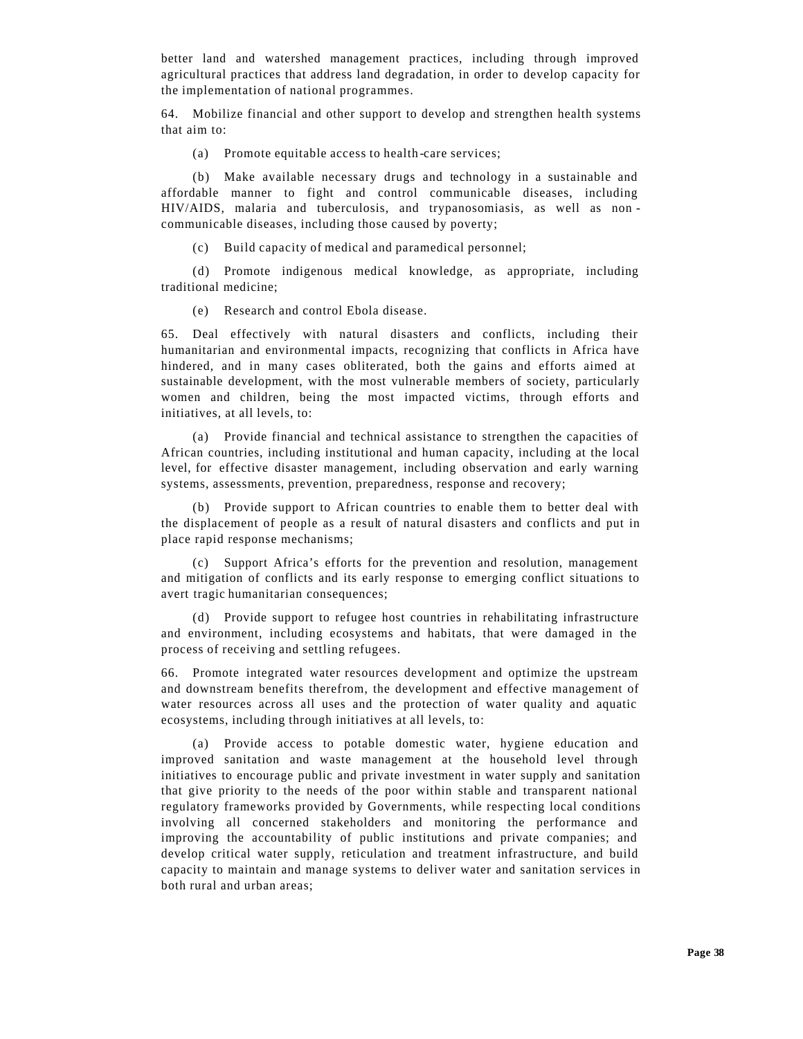better land and watershed management practices, including through improved agricultural practices that address land degradation, in order to develop capacity for the implementation of national programmes.

64. Mobilize financial and other support to develop and strengthen health systems that aim to:

(a) Promote equitable access to health-care services;

(b) Make available necessary drugs and technology in a sustainable and affordable manner to fight and control communicable diseases, including HIV/AIDS, malaria and tuberculosis, and trypanosomiasis, as well as non-communicable diseases, including those caused by poverty;

(c) Build capacity of medical and paramedical personnel;

(d) Promote indigenous medical knowledge, as appropriate, including traditional medicine;

(e) Research and control Ebola disease.

65. Deal effectively with natural disasters and conflicts, including their humanitarian and environmental impacts, recognizing that conflicts in Africa have hindered, and in many cases obliterated, both the gains and efforts aimed at sustainable development, with the most vulnerable members of society, particularly women and children, being the most impacted victims, through efforts and initiatives, at all levels, to:

(a) Provide financial and technical assistance to strengthen the capacities of African countries, including institutional and human capacity, including at the local level, for effective disaster management, including observation and early warning systems, assessments, prevention, preparedness, response and recovery;

(b) Provide support to African countries to enable them to better deal with the displacement of people as a result of natural disasters and conflicts and put in place rapid response mechanisms;

(c) Support Africa's efforts for the prevention and resolution, management and mitigation of conflicts and its early response to emerging conflict situations to avert tragic humanitarian consequences;

(d) Provide support to refugee host countries in rehabilitating infrastructure and environment, including ecosystems and habitats, that were damaged in the process of receiving and settling refugees.

66. Promote integrated water resources development and optimize the upstream and downstream benefits therefrom, the development and effective management of water resources across all uses and the protection of water quality and aquatic ecosystems, including through initiatives at all levels, to:

(a) Provide access to potable domestic water, hygiene education and improved sanitation and waste management at the household level through initiatives to encourage public and private investment in water supply and sanitation that give priority to the needs of the poor within stable and transparent national regulatory frameworks provided by Governments, while respecting local conditions involving all concerned stakeholders and monitoring the performance and improving the accountability of public institutions and private companies; and develop critical water supply, reticulation and treatment infrastructure, and build capacity to maintain and manage systems to deliver water and sanitation services in both rural and urban areas;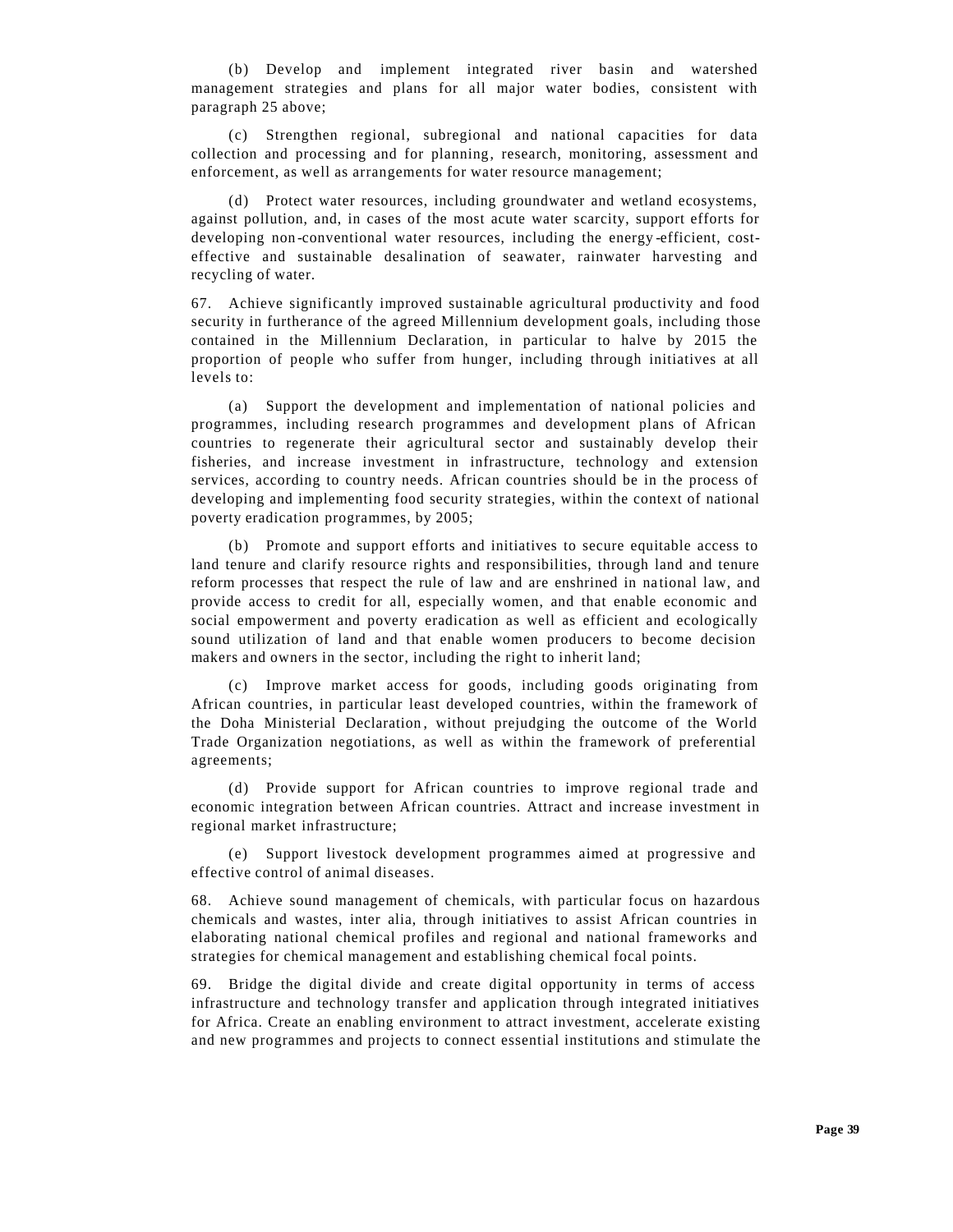(b) Develop and implement integrated river basin and watershed management strategies and plans for all major water bodies, consistent with paragraph 25 above;

(c) Strengthen regional, subregional and national capacities for data collection and processing and for planning, research, monitoring, assessment and enforcement, as well as arrangements for water resource management;

(d) Protect water resources, including groundwater and wetland ecosystems, against pollution, and, in cases of the most acute water scarcity, support efforts for developing non-conventional water resources, including the energy-efficient, cost-effective and sustainable desalination of seawater, rainwater harvesting and recycling of water.

67. Achieve significantly improved sustainable agricultural productivity and food security in furtherance of the agreed Millennium development goals, including those contained in the Millennium Declaration, in particular to halve by 2015 the proportion of people who suffer from hunger, including through initiatives at all levels to:

(a) Support the development and implementation of national policies and programmes, including research programmes and development plans of African countries to regenerate their agricultural sector and sustainably develop their fisheries, and increase investment in infrastructure, technology and extension services, according to country needs. African countries should be in the process of developing and implementing food security strategies, within the context of national poverty eradication programmes, by 2005;

(b) Promote and support efforts and initiatives to secure equitable access to land tenure and clarify resource rights and responsibilities, through land and tenure reform processes that respect the rule of law and are enshrined in national law, and provide access to credit for all, especially women, and that enable economic and social empowerment and poverty eradication as well as efficient and ecologically sound utilization of land and that enable women producers to become decision makers and owners in the sector, including the right to inherit land;

(c) Improve market access for goods, including goods originating from African countries, in particular least developed countries, within the framework of the Doha Ministerial Declaration, without prejudging the outcome of the World Trade Organization negotiations, as well as within the framework of preferential agreements;

(d) Provide support for African countries to improve regional trade and economic integration between African countries. Attract and increase investment in regional market infrastructure;

(e) Support livestock development programmes aimed at progressive and effective control of animal diseases.

68. Achieve sound management of chemicals, with particular focus on hazardous chemicals and wastes, inter alia, through initiatives to assist African countries in elaborating national chemical profiles and regional and national frameworks and strategies for chemical management and establishing chemical focal points.

69. Bridge the digital divide and create digital opportunity in terms of access infrastructure and technology transfer and application through integrated initiatives for Africa. Create an enabling environment to attract investment, accelerate existing and new programmes and projects to connect essential institutions and stimulate the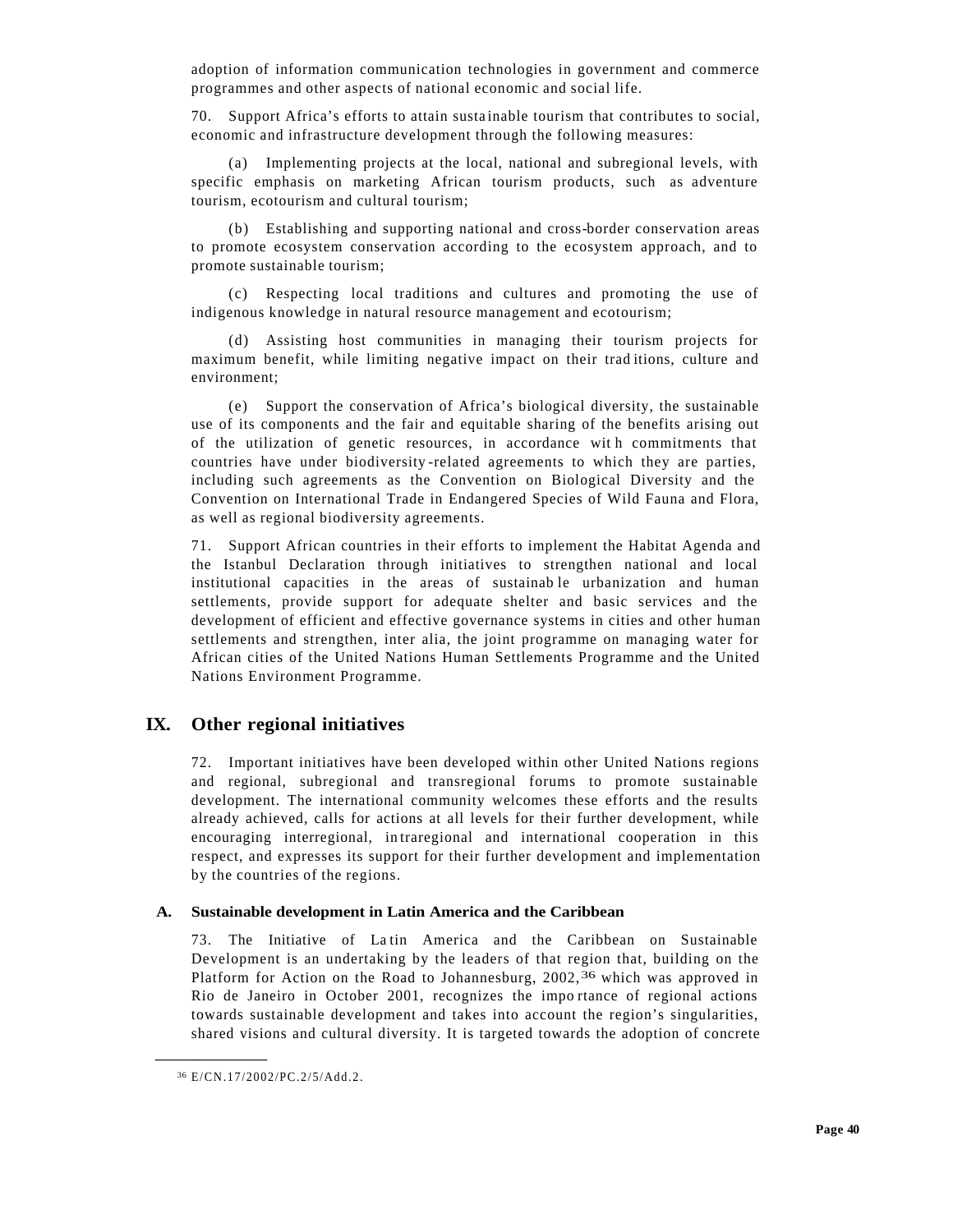adoption of information communication technologies in government and commerce programmes and other aspects of national economic and social life.

70. Support Africa's efforts to attain sustainable tourism that contributes to social, economic and infrastructure development through the following measures:

(a) Implementing projects at the local, national and subregional levels, with specific emphasis on marketing African tourism products, such as adventure tourism, ecotourism and cultural tourism;

(b) Establishing and supporting national and cross-border conservation areas to promote ecosystem conservation according to the ecosystem approach, and to promote sustainable tourism;

(c) Respecting local traditions and cultures and promoting the use of indigenous knowledge in natural resource management and ecotourism;

(d) Assisting host communities in managing their tourism projects for maximum benefit, while limiting negative impact on their traditions, culture and environment;

(e) Support the conservation of Africa's biological diversity, the sustainable use of its components and the fair and equitable sharing of the benefits arising out of the utilization of genetic resources, in accordance with commitments that countries have under biodiversity-related agreements to which they are parties, including such agreements as the Convention on Biological Diversity and the Convention on International Trade in Endangered Species of Wild Fauna and Flora, as well as regional biodiversity agreements.

71. Support African countries in their efforts to implement the Habitat Agenda and the Istanbul Declaration through initiatives to strengthen national and local institutional capacities in the areas of sustainable urbanization and human settlements, provide support for adequate shelter and basic services and the development of efficient and effective governance systems in cities and other human settlements and strengthen, inter alia, the joint programme on managing water for African cities of the United Nations Human Settlements Programme and the United Nations Environment Programme.

## IX. Other regional initiatives

72. Important initiatives have been developed within other United Nations regions and regional, subregional and transregional forums to promote sustainable development. The international community welcomes these efforts and the results already achieved, calls for actions at all levels for their further development, while encouraging interregional, intraregional and international cooperation in this respect, and expresses its support for their further development and implementation by the countries of the regions.

### A. Sustainable development in Latin America and the Caribbean

73. The Initiative of Latin America and the Caribbean on Sustainable Development is an undertaking by the leaders of that region that, building on the Platform for Action on the Road to Johannesburg, 2002,[36] which was approved in Rio de Janeiro in October 2001, recognizes the importance of regional actions towards sustainable development and takes into account the region's singularities, shared visions and cultural diversity. It is targeted towards the adoption of concrete

[36] E/CN.17/2002/PC.2/5/Add.2.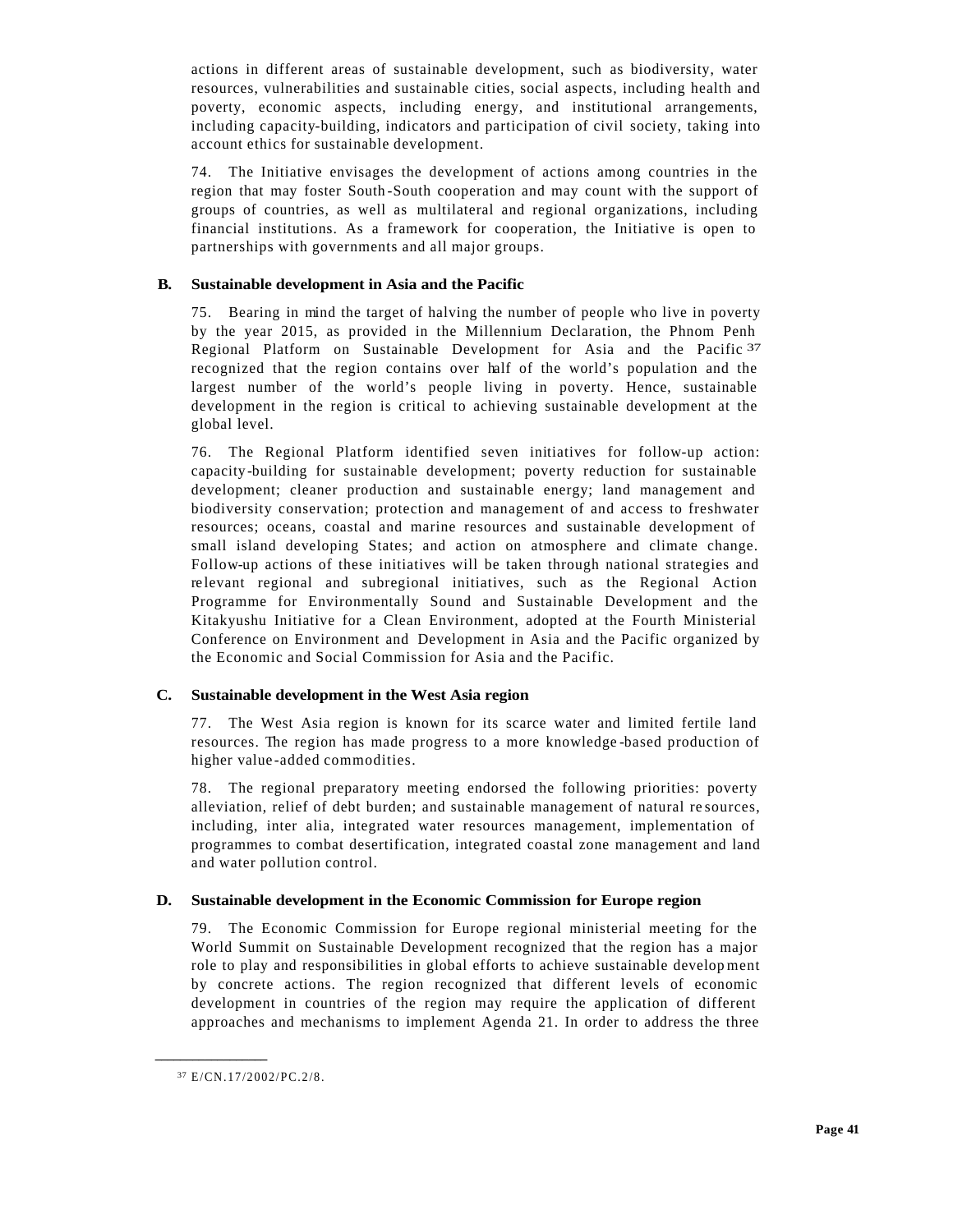actions in different areas of sustainable development, such as biodiversity, water resources, vulnerabilities and sustainable cities, social aspects, including health and poverty, economic aspects, including energy, and institutional arrangements, including capacity-building, indicators and participation of civil society, taking into account ethics for sustainable development.

74. The Initiative envisages the development of actions among countries in the region that may foster South-South cooperation and may count with the support of groups of countries, as well as multilateral and regional organizations, including financial institutions. As a framework for cooperation, the Initiative is open to partnerships with governments and all major groups.

### B. Sustainable development in Asia and the Pacific

75. Bearing in mind the target of halving the number of people who live in poverty by the year 2015, as provided in the Millennium Declaration, the Phnom Penh Regional Platform on Sustainable Development for Asia and the Pacific[37] recognized that the region contains over half of the world's population and the largest number of the world's people living in poverty. Hence, sustainable development in the region is critical to achieving sustainable development at the global level.

76. The Regional Platform identified seven initiatives for follow-up action: capacity-building for sustainable development; poverty reduction for sustainable development; cleaner production and sustainable energy; land management and biodiversity conservation; protection and management of and access to freshwater resources; oceans, coastal and marine resources and sustainable development of small island developing States; and action on atmosphere and climate change. Follow-up actions of these initiatives will be taken through national strategies and relevant regional and subregional initiatives, such as the Regional Action Programme for Environmentally Sound and Sustainable Development and the Kitakyushu Initiative for a Clean Environment, adopted at the Fourth Ministerial Conference on Environment and Development in Asia and the Pacific organized by the Economic and Social Commission for Asia and the Pacific.

### C. Sustainable development in the West Asia region

77. The West Asia region is known for its scarce water and limited fertile land resources. The region has made progress to a more knowledge-based production of higher value-added commodities.

78. The regional preparatory meeting endorsed the following priorities: poverty alleviation, relief of debt burden; and sustainable management of natural resources, including, inter alia, integrated water resources management, implementation of programmes to combat desertification, integrated coastal zone management and land and water pollution control.

### D. Sustainable development in the Economic Commission for Europe region

79. The Economic Commission for Europe regional ministerial meeting for the World Summit on Sustainable Development recognized that the region has a major role to play and responsibilities in global efforts to achieve sustainable development by concrete actions. The region recognized that different levels of economic development in countries of the region may require the application of different approaches and mechanisms to implement Agenda 21. In order to address the three

---

[37] E/CN.17/2002/PC.2/8.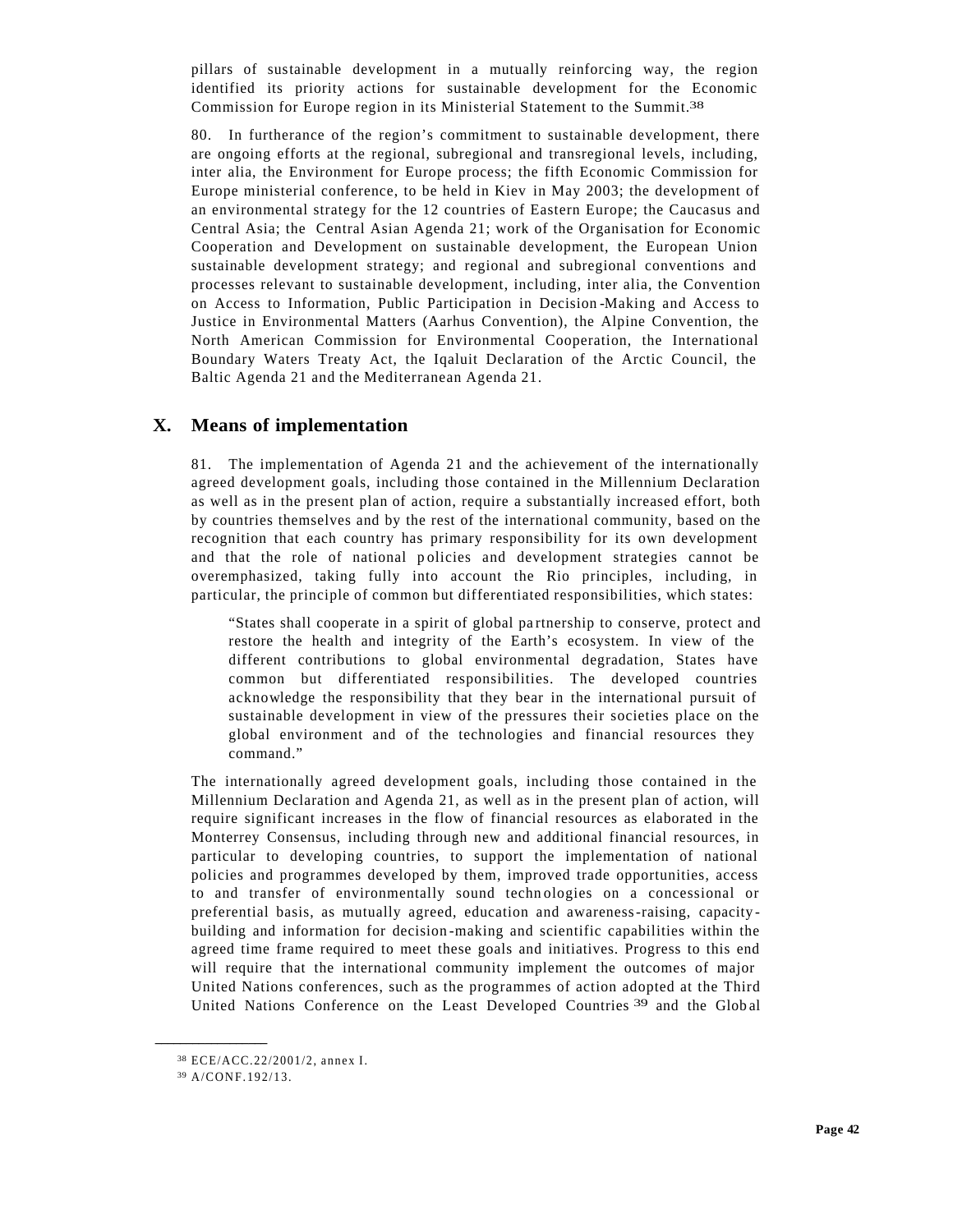pillars of sustainable development in a mutually reinforcing way, the region identified its priority actions for sustainable development for the Economic Commission for Europe region in its Ministerial Statement to the Summit.[38]

80. In furtherance of the region's commitment to sustainable development, there are ongoing efforts at the regional, subregional and transregional levels, including, inter alia, the Environment for Europe process; the fifth Economic Commission for Europe ministerial conference, to be held in Kiev in May 2003; the development of an environmental strategy for the 12 countries of Eastern Europe; the Caucasus and Central Asia; the Central Asian Agenda 21; work of the Organisation for Economic Cooperation and Development on sustainable development, the European Union sustainable development strategy; and regional and subregional conventions and processes relevant to sustainable development, including, inter alia, the Convention on Access to Information, Public Participation in Decision-Making and Access to Justice in Environmental Matters (Aarhus Convention), the Alpine Convention, the North American Commission for Environmental Cooperation, the International Boundary Waters Treaty Act, the Iqaluit Declaration of the Arctic Council, the Baltic Agenda 21 and the Mediterranean Agenda 21.

## X. Means of implementation

81. The implementation of Agenda 21 and the achievement of the internationally agreed development goals, including those contained in the Millennium Declaration as well as in the present plan of action, require a substantially increased effort, both by countries themselves and by the rest of the international community, based on the recognition that each country has primary responsibility for its own development and that the role of national policies and development strategies cannot be overemphasized, taking fully into account the Rio principles, including, in particular, the principle of common but differentiated responsibilities, which states:

> "States shall cooperate in a spirit of global partnership to conserve, protect and restore the health and integrity of the Earth's ecosystem. In view of the different contributions to global environmental degradation, States have common but differentiated responsibilities. The developed countries acknowledge the responsibility that they bear in the international pursuit of sustainable development in view of the pressures their societies place on the global environment and of the technologies and financial resources they command."

The internationally agreed development goals, including those contained in the Millennium Declaration and Agenda 21, as well as in the present plan of action, will require significant increases in the flow of financial resources as elaborated in the Monterrey Consensus, including through new and additional financial resources, in particular to developing countries, to support the implementation of national policies and programmes developed by them, improved trade opportunities, access to and transfer of environmentally sound technologies on a concessional or preferential basis, as mutually agreed, education and awareness-raising, capacity-building and information for decision-making and scientific capabilities within the agreed time frame required to meet these goals and initiatives. Progress to this end will require that the international community implement the outcomes of major United Nations conferences, such as the programmes of action adopted at the Third United Nations Conference on the Least Developed Countries[39] and the Global

---

[38] ECE/ACC.22/2001/2, annex I.

[39] A/CONF.192/13.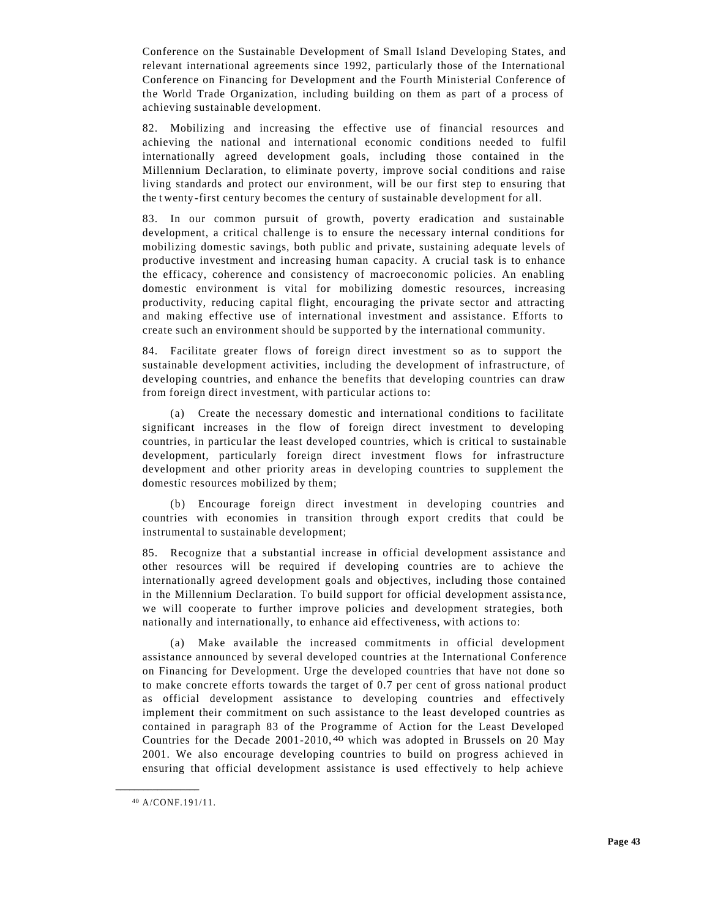Conference on the Sustainable Development of Small Island Developing States, and relevant international agreements since 1992, particularly those of the International Conference on Financing for Development and the Fourth Ministerial Conference of the World Trade Organization, including building on them as part of a process of achieving sustainable development.

82. Mobilizing and increasing the effective use of financial resources and achieving the national and international economic conditions needed to fulfil internationally agreed development goals, including those contained in the Millennium Declaration, to eliminate poverty, improve social conditions and raise living standards and protect our environment, will be our first step to ensuring that the twenty-first century becomes the century of sustainable development for all.

83. In our common pursuit of growth, poverty eradication and sustainable development, a critical challenge is to ensure the necessary internal conditions for mobilizing domestic savings, both public and private, sustaining adequate levels of productive investment and increasing human capacity. A crucial task is to enhance the efficacy, coherence and consistency of macroeconomic policies. An enabling domestic environment is vital for mobilizing domestic resources, increasing productivity, reducing capital flight, encouraging the private sector and attracting and making effective use of international investment and assistance. Efforts to create such an environment should be supported by the international community.

84. Facilitate greater flows of foreign direct investment so as to support the sustainable development activities, including the development of infrastructure, of developing countries, and enhance the benefits that developing countries can draw from foreign direct investment, with particular actions to:

(a) Create the necessary domestic and international conditions to facilitate significant increases in the flow of foreign direct investment to developing countries, in particular the least developed countries, which is critical to sustainable development, particularly foreign direct investment flows for infrastructure development and other priority areas in developing countries to supplement the domestic resources mobilized by them;

(b) Encourage foreign direct investment in developing countries and countries with economies in transition through export credits that could be instrumental to sustainable development;

85. Recognize that a substantial increase in official development assistance and other resources will be required if developing countries are to achieve the internationally agreed development goals and objectives, including those contained in the Millennium Declaration. To build support for official development assistance, we will cooperate to further improve policies and development strategies, both nationally and internationally, to enhance aid effectiveness, with actions to:

(a) Make available the increased commitments in official development assistance announced by several developed countries at the International Conference on Financing for Development. Urge the developed countries that have not done so to make concrete efforts towards the target of 0.7 per cent of gross national product as official development assistance to developing countries and effectively implement their commitment on such assistance to the least developed countries as contained in paragraph 83 of the Programme of Action for the Least Developed Countries for the Decade 2001-2010,[40] which was adopted in Brussels on 20 May 2001. We also encourage developing countries to build on progress achieved in ensuring that official development assistance is used effectively to help achieve

---

[40] A/CONF.191/11.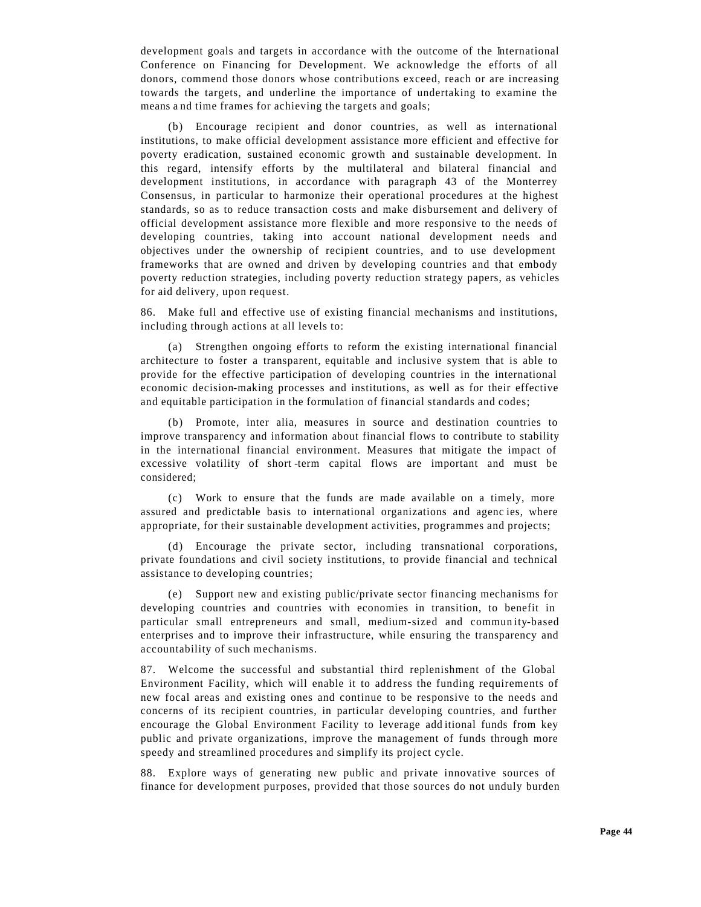development goals and targets in accordance with the outcome of the International Conference on Financing for Development. We acknowledge the efforts of all donors, commend those donors whose contributions exceed, reach or are increasing towards the targets, and underline the importance of undertaking to examine the means and time frames for achieving the targets and goals;

(b) Encourage recipient and donor countries, as well as international institutions, to make official development assistance more efficient and effective for poverty eradication, sustained economic growth and sustainable development. In this regard, intensify efforts by the multilateral and bilateral financial and development institutions, in accordance with paragraph 43 of the Monterrey Consensus, in particular to harmonize their operational procedures at the highest standards, so as to reduce transaction costs and make disbursement and delivery of official development assistance more flexible and more responsive to the needs of developing countries, taking into account national development needs and objectives under the ownership of recipient countries, and to use development frameworks that are owned and driven by developing countries and that embody poverty reduction strategies, including poverty reduction strategy papers, as vehicles for aid delivery, upon request.

86. Make full and effective use of existing financial mechanisms and institutions, including through actions at all levels to:

(a) Strengthen ongoing efforts to reform the existing international financial architecture to foster a transparent, equitable and inclusive system that is able to provide for the effective participation of developing countries in the international economic decision-making processes and institutions, as well as for their effective and equitable participation in the formulation of financial standards and codes;

(b) Promote, inter alia, measures in source and destination countries to improve transparency and information about financial flows to contribute to stability in the international financial environment. Measures that mitigate the impact of excessive volatility of short-term capital flows are important and must be considered;

(c) Work to ensure that the funds are made available on a timely, more assured and predictable basis to international organizations and agencies, where appropriate, for their sustainable development activities, programmes and projects;

(d) Encourage the private sector, including transnational corporations, private foundations and civil society institutions, to provide financial and technical assistance to developing countries;

(e) Support new and existing public/private sector financing mechanisms for developing countries and countries with economies in transition, to benefit in particular small entrepreneurs and small, medium-sized and community-based enterprises and to improve their infrastructure, while ensuring the transparency and accountability of such mechanisms.

87. Welcome the successful and substantial third replenishment of the Global Environment Facility, which will enable it to address the funding requirements of new focal areas and existing ones and continue to be responsive to the needs and concerns of its recipient countries, in particular developing countries, and further encourage the Global Environment Facility to leverage additional funds from key public and private organizations, improve the management of funds through more speedy and streamlined procedures and simplify its project cycle.

88. Explore ways of generating new public and private innovative sources of finance for development purposes, provided that those sources do not unduly burden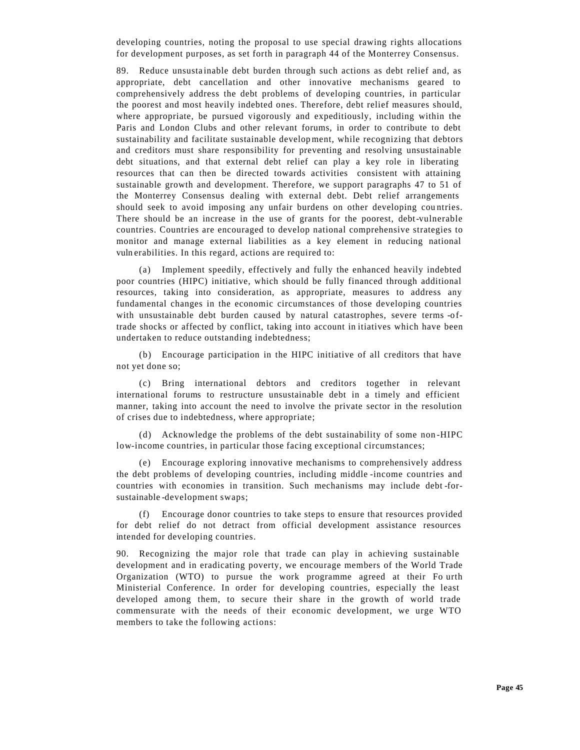developing countries, noting the proposal to use special drawing rights allocations for development purposes, as set forth in paragraph 44 of the Monterrey Consensus.

89. Reduce unsustainable debt burden through such actions as debt relief and, as appropriate, debt cancellation and other innovative mechanisms geared to comprehensively address the debt problems of developing countries, in particular the poorest and most heavily indebted ones. Therefore, debt relief measures should, where appropriate, be pursued vigorously and expeditiously, including within the Paris and London Clubs and other relevant forums, in order to contribute to debt sustainability and facilitate sustainable development, while recognizing that debtors and creditors must share responsibility for preventing and resolving unsustainable debt situations, and that external debt relief can play a key role in liberating resources that can then be directed towards activities consistent with attaining sustainable growth and development. Therefore, we support paragraphs 47 to 51 of the Monterrey Consensus dealing with external debt. Debt relief arrangements should seek to avoid imposing any unfair burdens on other developing countries. There should be an increase in the use of grants for the poorest, debt-vulnerable countries. Countries are encouraged to develop national comprehensive strategies to monitor and manage external liabilities as a key element in reducing national vulnerabilities. In this regard, actions are required to:

(a) Implement speedily, effectively and fully the enhanced heavily indebted poor countries (HIPC) initiative, which should be fully financed through additional resources, taking into consideration, as appropriate, measures to address any fundamental changes in the economic circumstances of those developing countries with unsustainable debt burden caused by natural catastrophes, severe terms-of-trade shocks or affected by conflict, taking into account initiatives which have been undertaken to reduce outstanding indebtedness;

(b) Encourage participation in the HIPC initiative of all creditors that have not yet done so;

(c) Bring international debtors and creditors together in relevant international forums to restructure unsustainable debt in a timely and efficient manner, taking into account the need to involve the private sector in the resolution of crises due to indebtedness, where appropriate;

(d) Acknowledge the problems of the debt sustainability of some non-HIPC low-income countries, in particular those facing exceptional circumstances;

(e) Encourage exploring innovative mechanisms to comprehensively address the debt problems of developing countries, including middle-income countries and countries with economies in transition. Such mechanisms may include debt-for-sustainable-development swaps;

(f) Encourage donor countries to take steps to ensure that resources provided for debt relief do not detract from official development assistance resources intended for developing countries.

90. Recognizing the major role that trade can play in achieving sustainable development and in eradicating poverty, we encourage members of the World Trade Organization (WTO) to pursue the work programme agreed at their Fourth Ministerial Conference. In order for developing countries, especially the least developed among them, to secure their share in the growth of world trade commensurate with the needs of their economic development, we urge WTO members to take the following actions: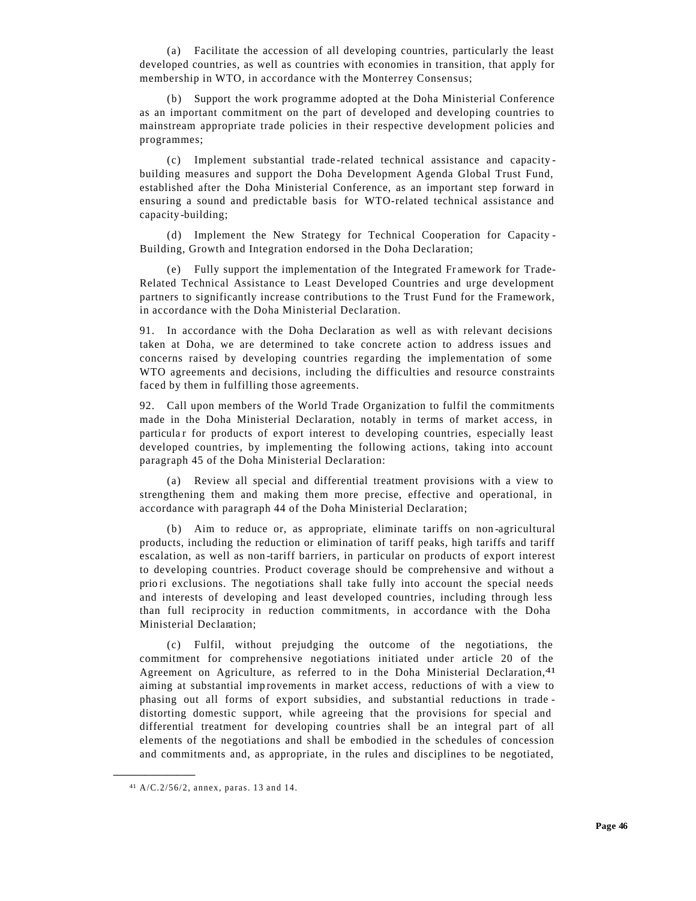(a) Facilitate the accession of all developing countries, particularly the least developed countries, as well as countries with economies in transition, that apply for membership in WTO, in accordance with the Monterrey Consensus;

(b) Support the work programme adopted at the Doha Ministerial Conference as an important commitment on the part of developed and developing countries to mainstream appropriate trade policies in their respective development policies and programmes;

(c) Implement substantial trade-related technical assistance and capacity-building measures and support the Doha Development Agenda Global Trust Fund, established after the Doha Ministerial Conference, as an important step forward in ensuring a sound and predictable basis for WTO-related technical assistance and capacity-building;

(d) Implement the New Strategy for Technical Cooperation for Capacity-Building, Growth and Integration endorsed in the Doha Declaration;

(e) Fully support the implementation of the Integrated Framework for Trade-Related Technical Assistance to Least Developed Countries and urge development partners to significantly increase contributions to the Trust Fund for the Framework, in accordance with the Doha Ministerial Declaration.

91. In accordance with the Doha Declaration as well as with relevant decisions taken at Doha, we are determined to take concrete action to address issues and concerns raised by developing countries regarding the implementation of some WTO agreements and decisions, including the difficulties and resource constraints faced by them in fulfilling those agreements.

92. Call upon members of the World Trade Organization to fulfil the commitments made in the Doha Ministerial Declaration, notably in terms of market access, in particular for products of export interest to developing countries, especially least developed countries, by implementing the following actions, taking into account paragraph 45 of the Doha Ministerial Declaration:

(a) Review all special and differential treatment provisions with a view to strengthening them and making them more precise, effective and operational, in accordance with paragraph 44 of the Doha Ministerial Declaration;

(b) Aim to reduce or, as appropriate, eliminate tariffs on non-agricultural products, including the reduction or elimination of tariff peaks, high tariffs and tariff escalation, as well as non-tariff barriers, in particular on products of export interest to developing countries. Product coverage should be comprehensive and without a priori exclusions. The negotiations shall take fully into account the special needs and interests of developing and least developed countries, including through less than full reciprocity in reduction commitments, in accordance with the Doha Ministerial Declaration;

(c) Fulfil, without prejudging the outcome of the negotiations, the commitment for comprehensive negotiations initiated under article 20 of the Agreement on Agriculture, as referred to in the Doha Ministerial Declaration,[41] aiming at substantial improvements in market access, reductions of with a view to phasing out all forms of export subsidies, and substantial reductions in trade-distorting domestic support, while agreeing that the provisions for special and differential treatment for developing countries shall be an integral part of all elements of the negotiations and shall be embodied in the schedules of concession and commitments and, as appropriate, in the rules and disciplines to be negotiated,

---

[41] A/C.2/56/2, annex, paras. 13 and 14.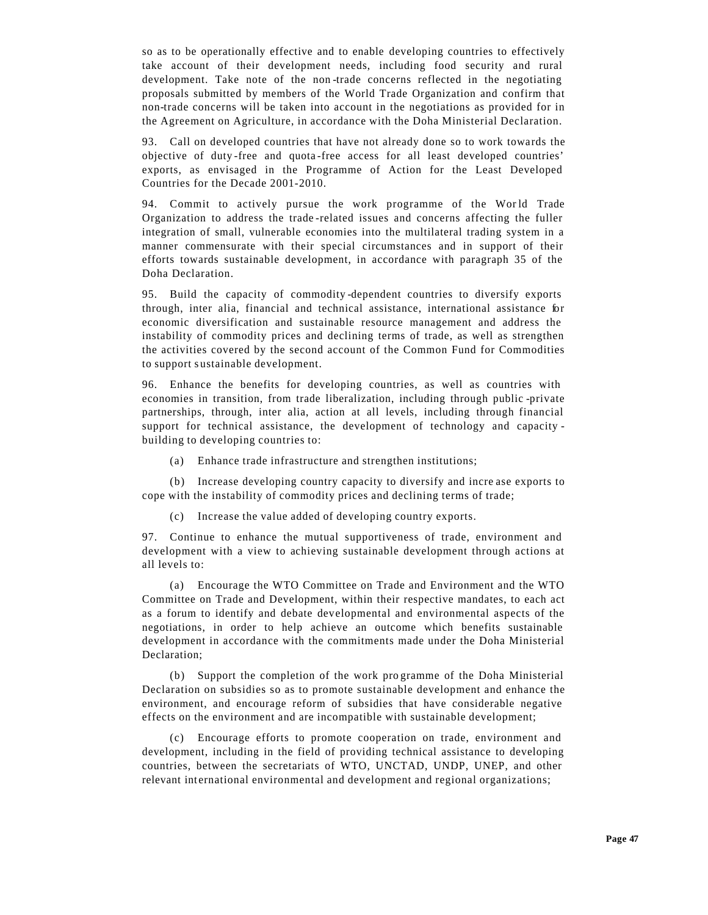so as to be operationally effective and to enable developing countries to effectively take account of their development needs, including food security and rural development. Take note of the non-trade concerns reflected in the negotiating proposals submitted by members of the World Trade Organization and confirm that non-trade concerns will be taken into account in the negotiations as provided for in the Agreement on Agriculture, in accordance with the Doha Ministerial Declaration.

93. Call on developed countries that have not already done so to work towards the objective of duty-free and quota-free access for all least developed countries' exports, as envisaged in the Programme of Action for the Least Developed Countries for the Decade 2001-2010.

94. Commit to actively pursue the work programme of the World Trade Organization to address the trade-related issues and concerns affecting the fuller integration of small, vulnerable economies into the multilateral trading system in a manner commensurate with their special circumstances and in support of their efforts towards sustainable development, in accordance with paragraph 35 of the Doha Declaration.

95. Build the capacity of commodity-dependent countries to diversify exports through, inter alia, financial and technical assistance, international assistance for economic diversification and sustainable resource management and address the instability of commodity prices and declining terms of trade, as well as strengthen the activities covered by the second account of the Common Fund for Commodities to support sustainable development.

96. Enhance the benefits for developing countries, as well as countries with economies in transition, from trade liberalization, including through public-private partnerships, through, inter alia, action at all levels, including through financial support for technical assistance, the development of technology and capacity-building to developing countries to:

(a) Enhance trade infrastructure and strengthen institutions;

(b) Increase developing country capacity to diversify and increase exports to cope with the instability of commodity prices and declining terms of trade;

(c) Increase the value added of developing country exports.

97. Continue to enhance the mutual supportiveness of trade, environment and development with a view to achieving sustainable development through actions at all levels to:

(a) Encourage the WTO Committee on Trade and Environment and the WTO Committee on Trade and Development, within their respective mandates, to each act as a forum to identify and debate developmental and environmental aspects of the negotiations, in order to help achieve an outcome which benefits sustainable development in accordance with the commitments made under the Doha Ministerial Declaration;

(b) Support the completion of the work programme of the Doha Ministerial Declaration on subsidies so as to promote sustainable development and enhance the environment, and encourage reform of subsidies that have considerable negative effects on the environment and are incompatible with sustainable development;

(c) Encourage efforts to promote cooperation on trade, environment and development, including in the field of providing technical assistance to developing countries, between the secretariats of WTO, UNCTAD, UNDP, UNEP, and other relevant international environmental and development and regional organizations;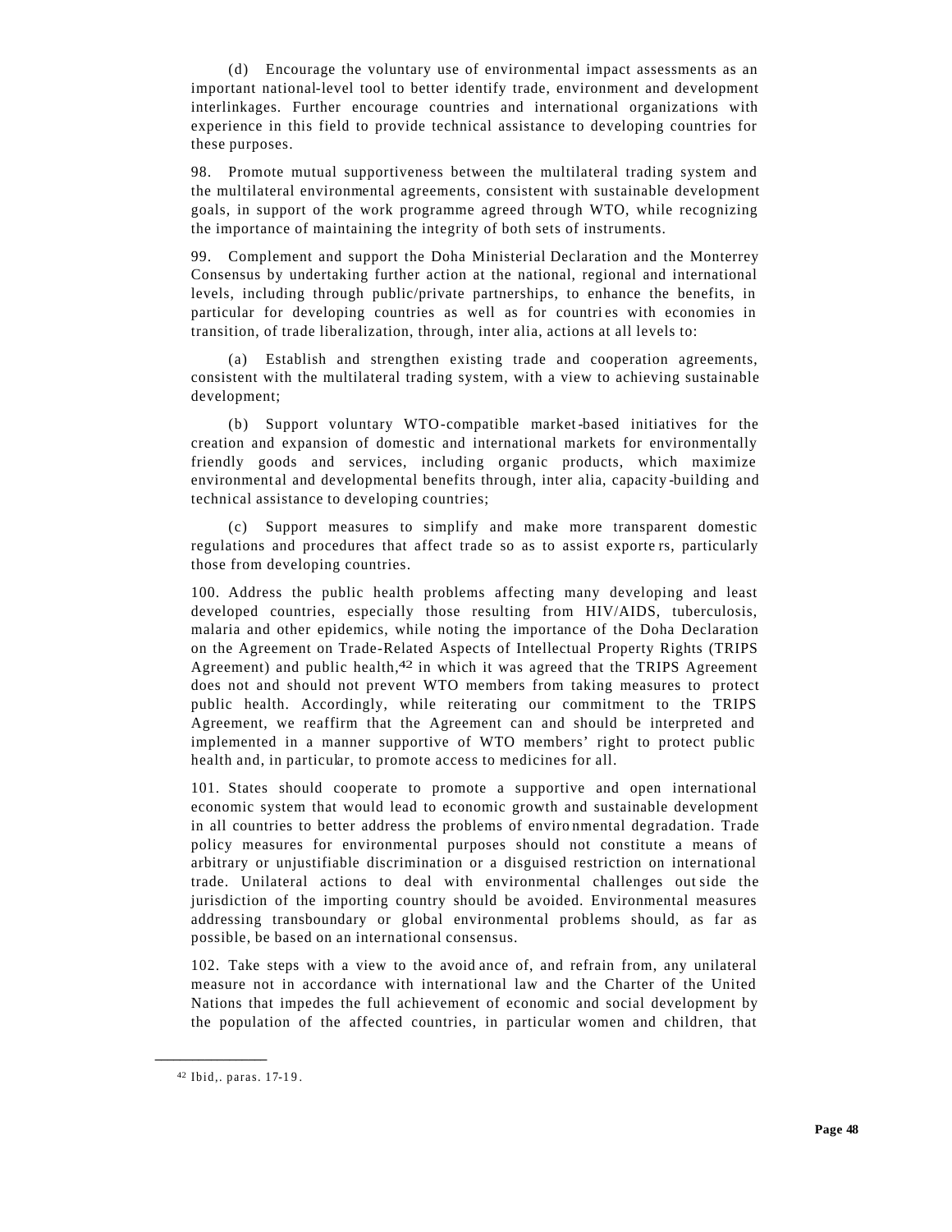(d) Encourage the voluntary use of environmental impact assessments as an important national-level tool to better identify trade, environment and development interlinkages. Further encourage countries and international organizations with experience in this field to provide technical assistance to developing countries for these purposes.

98. Promote mutual supportiveness between the multilateral trading system and the multilateral environmental agreements, consistent with sustainable development goals, in support of the work programme agreed through WTO, while recognizing the importance of maintaining the integrity of both sets of instruments.

99. Complement and support the Doha Ministerial Declaration and the Monterrey Consensus by undertaking further action at the national, regional and international levels, including through public/private partnerships, to enhance the benefits, in particular for developing countries as well as for countries with economies in transition, of trade liberalization, through, inter alia, actions at all levels to:

(a) Establish and strengthen existing trade and cooperation agreements, consistent with the multilateral trading system, with a view to achieving sustainable development;

(b) Support voluntary WTO-compatible market-based initiatives for the creation and expansion of domestic and international markets for environmentally friendly goods and services, including organic products, which maximize environmental and developmental benefits through, inter alia, capacity-building and technical assistance to developing countries;

(c) Support measures to simplify and make more transparent domestic regulations and procedures that affect trade so as to assist exporters, particularly those from developing countries.

100. Address the public health problems affecting many developing and least developed countries, especially those resulting from HIV/AIDS, tuberculosis, malaria and other epidemics, while noting the importance of the Doha Declaration on the Agreement on Trade-Related Aspects of Intellectual Property Rights (TRIPS Agreement) and public health,[42] in which it was agreed that the TRIPS Agreement does not and should not prevent WTO members from taking measures to protect public health. Accordingly, while reiterating our commitment to the TRIPS Agreement, we reaffirm that the Agreement can and should be interpreted and implemented in a manner supportive of WTO members' right to protect public health and, in particular, to promote access to medicines for all.

101. States should cooperate to promote a supportive and open international economic system that would lead to economic growth and sustainable development in all countries to better address the problems of environmental degradation. Trade policy measures for environmental purposes should not constitute a means of arbitrary or unjustifiable discrimination or a disguised restriction on international trade. Unilateral actions to deal with environmental challenges outside the jurisdiction of the importing country should be avoided. Environmental measures addressing transboundary or global environmental problems should, as far as possible, be based on an international consensus.

102. Take steps with a view to the avoidance of, and refrain from, any unilateral measure not in accordance with international law and the Charter of the United Nations that impedes the full achievement of economic and social development by the population of the affected countries, in particular women and children, that

---

[42] Ibid,. paras. 17-19.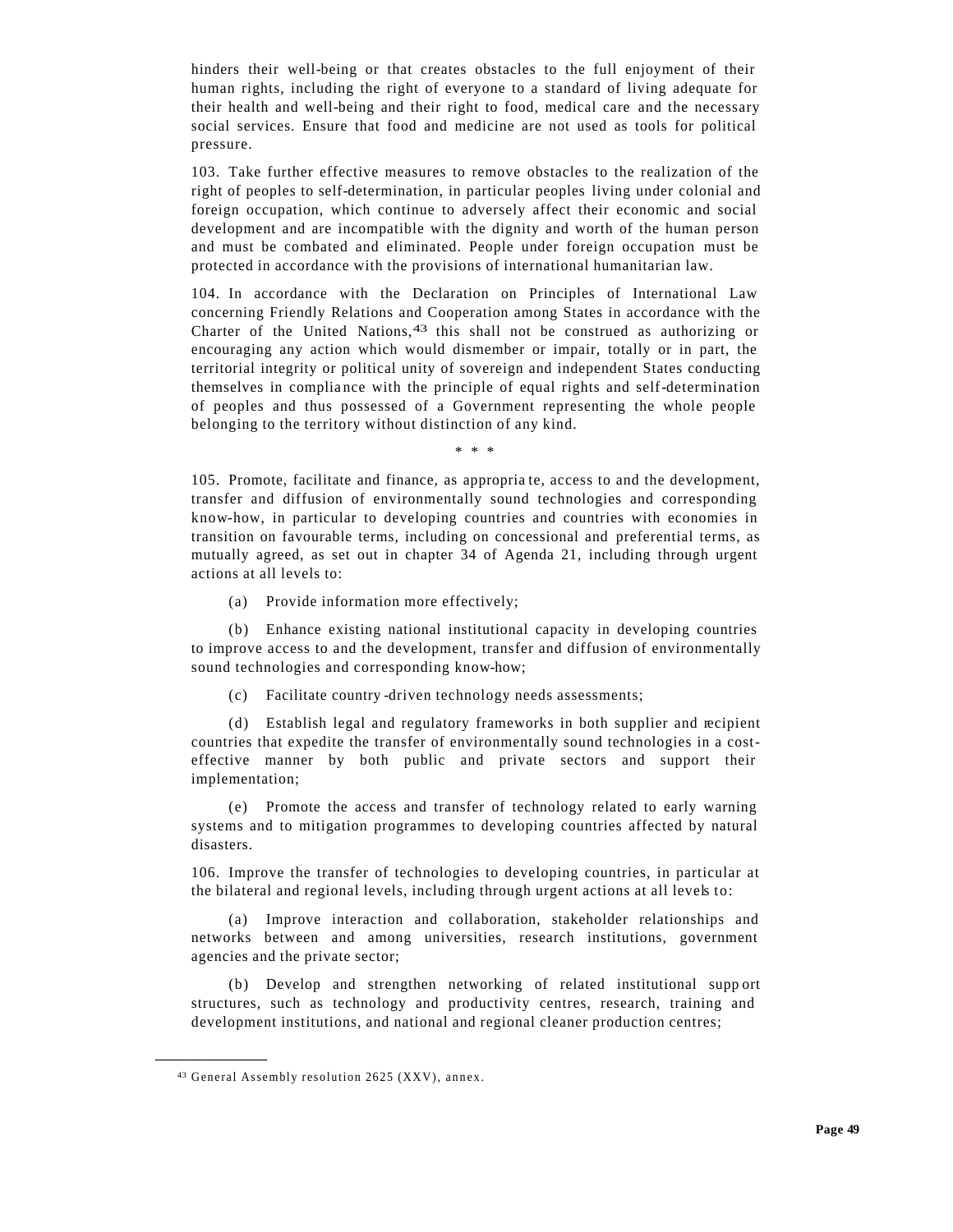hinders their well-being or that creates obstacles to the full enjoyment of their human rights, including the right of everyone to a standard of living adequate for their health and well-being and their right to food, medical care and the necessary social services. Ensure that food and medicine are not used as tools for political pressure.

103. Take further effective measures to remove obstacles to the realization of the right of peoples to self-determination, in particular peoples living under colonial and foreign occupation, which continue to adversely affect their economic and social development and are incompatible with the dignity and worth of the human person and must be combated and eliminated. People under foreign occupation must be protected in accordance with the provisions of international humanitarian law.

104. In accordance with the Declaration on Principles of International Law concerning Friendly Relations and Cooperation among States in accordance with the Charter of the United Nations,[43] this shall not be construed as authorizing or encouraging any action which would dismember or impair, totally or in part, the territorial integrity or political unity of sovereign and independent States conducting themselves in compliance with the principle of equal rights and self-determination of peoples and thus possessed of a Government representing the whole people belonging to the territory without distinction of any kind.

\* \* \*

105. Promote, facilitate and finance, as appropriate, access to and the development, transfer and diffusion of environmentally sound technologies and corresponding know-how, in particular to developing countries and countries with economies in transition on favourable terms, including on concessional and preferential terms, as mutually agreed, as set out in chapter 34 of Agenda 21, including through urgent actions at all levels to:

(a) Provide information more effectively;

(b) Enhance existing national institutional capacity in developing countries to improve access to and the development, transfer and diffusion of environmentally sound technologies and corresponding know-how;

(c) Facilitate country-driven technology needs assessments;

(d) Establish legal and regulatory frameworks in both supplier and recipient countries that expedite the transfer of environmentally sound technologies in a cost-effective manner by both public and private sectors and support their implementation;

(e) Promote the access and transfer of technology related to early warning systems and to mitigation programmes to developing countries affected by natural disasters.

106. Improve the transfer of technologies to developing countries, in particular at the bilateral and regional levels, including through urgent actions at all levels to:

(a) Improve interaction and collaboration, stakeholder relationships and networks between and among universities, research institutions, government agencies and the private sector;

(b) Develop and strengthen networking of related institutional support structures, such as technology and productivity centres, research, training and development institutions, and national and regional cleaner production centres;

---

[43] General Assembly resolution 2625 (XXV), annex.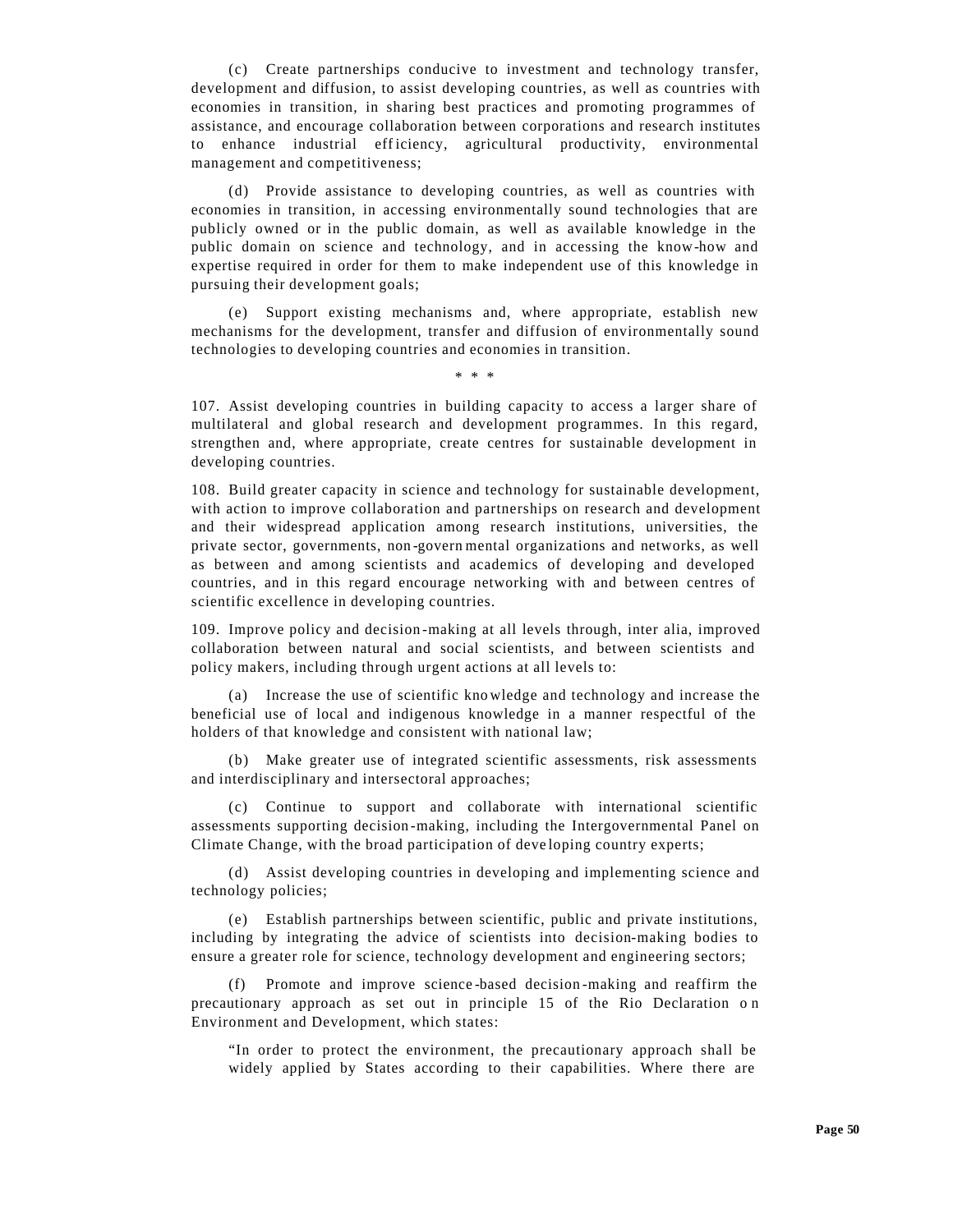(c) Create partnerships conducive to investment and technology transfer, development and diffusion, to assist developing countries, as well as countries with economies in transition, in sharing best practices and promoting programmes of assistance, and encourage collaboration between corporations and research institutes to enhance industrial efficiency, agricultural productivity, environmental management and competitiveness;

(d) Provide assistance to developing countries, as well as countries with economies in transition, in accessing environmentally sound technologies that are publicly owned or in the public domain, as well as available knowledge in the public domain on science and technology, and in accessing the know-how and expertise required in order for them to make independent use of this knowledge in pursuing their development goals;

(e) Support existing mechanisms and, where appropriate, establish new mechanisms for the development, transfer and diffusion of environmentally sound technologies to developing countries and economies in transition.

\* \* \*

107. Assist developing countries in building capacity to access a larger share of multilateral and global research and development programmes. In this regard, strengthen and, where appropriate, create centres for sustainable development in developing countries.

108. Build greater capacity in science and technology for sustainable development, with action to improve collaboration and partnerships on research and development and their widespread application among research institutions, universities, the private sector, governments, non-governmental organizations and networks, as well as between and among scientists and academics of developing and developed countries, and in this regard encourage networking with and between centres of scientific excellence in developing countries.

109. Improve policy and decision-making at all levels through, inter alia, improved collaboration between natural and social scientists, and between scientists and policy makers, including through urgent actions at all levels to:

(a) Increase the use of scientific knowledge and technology and increase the beneficial use of local and indigenous knowledge in a manner respectful of the holders of that knowledge and consistent with national law;

(b) Make greater use of integrated scientific assessments, risk assessments and interdisciplinary and intersectoral approaches;

(c) Continue to support and collaborate with international scientific assessments supporting decision-making, including the Intergovernmental Panel on Climate Change, with the broad participation of developing country experts;

(d) Assist developing countries in developing and implementing science and technology policies;

(e) Establish partnerships between scientific, public and private institutions, including by integrating the advice of scientists into decision-making bodies to ensure a greater role for science, technology development and engineering sectors;

(f) Promote and improve science-based decision-making and reaffirm the precautionary approach as set out in principle 15 of the Rio Declaration on Environment and Development, which states:

> "In order to protect the environment, the precautionary approach shall be widely applied by States according to their capabilities. Where there are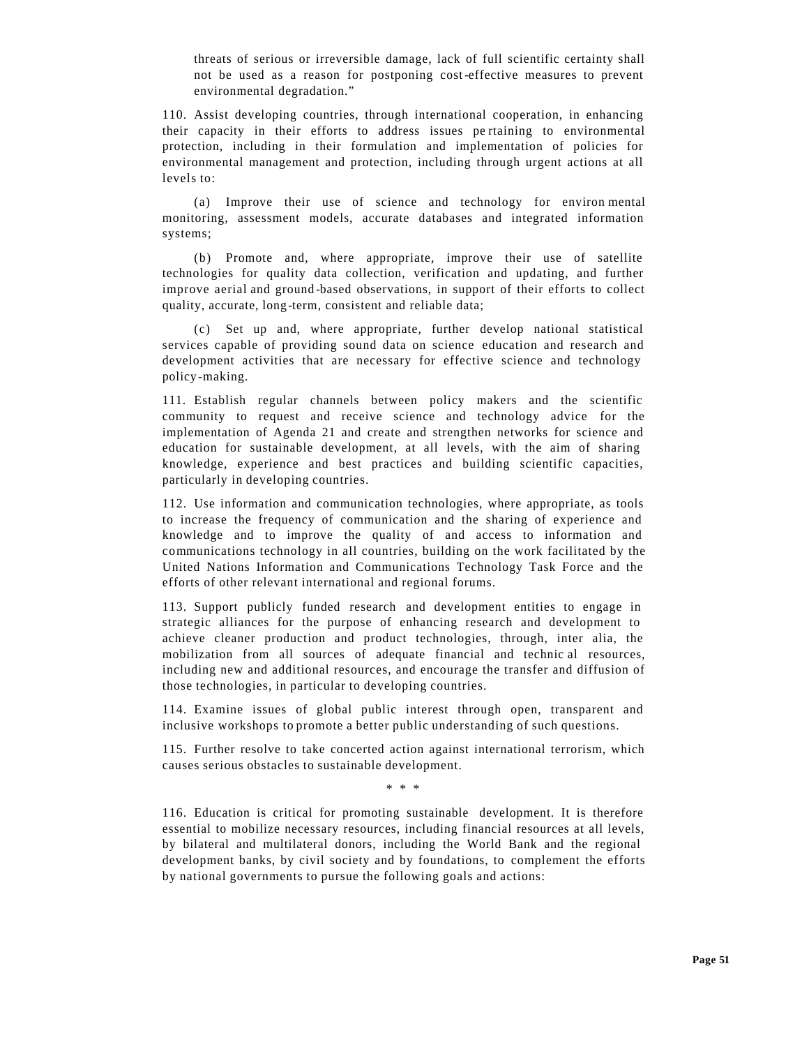threats of serious or irreversible damage, lack of full scientific certainty shall not be used as a reason for postponing cost-effective measures to prevent environmental degradation."

110. Assist developing countries, through international cooperation, in enhancing their capacity in their efforts to address issues pertaining to environmental protection, including in their formulation and implementation of policies for environmental management and protection, including through urgent actions at all levels to:

(a) Improve their use of science and technology for environmental monitoring, assessment models, accurate databases and integrated information systems;

(b) Promote and, where appropriate, improve their use of satellite technologies for quality data collection, verification and updating, and further improve aerial and ground-based observations, in support of their efforts to collect quality, accurate, long-term, consistent and reliable data;

(c) Set up and, where appropriate, further develop national statistical services capable of providing sound data on science education and research and development activities that are necessary for effective science and technology policy-making.

111. Establish regular channels between policy makers and the scientific community to request and receive science and technology advice for the implementation of Agenda 21 and create and strengthen networks for science and education for sustainable development, at all levels, with the aim of sharing knowledge, experience and best practices and building scientific capacities, particularly in developing countries.

112. Use information and communication technologies, where appropriate, as tools to increase the frequency of communication and the sharing of experience and knowledge and to improve the quality of and access to information and communications technology in all countries, building on the work facilitated by the United Nations Information and Communications Technology Task Force and the efforts of other relevant international and regional forums.

113. Support publicly funded research and development entities to engage in strategic alliances for the purpose of enhancing research and development to achieve cleaner production and product technologies, through, inter alia, the mobilization from all sources of adequate financial and technical resources, including new and additional resources, and encourage the transfer and diffusion of those technologies, in particular to developing countries.

114. Examine issues of global public interest through open, transparent and inclusive workshops to promote a better public understanding of such questions.

115. Further resolve to take concerted action against international terrorism, which causes serious obstacles to sustainable development.

\* \* \*

116. Education is critical for promoting sustainable development. It is therefore essential to mobilize necessary resources, including financial resources at all levels, by bilateral and multilateral donors, including the World Bank and the regional development banks, by civil society and by foundations, to complement the efforts by national governments to pursue the following goals and actions: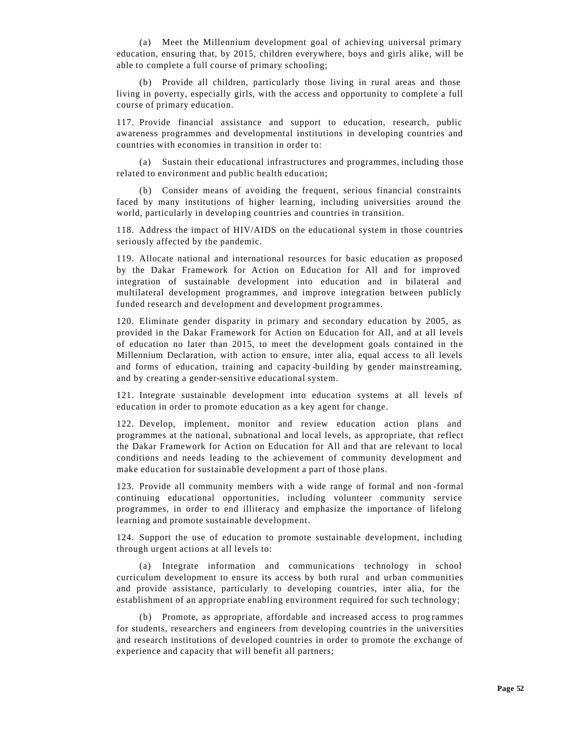(a) Meet the Millennium development goal of achieving universal primary education, ensuring that, by 2015, children everywhere, boys and girls alike, will be able to complete a full course of primary schooling;

(b) Provide all children, particularly those living in rural areas and those living in poverty, especially girls, with the access and opportunity to complete a full course of primary education.

117. Provide financial assistance and support to education, research, public awareness programmes and developmental institutions in developing countries and countries with economies in transition in order to:

(a) Sustain their educational infrastructures and programmes, including those related to environment and public health education;

(b) Consider means of avoiding the frequent, serious financial constraints faced by many institutions of higher learning, including universities around the world, particularly in developing countries and countries in transition.

118. Address the impact of HIV/AIDS on the educational system in those countries seriously affected by the pandemic.

119. Allocate national and international resources for basic education as proposed by the Dakar Framework for Action on Education for All and for improved integration of sustainable development into education and in bilateral and multilateral development programmes, and improve integration between publicly funded research and development and development programmes.

120. Eliminate gender disparity in primary and secondary education by 2005, as provided in the Dakar Framework for Action on Education for All, and at all levels of education no later than 2015, to meet the development goals contained in the Millennium Declaration, with action to ensure, inter alia, equal access to all levels and forms of education, training and capacity-building by gender mainstreaming, and by creating a gender-sensitive educational system.

121. Integrate sustainable development into education systems at all levels of education in order to promote education as a key agent for change.

122. Develop, implement, monitor and review education action plans and programmes at the national, subnational and local levels, as appropriate, that reflect the Dakar Framework for Action on Education for All and that are relevant to local conditions and needs leading to the achievement of community development and make education for sustainable development a part of those plans.

123. Provide all community members with a wide range of formal and non-formal continuing educational opportunities, including volunteer community service programmes, in order to end illiteracy and emphasize the importance of lifelong learning and promote sustainable development.

124. Support the use of education to promote sustainable development, including through urgent actions at all levels to:

(a) Integrate information and communications technology in school curriculum development to ensure its access by both rural and urban communities and provide assistance, particularly to developing countries, inter alia, for the establishment of an appropriate enabling environment required for such technology;

(b) Promote, as appropriate, affordable and increased access to programmes for students, researchers and engineers from developing countries in the universities and research institutions of developed countries in order to promote the exchange of experience and capacity that will benefit all partners;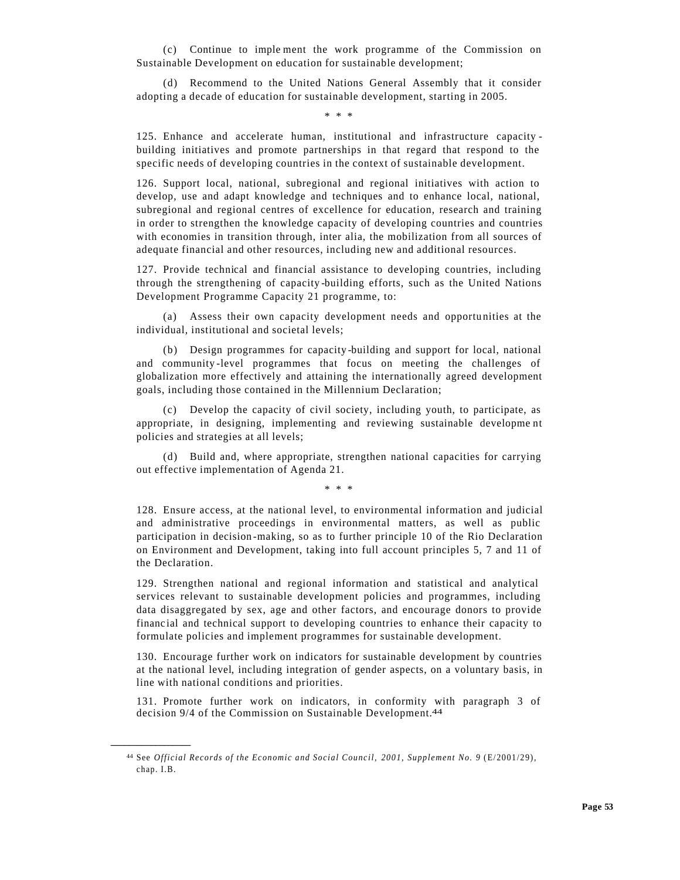(c) Continue to implement the work programme of the Commission on Sustainable Development on education for sustainable development;

(d) Recommend to the United Nations General Assembly that it consider adopting a decade of education for sustainable development, starting in 2005.

\* \* \*

125. Enhance and accelerate human, institutional and infrastructure capacity-building initiatives and promote partnerships in that regard that respond to the specific needs of developing countries in the context of sustainable development.

126. Support local, national, subregional and regional initiatives with action to develop, use and adapt knowledge and techniques and to enhance local, national, subregional and regional centres of excellence for education, research and training in order to strengthen the knowledge capacity of developing countries and countries with economies in transition through, inter alia, the mobilization from all sources of adequate financial and other resources, including new and additional resources.

127. Provide technical and financial assistance to developing countries, including through the strengthening of capacity-building efforts, such as the United Nations Development Programme Capacity 21 programme, to:

(a) Assess their own capacity development needs and opportunities at the individual, institutional and societal levels;

(b) Design programmes for capacity-building and support for local, national and community-level programmes that focus on meeting the challenges of globalization more effectively and attaining the internationally agreed development goals, including those contained in the Millennium Declaration;

(c) Develop the capacity of civil society, including youth, to participate, as appropriate, in designing, implementing and reviewing sustainable development policies and strategies at all levels;

(d) Build and, where appropriate, strengthen national capacities for carrying out effective implementation of Agenda 21.

\* \* \*

128. Ensure access, at the national level, to environmental information and judicial and administrative proceedings in environmental matters, as well as public participation in decision-making, so as to further principle 10 of the Rio Declaration on Environment and Development, taking into full account principles 5, 7 and 11 of the Declaration.

129. Strengthen national and regional information and statistical and analytical services relevant to sustainable development policies and programmes, including data disaggregated by sex, age and other factors, and encourage donors to provide financial and technical support to developing countries to enhance their capacity to formulate policies and implement programmes for sustainable development.

130. Encourage further work on indicators for sustainable development by countries at the national level, including integration of gender aspects, on a voluntary basis, in line with national conditions and priorities.

131. Promote further work on indicators, in conformity with paragraph 3 of decision 9/4 of the Commission on Sustainable Development.[44]

---

[44] See *Official Records of the Economic and Social Council, 2001, Supplement No. 9* (E/2001/29), chap. I.B.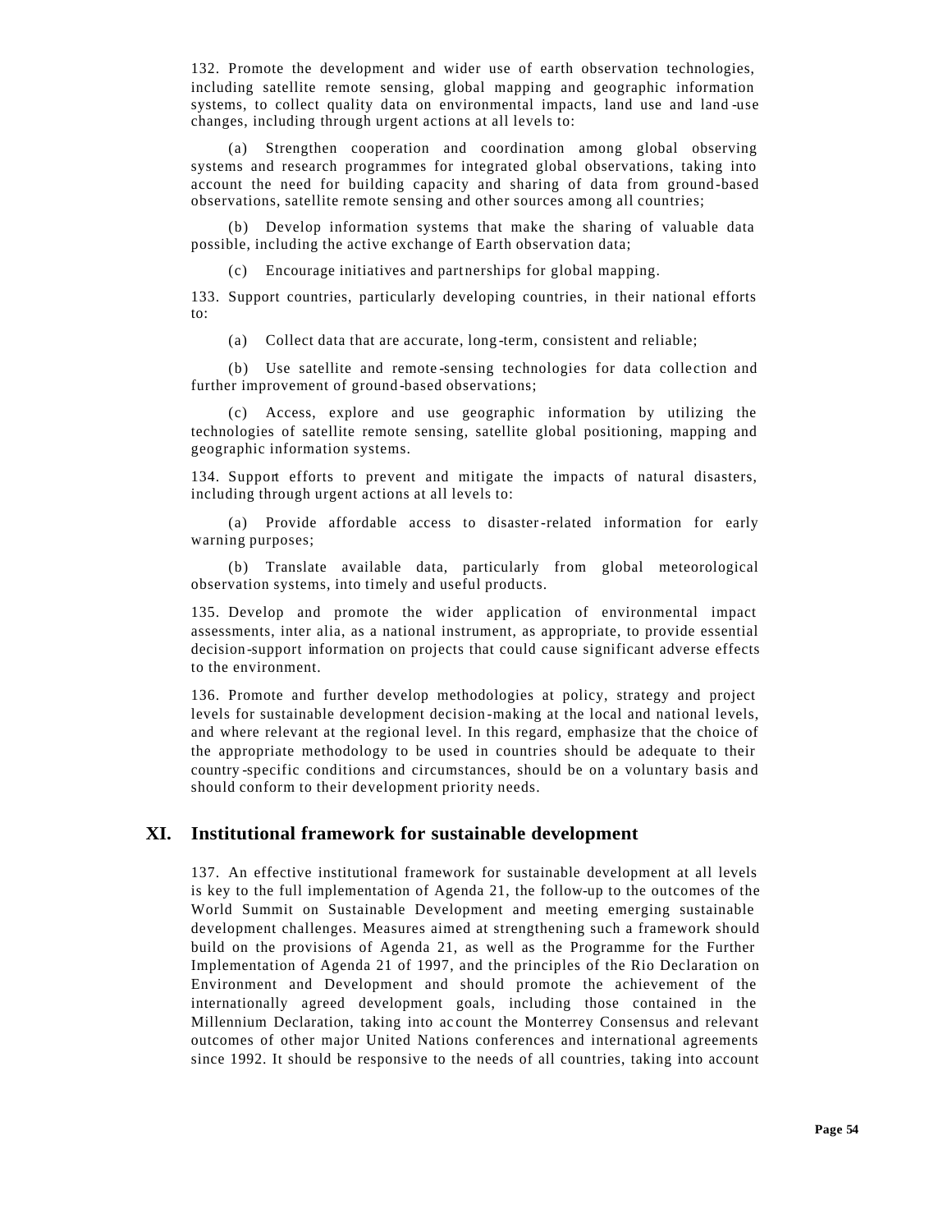132. Promote the development and wider use of earth observation technologies, including satellite remote sensing, global mapping and geographic information systems, to collect quality data on environmental impacts, land use and land-use changes, including through urgent actions at all levels to:

(a) Strengthen cooperation and coordination among global observing systems and research programmes for integrated global observations, taking into account the need for building capacity and sharing of data from ground-based observations, satellite remote sensing and other sources among all countries;

(b) Develop information systems that make the sharing of valuable data possible, including the active exchange of Earth observation data;

(c) Encourage initiatives and partnerships for global mapping.

133. Support countries, particularly developing countries, in their national efforts to:

(a) Collect data that are accurate, long-term, consistent and reliable;

(b) Use satellite and remote-sensing technologies for data collection and further improvement of ground-based observations;

(c) Access, explore and use geographic information by utilizing the technologies of satellite remote sensing, satellite global positioning, mapping and geographic information systems.

134. Support efforts to prevent and mitigate the impacts of natural disasters, including through urgent actions at all levels to:

(a) Provide affordable access to disaster-related information for early warning purposes;

(b) Translate available data, particularly from global meteorological observation systems, into timely and useful products.

135. Develop and promote the wider application of environmental impact assessments, inter alia, as a national instrument, as appropriate, to provide essential decision-support information on projects that could cause significant adverse effects to the environment.

136. Promote and further develop methodologies at policy, strategy and project levels for sustainable development decision-making at the local and national levels, and where relevant at the regional level. In this regard, emphasize that the choice of the appropriate methodology to be used in countries should be adequate to their country-specific conditions and circumstances, should be on a voluntary basis and should conform to their development priority needs.

## XI. Institutional framework for sustainable development

137. An effective institutional framework for sustainable development at all levels is key to the full implementation of Agenda 21, the follow-up to the outcomes of the World Summit on Sustainable Development and meeting emerging sustainable development challenges. Measures aimed at strengthening such a framework should build on the provisions of Agenda 21, as well as the Programme for the Further Implementation of Agenda 21 of 1997, and the principles of the Rio Declaration on Environment and Development and should promote the achievement of the internationally agreed development goals, including those contained in the Millennium Declaration, taking into account the Monterrey Consensus and relevant outcomes of other major United Nations conferences and international agreements since 1992. It should be responsive to the needs of all countries, taking into account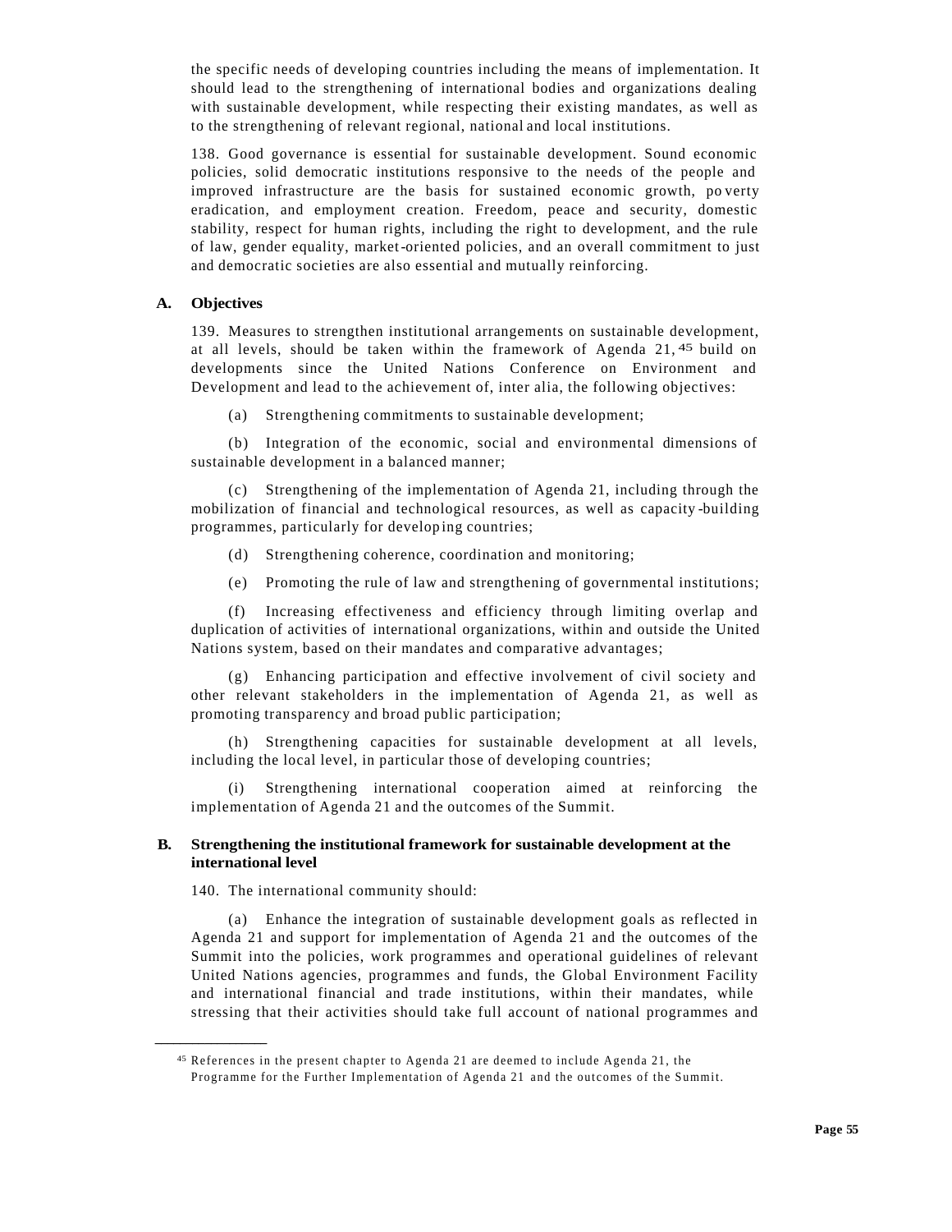the specific needs of developing countries including the means of implementation. It should lead to the strengthening of international bodies and organizations dealing with sustainable development, while respecting their existing mandates, as well as to the strengthening of relevant regional, national and local institutions.

138. Good governance is essential for sustainable development. Sound economic policies, solid democratic institutions responsive to the needs of the people and improved infrastructure are the basis for sustained economic growth, poverty eradication, and employment creation. Freedom, peace and security, domestic stability, respect for human rights, including the right to development, and the rule of law, gender equality, market-oriented policies, and an overall commitment to just and democratic societies are also essential and mutually reinforcing.

### A. Objectives

139. Measures to strengthen institutional arrangements on sustainable development, at all levels, should be taken within the framework of Agenda 21,[45] build on developments since the United Nations Conference on Environment and Development and lead to the achievement of, inter alia, the following objectives:

(a) Strengthening commitments to sustainable development;

(b) Integration of the economic, social and environmental dimensions of sustainable development in a balanced manner;

(c) Strengthening of the implementation of Agenda 21, including through the mobilization of financial and technological resources, as well as capacity-building programmes, particularly for developing countries;

(d) Strengthening coherence, coordination and monitoring;

(e) Promoting the rule of law and strengthening of governmental institutions;

(f) Increasing effectiveness and efficiency through limiting overlap and duplication of activities of international organizations, within and outside the United Nations system, based on their mandates and comparative advantages;

(g) Enhancing participation and effective involvement of civil society and other relevant stakeholders in the implementation of Agenda 21, as well as promoting transparency and broad public participation;

(h) Strengthening capacities for sustainable development at all levels, including the local level, in particular those of developing countries;

(i) Strengthening international cooperation aimed at reinforcing the implementation of Agenda 21 and the outcomes of the Summit.

### B. Strengthening the institutional framework for sustainable development at the international level

140. The international community should:

(a) Enhance the integration of sustainable development goals as reflected in Agenda 21 and support for implementation of Agenda 21 and the outcomes of the Summit into the policies, work programmes and operational guidelines of relevant United Nations agencies, programmes and funds, the Global Environment Facility and international financial and trade institutions, within their mandates, while stressing that their activities should take full account of national programmes and

---

[45] References in the present chapter to Agenda 21 are deemed to include Agenda 21, the Programme for the Further Implementation of Agenda 21 and the outcomes of the Summit.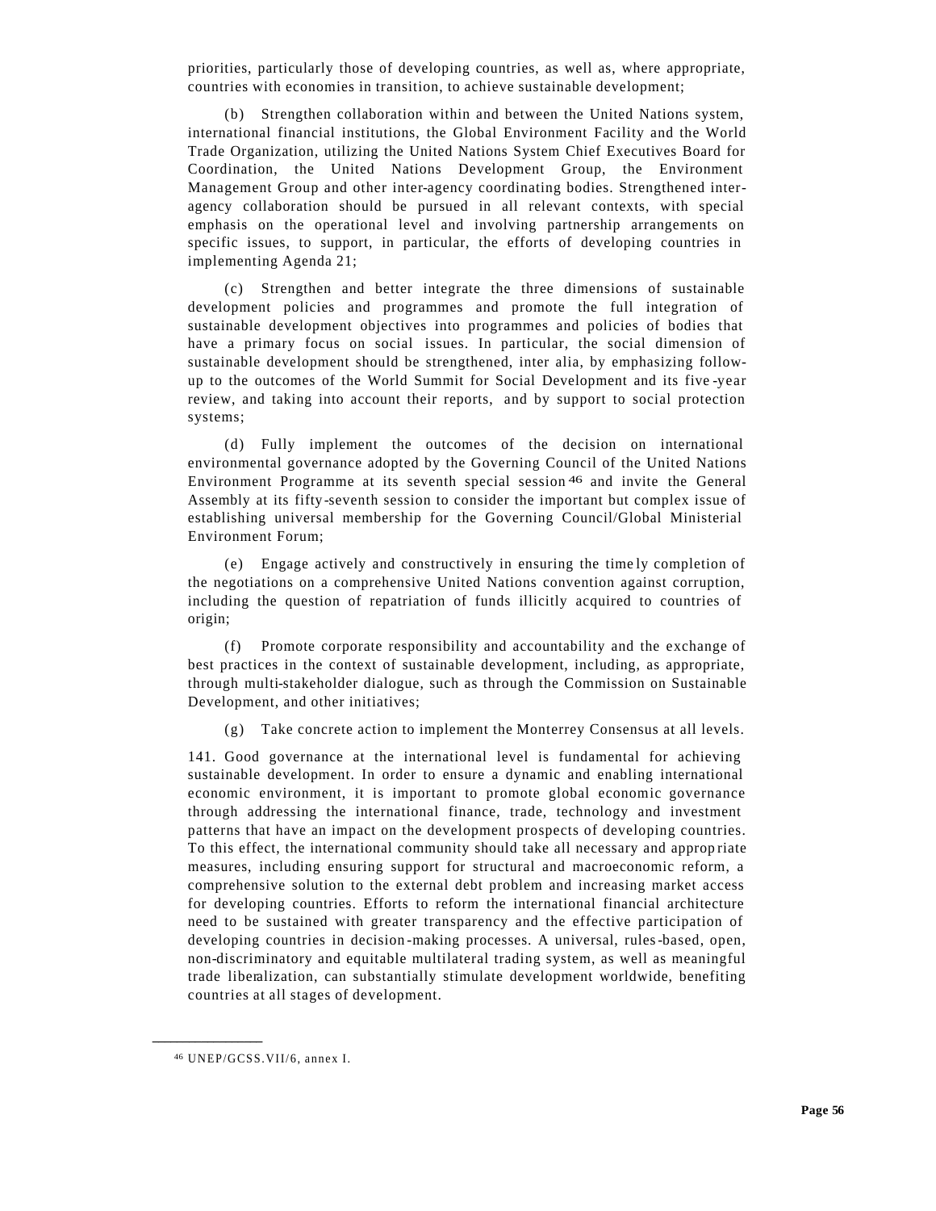priorities, particularly those of developing countries, as well as, where appropriate, countries with economies in transition, to achieve sustainable development;

(b) Strengthen collaboration within and between the United Nations system, international financial institutions, the Global Environment Facility and the World Trade Organization, utilizing the United Nations System Chief Executives Board for Coordination, the United Nations Development Group, the Environment Management Group and other inter-agency coordinating bodies. Strengthened inter-agency collaboration should be pursued in all relevant contexts, with special emphasis on the operational level and involving partnership arrangements on specific issues, to support, in particular, the efforts of developing countries in implementing Agenda 21;

(c) Strengthen and better integrate the three dimensions of sustainable development policies and programmes and promote the full integration of sustainable development objectives into programmes and policies of bodies that have a primary focus on social issues. In particular, the social dimension of sustainable development should be strengthened, inter alia, by emphasizing follow-up to the outcomes of the World Summit for Social Development and its five-year review, and taking into account their reports, and by support to social protection systems;

(d) Fully implement the outcomes of the decision on international environmental governance adopted by the Governing Council of the United Nations Environment Programme at its seventh special session[46] and invite the General Assembly at its fifty-seventh session to consider the important but complex issue of establishing universal membership for the Governing Council/Global Ministerial Environment Forum;

(e) Engage actively and constructively in ensuring the timely completion of the negotiations on a comprehensive United Nations convention against corruption, including the question of repatriation of funds illicitly acquired to countries of origin;

(f) Promote corporate responsibility and accountability and the exchange of best practices in the context of sustainable development, including, as appropriate, through multi-stakeholder dialogue, such as through the Commission on Sustainable Development, and other initiatives;

(g) Take concrete action to implement the Monterrey Consensus at all levels.

141. Good governance at the international level is fundamental for achieving sustainable development. In order to ensure a dynamic and enabling international economic environment, it is important to promote global economic governance through addressing the international finance, trade, technology and investment patterns that have an impact on the development prospects of developing countries. To this effect, the international community should take all necessary and appropriate measures, including ensuring support for structural and macroeconomic reform, a comprehensive solution to the external debt problem and increasing market access for developing countries. Efforts to reform the international financial architecture need to be sustained with greater transparency and the effective participation of developing countries in decision-making processes. A universal, rules-based, open, non-discriminatory and equitable multilateral trading system, as well as meaningful trade liberalization, can substantially stimulate development worldwide, benefiting countries at all stages of development.

---

[46] UNEP/GCSS.VII/6, annex I.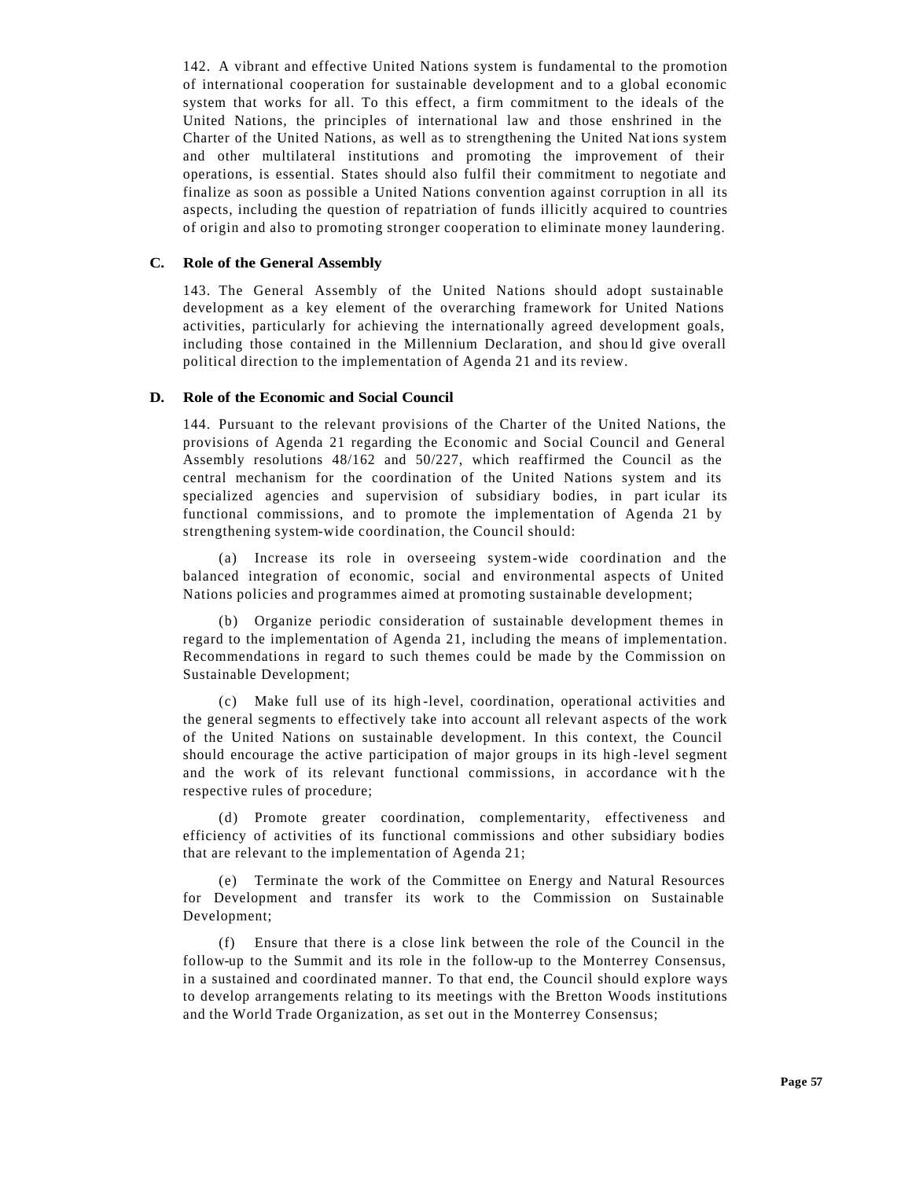142. A vibrant and effective United Nations system is fundamental to the promotion of international cooperation for sustainable development and to a global economic system that works for all. To this effect, a firm commitment to the ideals of the United Nations, the principles of international law and those enshrined in the Charter of the United Nations, as well as to strengthening the United Nations system and other multilateral institutions and promoting the improvement of their operations, is essential. States should also fulfil their commitment to negotiate and finalize as soon as possible a United Nations convention against corruption in all its aspects, including the question of repatriation of funds illicitly acquired to countries of origin and also to promoting stronger cooperation to eliminate money laundering.

### C. Role of the General Assembly

143. The General Assembly of the United Nations should adopt sustainable development as a key element of the overarching framework for United Nations activities, particularly for achieving the internationally agreed development goals, including those contained in the Millennium Declaration, and should give overall political direction to the implementation of Agenda 21 and its review.

### D. Role of the Economic and Social Council

144. Pursuant to the relevant provisions of the Charter of the United Nations, the provisions of Agenda 21 regarding the Economic and Social Council and General Assembly resolutions 48/162 and 50/227, which reaffirmed the Council as the central mechanism for the coordination of the United Nations system and its specialized agencies and supervision of subsidiary bodies, in particular its functional commissions, and to promote the implementation of Agenda 21 by strengthening system-wide coordination, the Council should:

(a) Increase its role in overseeing system-wide coordination and the balanced integration of economic, social and environmental aspects of United Nations policies and programmes aimed at promoting sustainable development;

(b) Organize periodic consideration of sustainable development themes in regard to the implementation of Agenda 21, including the means of implementation. Recommendations in regard to such themes could be made by the Commission on Sustainable Development;

(c) Make full use of its high-level, coordination, operational activities and the general segments to effectively take into account all relevant aspects of the work of the United Nations on sustainable development. In this context, the Council should encourage the active participation of major groups in its high-level segment and the work of its relevant functional commissions, in accordance with the respective rules of procedure;

(d) Promote greater coordination, complementarity, effectiveness and efficiency of activities of its functional commissions and other subsidiary bodies that are relevant to the implementation of Agenda 21;

(e) Terminate the work of the Committee on Energy and Natural Resources for Development and transfer its work to the Commission on Sustainable Development;

(f) Ensure that there is a close link between the role of the Council in the follow-up to the Summit and its role in the follow-up to the Monterrey Consensus, in a sustained and coordinated manner. To that end, the Council should explore ways to develop arrangements relating to its meetings with the Bretton Woods institutions and the World Trade Organization, as set out in the Monterrey Consensus;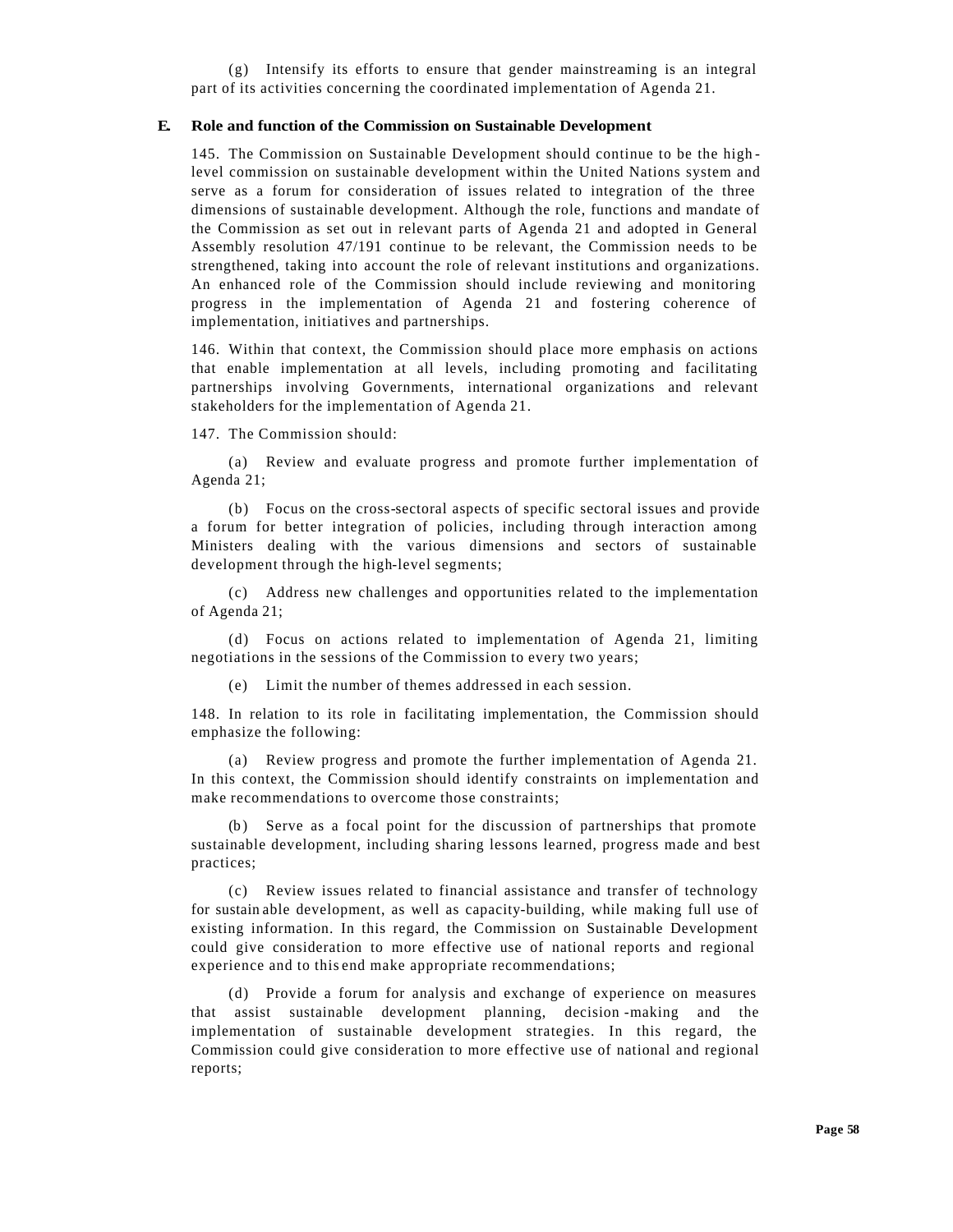(g) Intensify its efforts to ensure that gender mainstreaming is an integral part of its activities concerning the coordinated implementation of Agenda 21.

### E. Role and function of the Commission on Sustainable Development

145. The Commission on Sustainable Development should continue to be the high-level commission on sustainable development within the United Nations system and serve as a forum for consideration of issues related to integration of the three dimensions of sustainable development. Although the role, functions and mandate of the Commission as set out in relevant parts of Agenda 21 and adopted in General Assembly resolution 47/191 continue to be relevant, the Commission needs to be strengthened, taking into account the role of relevant institutions and organizations. An enhanced role of the Commission should include reviewing and monitoring progress in the implementation of Agenda 21 and fostering coherence of implementation, initiatives and partnerships.

146. Within that context, the Commission should place more emphasis on actions that enable implementation at all levels, including promoting and facilitating partnerships involving Governments, international organizations and relevant stakeholders for the implementation of Agenda 21.

147. The Commission should:

(a) Review and evaluate progress and promote further implementation of Agenda 21;

(b) Focus on the cross-sectoral aspects of specific sectoral issues and provide a forum for better integration of policies, including through interaction among Ministers dealing with the various dimensions and sectors of sustainable development through the high-level segments;

(c) Address new challenges and opportunities related to the implementation of Agenda 21;

(d) Focus on actions related to implementation of Agenda 21, limiting negotiations in the sessions of the Commission to every two years;

(e) Limit the number of themes addressed in each session.

148. In relation to its role in facilitating implementation, the Commission should emphasize the following:

(a) Review progress and promote the further implementation of Agenda 21. In this context, the Commission should identify constraints on implementation and make recommendations to overcome those constraints;

(b) Serve as a focal point for the discussion of partnerships that promote sustainable development, including sharing lessons learned, progress made and best practices;

(c) Review issues related to financial assistance and transfer of technology for sustainable development, as well as capacity-building, while making full use of existing information. In this regard, the Commission on Sustainable Development could give consideration to more effective use of national reports and regional experience and to this end make appropriate recommendations;

(d) Provide a forum for analysis and exchange of experience on measures that assist sustainable development planning, decision-making and the implementation of sustainable development strategies. In this regard, the Commission could give consideration to more effective use of national and regional reports;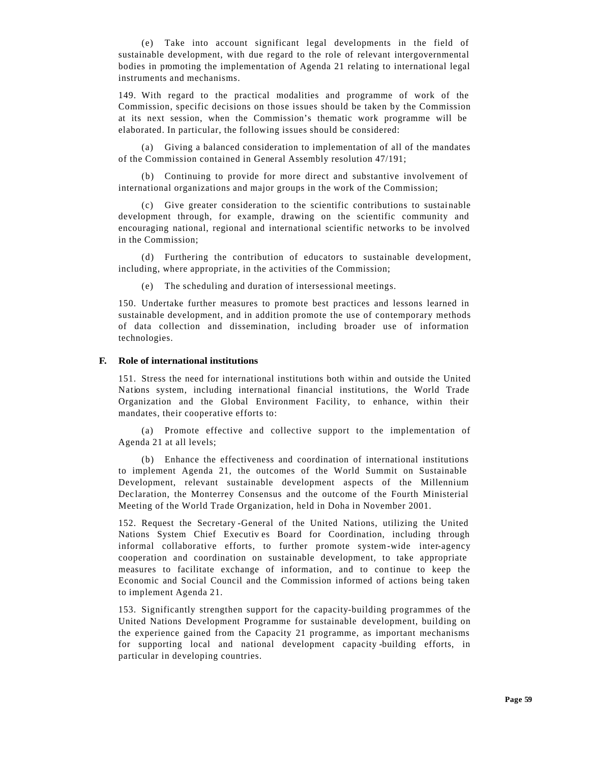(e) Take into account significant legal developments in the field of sustainable development, with due regard to the role of relevant intergovernmental bodies in promoting the implementation of Agenda 21 relating to international legal instruments and mechanisms.

149. With regard to the practical modalities and programme of work of the Commission, specific decisions on those issues should be taken by the Commission at its next session, when the Commission's thematic work programme will be elaborated. In particular, the following issues should be considered:

(a) Giving a balanced consideration to implementation of all of the mandates of the Commission contained in General Assembly resolution 47/191;

(b) Continuing to provide for more direct and substantive involvement of international organizations and major groups in the work of the Commission;

(c) Give greater consideration to the scientific contributions to sustainable development through, for example, drawing on the scientific community and encouraging national, regional and international scientific networks to be involved in the Commission;

(d) Furthering the contribution of educators to sustainable development, including, where appropriate, in the activities of the Commission;

(e) The scheduling and duration of intersessional meetings.

150. Undertake further measures to promote best practices and lessons learned in sustainable development, and in addition promote the use of contemporary methods of data collection and dissemination, including broader use of information technologies.

## F. Role of international institutions

151. Stress the need for international institutions both within and outside the United Nations system, including international financial institutions, the World Trade Organization and the Global Environment Facility, to enhance, within their mandates, their cooperative efforts to:

(a) Promote effective and collective support to the implementation of Agenda 21 at all levels;

(b) Enhance the effectiveness and coordination of international institutions to implement Agenda 21, the outcomes of the World Summit on Sustainable Development, relevant sustainable development aspects of the Millennium Declaration, the Monterrey Consensus and the outcome of the Fourth Ministerial Meeting of the World Trade Organization, held in Doha in November 2001.

152. Request the Secretary-General of the United Nations, utilizing the United Nations System Chief Executives Board for Coordination, including through informal collaborative efforts, to further promote system-wide inter-agency cooperation and coordination on sustainable development, to take appropriate measures to facilitate exchange of information, and to continue to keep the Economic and Social Council and the Commission informed of actions being taken to implement Agenda 21.

153. Significantly strengthen support for the capacity-building programmes of the United Nations Development Programme for sustainable development, building on the experience gained from the Capacity 21 programme, as important mechanisms for supporting local and national development capacity-building efforts, in particular in developing countries.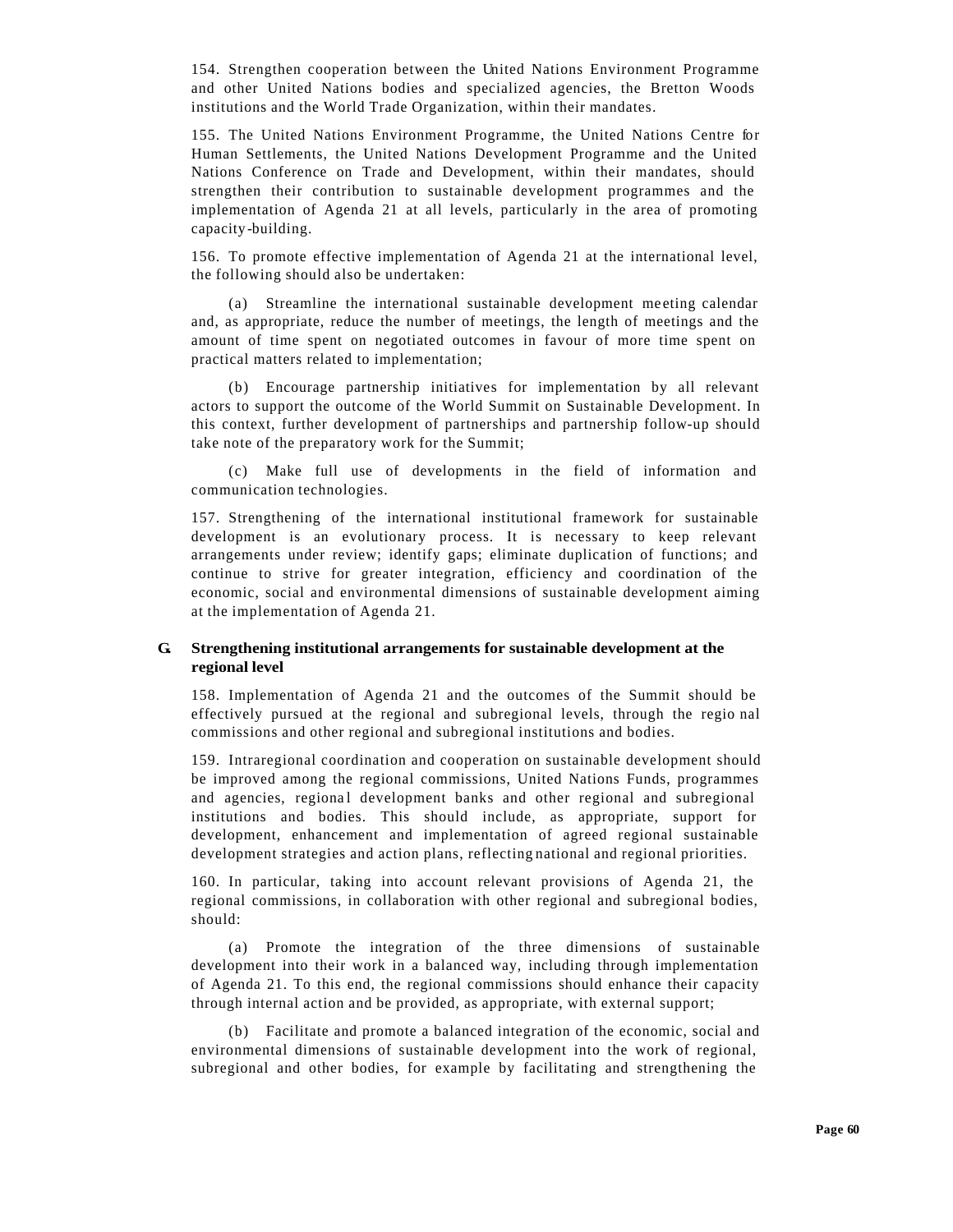154. Strengthen cooperation between the United Nations Environment Programme and other United Nations bodies and specialized agencies, the Bretton Woods institutions and the World Trade Organization, within their mandates.

155. The United Nations Environment Programme, the United Nations Centre for Human Settlements, the United Nations Development Programme and the United Nations Conference on Trade and Development, within their mandates, should strengthen their contribution to sustainable development programmes and the implementation of Agenda 21 at all levels, particularly in the area of promoting capacity-building.

156. To promote effective implementation of Agenda 21 at the international level, the following should also be undertaken:

(a) Streamline the international sustainable development meeting calendar and, as appropriate, reduce the number of meetings, the length of meetings and the amount of time spent on negotiated outcomes in favour of more time spent on practical matters related to implementation;

(b) Encourage partnership initiatives for implementation by all relevant actors to support the outcome of the World Summit on Sustainable Development. In this context, further development of partnerships and partnership follow-up should take note of the preparatory work for the Summit;

(c) Make full use of developments in the field of information and communication technologies.

157. Strengthening of the international institutional framework for sustainable development is an evolutionary process. It is necessary to keep relevant arrangements under review; identify gaps; eliminate duplication of functions; and continue to strive for greater integration, efficiency and coordination of the economic, social and environmental dimensions of sustainable development aiming at the implementation of Agenda 21.

## G. Strengthening institutional arrangements for sustainable development at the regional level

158. Implementation of Agenda 21 and the outcomes of the Summit should be effectively pursued at the regional and subregional levels, through the regional commissions and other regional and subregional institutions and bodies.

159. Intraregional coordination and cooperation on sustainable development should be improved among the regional commissions, United Nations Funds, programmes and agencies, regional development banks and other regional and subregional institutions and bodies. This should include, as appropriate, support for development, enhancement and implementation of agreed regional sustainable development strategies and action plans, reflecting national and regional priorities.

160. In particular, taking into account relevant provisions of Agenda 21, the regional commissions, in collaboration with other regional and subregional bodies, should:

(a) Promote the integration of the three dimensions of sustainable development into their work in a balanced way, including through implementation of Agenda 21. To this end, the regional commissions should enhance their capacity through internal action and be provided, as appropriate, with external support;

(b) Facilitate and promote a balanced integration of the economic, social and environmental dimensions of sustainable development into the work of regional, subregional and other bodies, for example by facilitating and strengthening the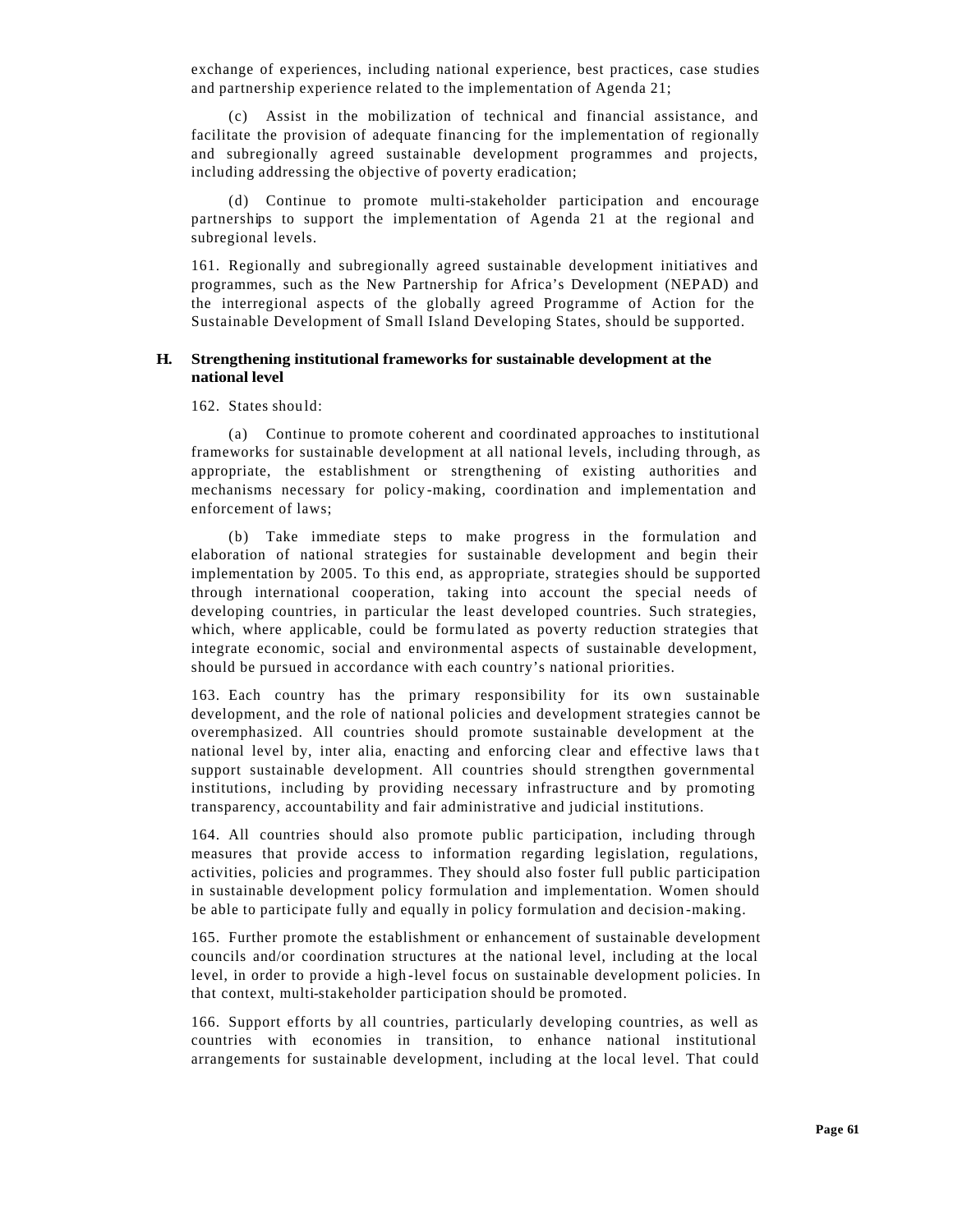exchange of experiences, including national experience, best practices, case studies and partnership experience related to the implementation of Agenda 21;

(c) Assist in the mobilization of technical and financial assistance, and facilitate the provision of adequate financing for the implementation of regionally and subregionally agreed sustainable development programmes and projects, including addressing the objective of poverty eradication;

(d) Continue to promote multi-stakeholder participation and encourage partnerships to support the implementation of Agenda 21 at the regional and subregional levels.

161. Regionally and subregionally agreed sustainable development initiatives and programmes, such as the New Partnership for Africa's Development (NEPAD) and the interregional aspects of the globally agreed Programme of Action for the Sustainable Development of Small Island Developing States, should be supported.

### H. Strengthening institutional frameworks for sustainable development at the national level

162. States should:

(a) Continue to promote coherent and coordinated approaches to institutional frameworks for sustainable development at all national levels, including through, as appropriate, the establishment or strengthening of existing authorities and mechanisms necessary for policy-making, coordination and implementation and enforcement of laws;

(b) Take immediate steps to make progress in the formulation and elaboration of national strategies for sustainable development and begin their implementation by 2005. To this end, as appropriate, strategies should be supported through international cooperation, taking into account the special needs of developing countries, in particular the least developed countries. Such strategies, which, where applicable, could be formulated as poverty reduction strategies that integrate economic, social and environmental aspects of sustainable development, should be pursued in accordance with each country's national priorities.

163. Each country has the primary responsibility for its own sustainable development, and the role of national policies and development strategies cannot be overemphasized. All countries should promote sustainable development at the national level by, inter alia, enacting and enforcing clear and effective laws that support sustainable development. All countries should strengthen governmental institutions, including by providing necessary infrastructure and by promoting transparency, accountability and fair administrative and judicial institutions.

164. All countries should also promote public participation, including through measures that provide access to information regarding legislation, regulations, activities, policies and programmes. They should also foster full public participation in sustainable development policy formulation and implementation. Women should be able to participate fully and equally in policy formulation and decision-making.

165. Further promote the establishment or enhancement of sustainable development councils and/or coordination structures at the national level, including at the local level, in order to provide a high-level focus on sustainable development policies. In that context, multi-stakeholder participation should be promoted.

166. Support efforts by all countries, particularly developing countries, as well as countries with economies in transition, to enhance national institutional arrangements for sustainable development, including at the local level. That could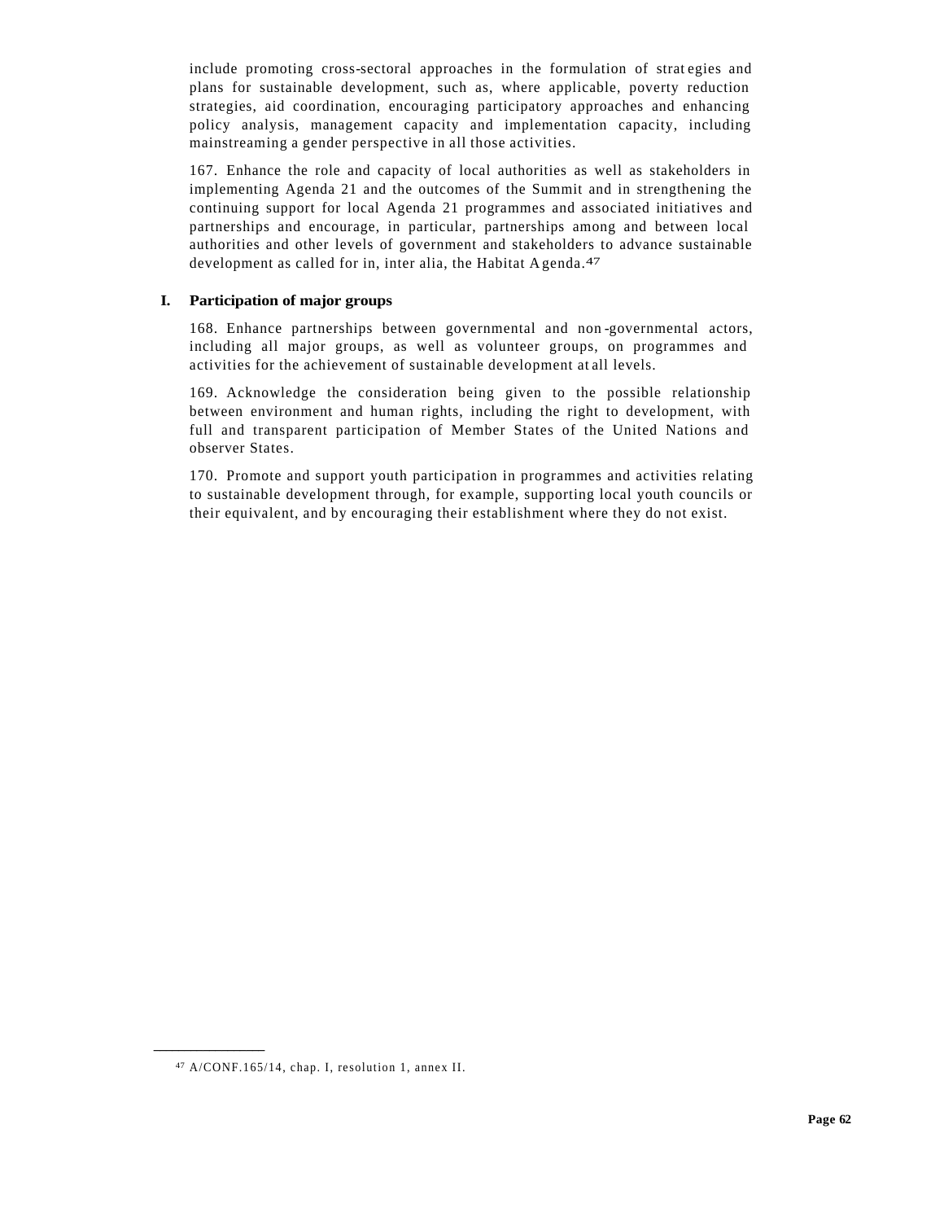include promoting cross-sectoral approaches in the formulation of strategies and plans for sustainable development, such as, where applicable, poverty reduction strategies, aid coordination, encouraging participatory approaches and enhancing policy analysis, management capacity and implementation capacity, including mainstreaming a gender perspective in all those activities.

167. Enhance the role and capacity of local authorities as well as stakeholders in implementing Agenda 21 and the outcomes of the Summit and in strengthening the continuing support for local Agenda 21 programmes and associated initiatives and partnerships and encourage, in particular, partnerships among and between local authorities and other levels of government and stakeholders to advance sustainable development as called for in, inter alia, the Habitat Agenda.[47]

## I. Participation of major groups

168. Enhance partnerships between governmental and non-governmental actors, including all major groups, as well as volunteer groups, on programmes and activities for the achievement of sustainable development at all levels.

169. Acknowledge the consideration being given to the possible relationship between environment and human rights, including the right to development, with full and transparent participation of Member States of the United Nations and observer States.

170. Promote and support youth participation in programmes and activities relating to sustainable development through, for example, supporting local youth councils or their equivalent, and by encouraging their establishment where they do not exist.

---

[47] A/CONF.165/14, chap. I, resolution 1, annex II.